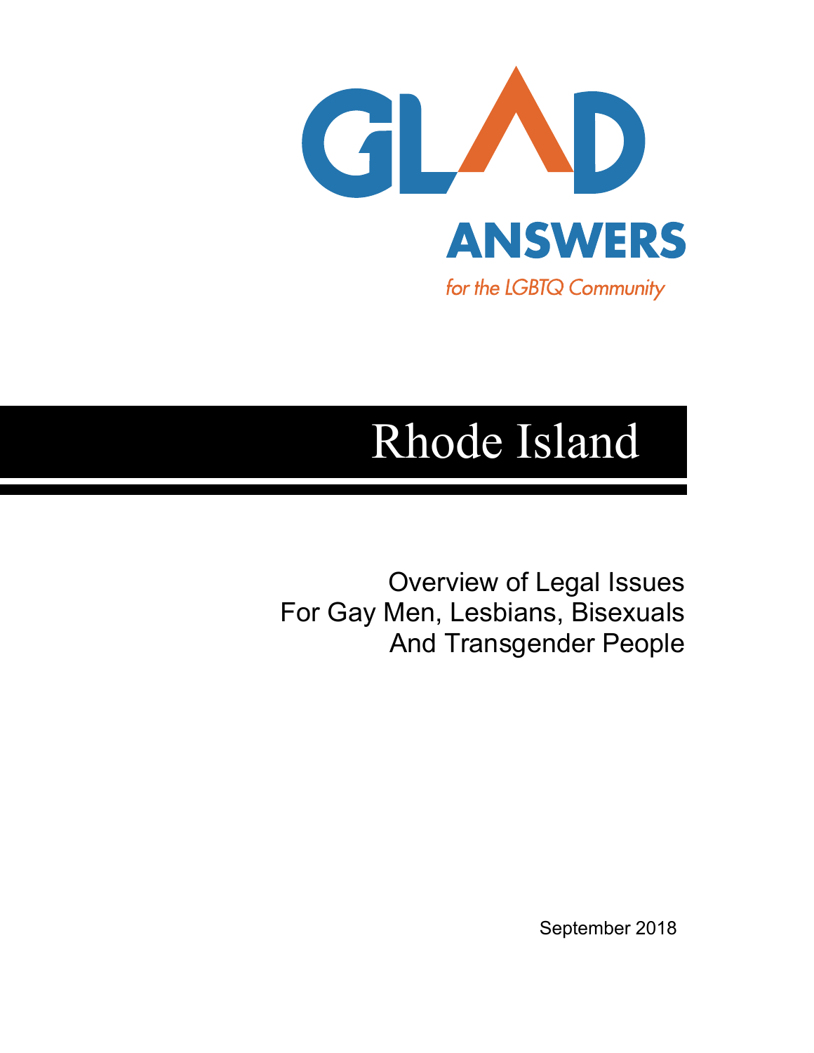GLAD

ANSWERS

*for the LGBTQ Community*

# Rhode Island

Overview of Legal Issues
For Gay Men, Lesbians, Bisexuals
And Transgender People

September 2018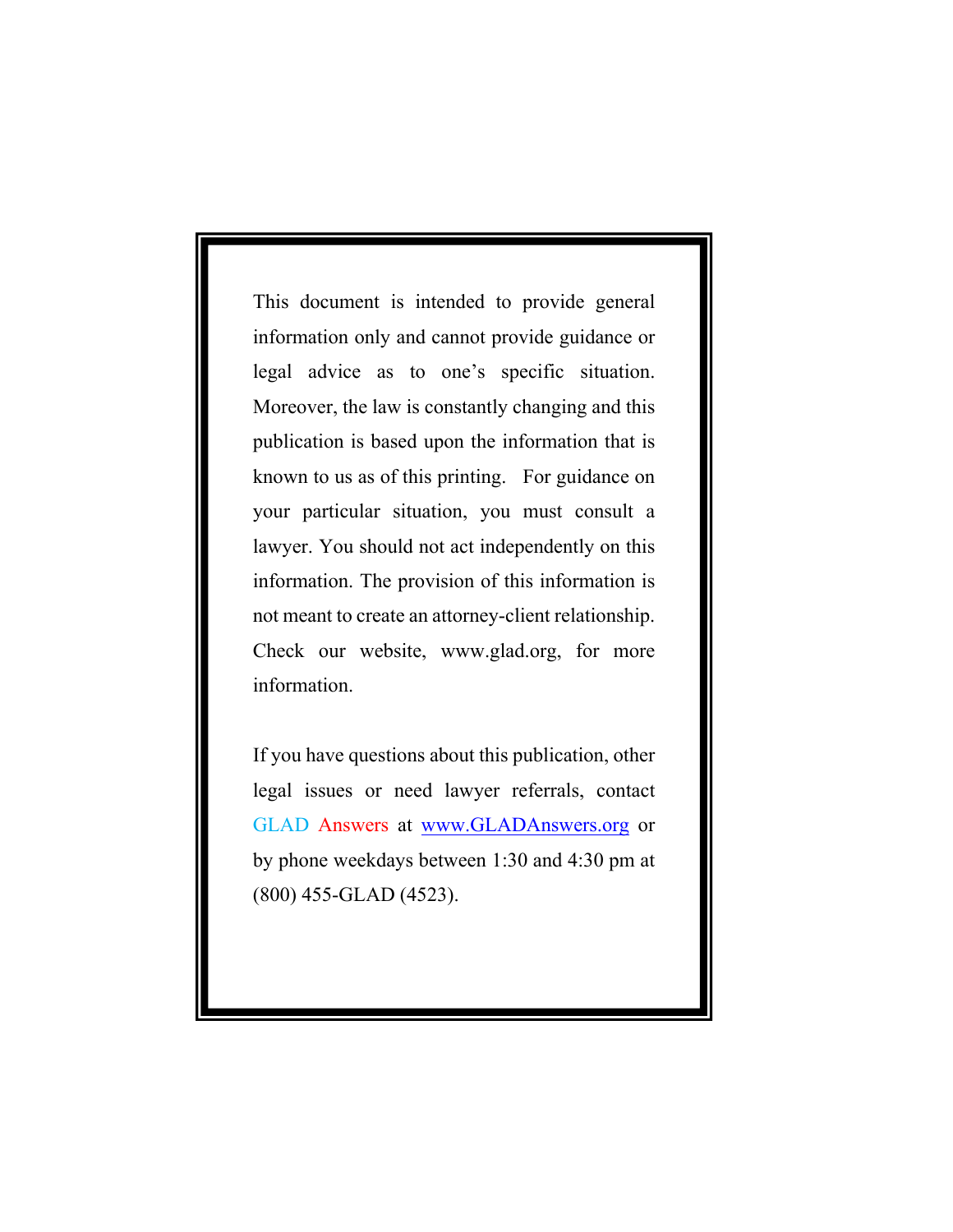This document is intended to provide general information only and cannot provide guidance or legal advice as to one's specific situation. Moreover, the law is constantly changing and this publication is based upon the information that is known to us as of this printing. For guidance on your particular situation, you must consult a lawyer. You should not act independently on this information. The provision of this information is not meant to create an attorney-client relationship. Check our website, www.glad.org, for more information.

If you have questions about this publication, other legal issues or need lawyer referrals, contact GLAD Answers at www.GLADAnswers.org or by phone weekdays between 1:30 and 4:30 pm at (800) 455-GLAD (4523).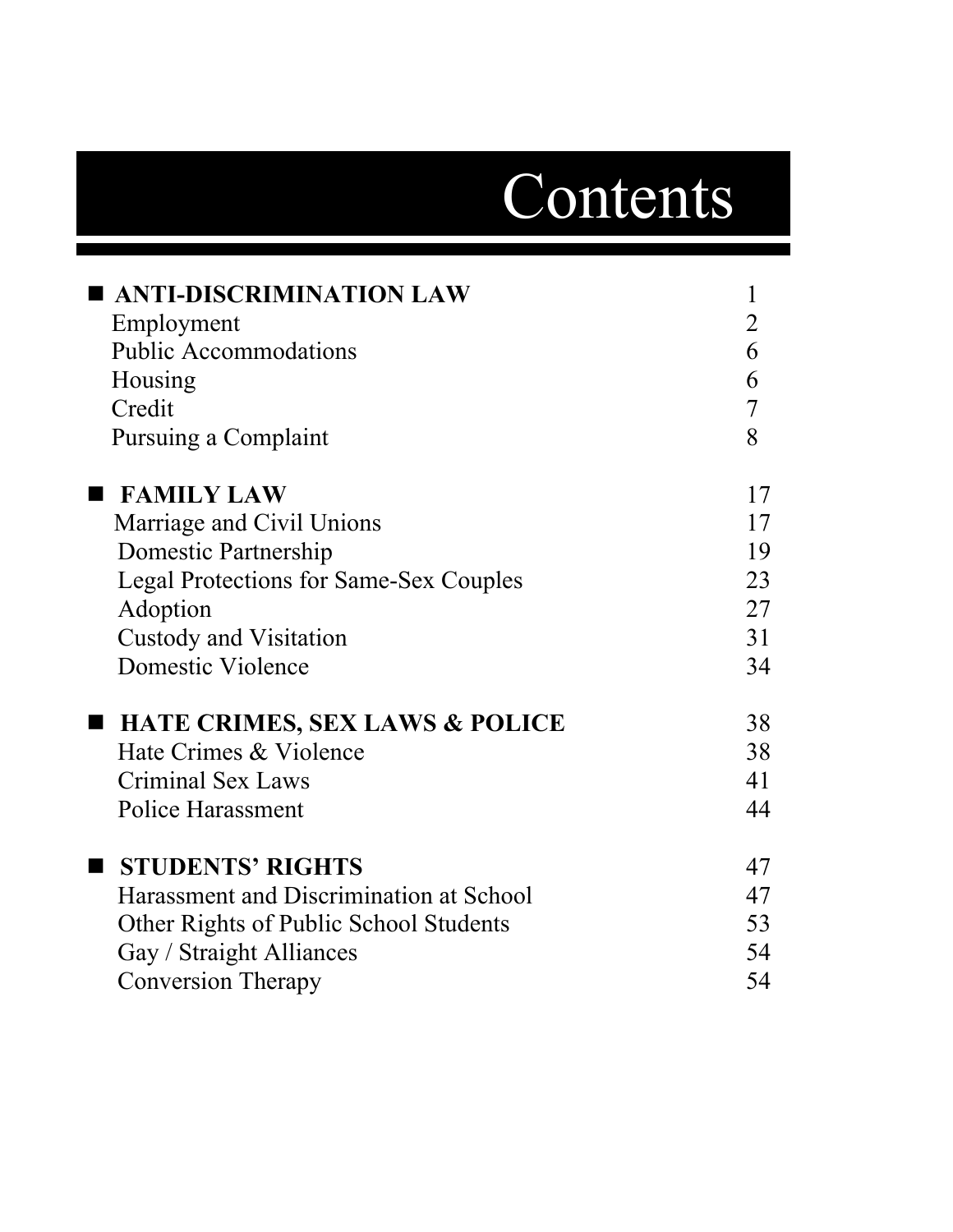# Contents

| | |
|---|---|
| **ANTI-DISCRIMINATION LAW** | 1 |
| Employment | 2 |
| Public Accommodations | 6 |
| Housing | 6 |
| Credit | 7 |
| Pursuing a Complaint | 8 |
| **FAMILY LAW** | 17 |
| Marriage and Civil Unions | 17 |
| Domestic Partnership | 19 |
| Legal Protections for Same-Sex Couples | 23 |
| Adoption | 27 |
| Custody and Visitation | 31 |
| Domestic Violence | 34 |
| **HATE CRIMES, SEX LAWS & POLICE** | 38 |
| Hate Crimes & Violence | 38 |
| Criminal Sex Laws | 41 |
| Police Harassment | 44 |
| **STUDENTS' RIGHTS** | 47 |
| Harassment and Discrimination at School | 47 |
| Other Rights of Public School Students | 53 |
| Gay / Straight Alliances | 54 |
| Conversion Therapy | 54 |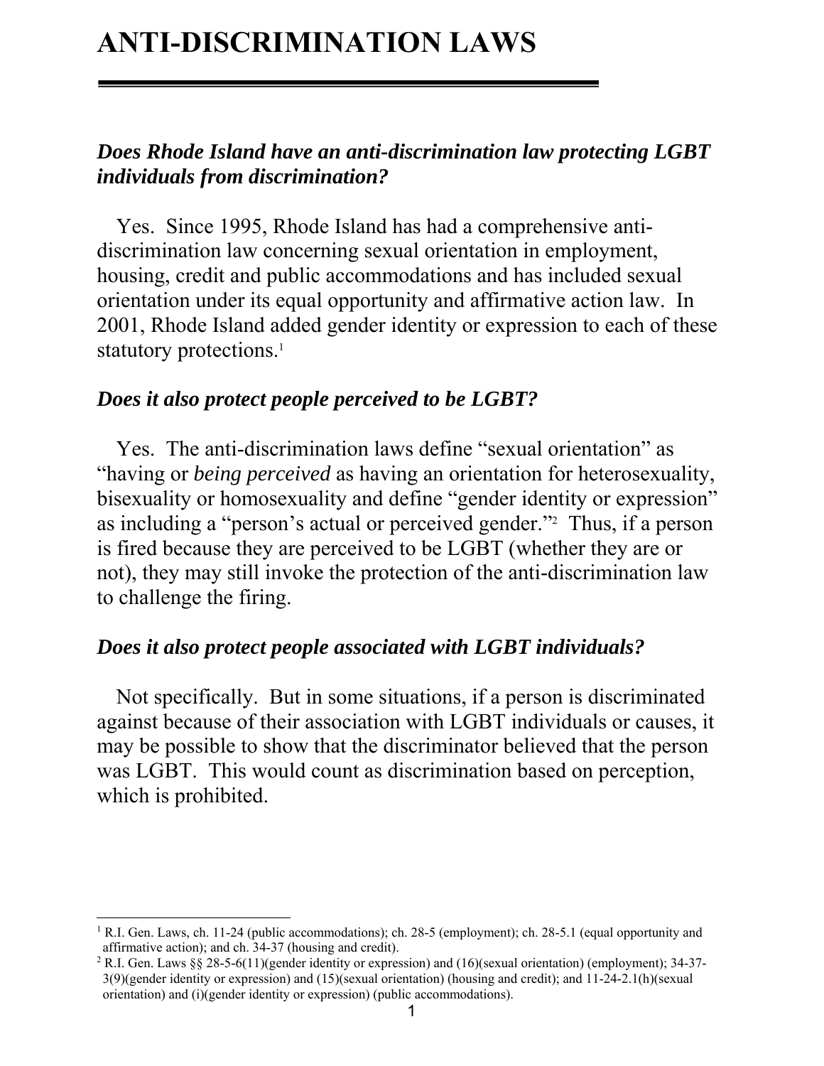# ANTI-DISCRIMINATION LAWS

***Does Rhode Island have an anti-discrimination law protecting LGBT individuals from discrimination?***

Yes. Since 1995, Rhode Island has had a comprehensive anti-discrimination law concerning sexual orientation in employment, housing, credit and public accommodations and has included sexual orientation under its equal opportunity and affirmative action law. In 2001, Rhode Island added gender identity or expression to each of these statutory protections.[1]

***Does it also protect people perceived to be LGBT?***

Yes. The anti-discrimination laws define "sexual orientation" as "having or *being perceived* as having an orientation for heterosexuality, bisexuality or homosexuality and define "gender identity or expression" as including a "person's actual or perceived gender."[2] Thus, if a person is fired because they are perceived to be LGBT (whether they are or not), they may still invoke the protection of the anti-discrimination law to challenge the firing.

***Does it also protect people associated with LGBT individuals?***

Not specifically. But in some situations, if a person is discriminated against because of their association with LGBT individuals or causes, it may be possible to show that the discriminator believed that the person was LGBT. This would count as discrimination based on perception, which is prohibited.

---

[1] R.I. Gen. Laws, ch. 11-24 (public accommodations); ch. 28-5 (employment); ch. 28-5.1 (equal opportunity and affirmative action); and ch. 34-37 (housing and credit).

[2] R.I. Gen. Laws §§ 28-5-6(11)(gender identity or expression) and (16)(sexual orientation) (employment); 34-37-3(9)(gender identity or expression) and (15)(sexual orientation) (housing and credit); and 11-24-2.1(h)(sexual orientation) and (i)(gender identity or expression) (public accommodations).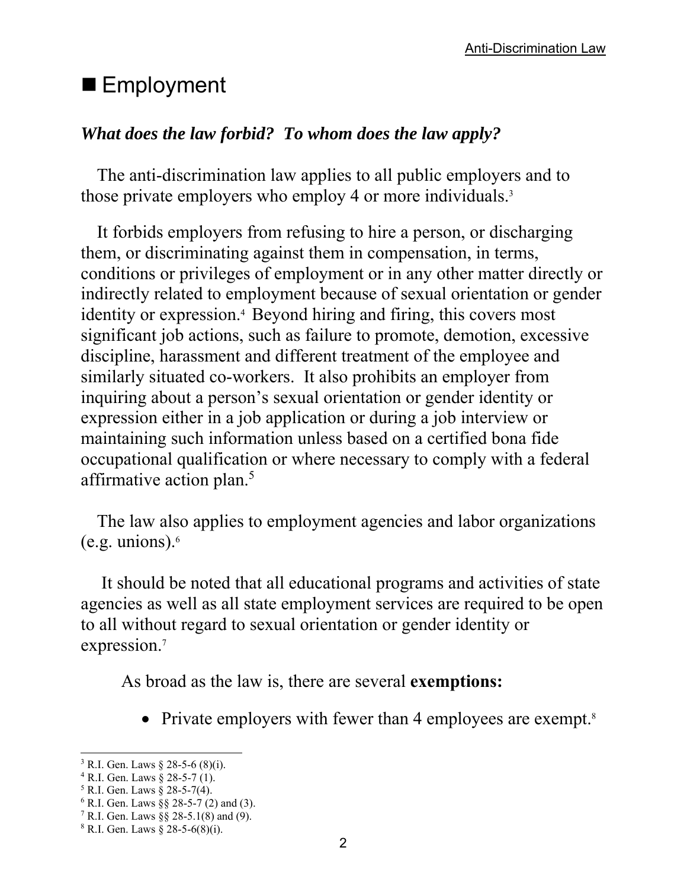## ■ Employment

### *What does the law forbid? To whom does the law apply?*

The anti-discrimination law applies to all public employers and to those private employers who employ 4 or more individuals.[3]

It forbids employers from refusing to hire a person, or discharging them, or discriminating against them in compensation, in terms, conditions or privileges of employment or in any other matter directly or indirectly related to employment because of sexual orientation or gender identity or expression.[4] Beyond hiring and firing, this covers most significant job actions, such as failure to promote, demotion, excessive discipline, harassment and different treatment of the employee and similarly situated co-workers. It also prohibits an employer from inquiring about a person's sexual orientation or gender identity or expression either in a job application or during a job interview or maintaining such information unless based on a certified bona fide occupational qualification or where necessary to comply with a federal affirmative action plan.[5]

The law also applies to employment agencies and labor organizations (e.g. unions).[6]

It should be noted that all educational programs and activities of state agencies as well as all state employment services are required to be open to all without regard to sexual orientation or gender identity or expression.[7]

As broad as the law is, there are several **exemptions:**

- Private employers with fewer than 4 employees are exempt.[8]

---

[3] R.I. Gen. Laws § 28-5-6 (8)(i).
[4] R.I. Gen. Laws § 28-5-7 (1).
[5] R.I. Gen. Laws § 28-5-7(4).
[6] R.I. Gen. Laws §§ 28-5-7 (2) and (3).
[7] R.I. Gen. Laws §§ 28-5.1(8) and (9).
[8] R.I. Gen. Laws § 28-5-6(8)(i).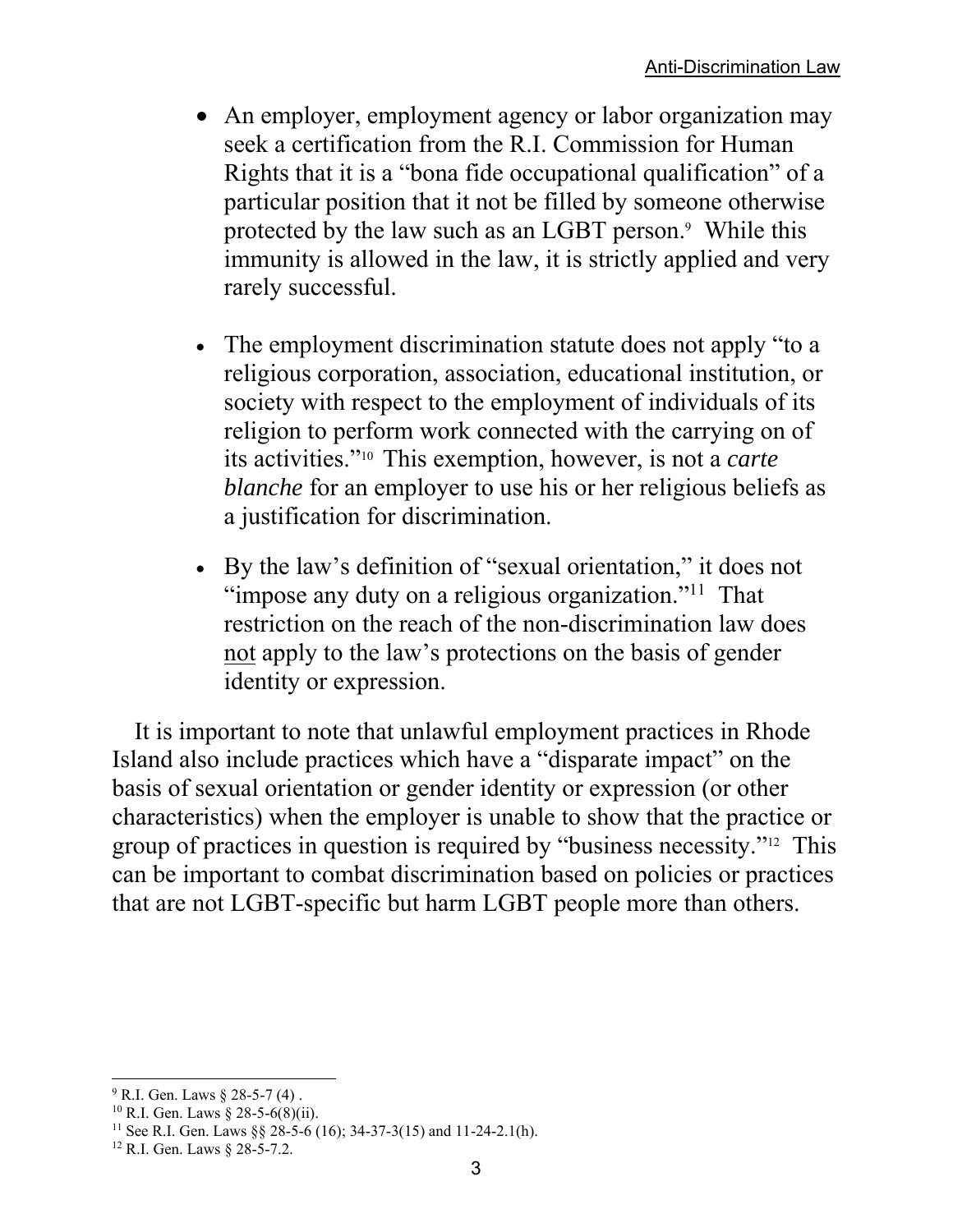- An employer, employment agency or labor organization may seek a certification from the R.I. Commission for Human Rights that it is a "bona fide occupational qualification" of a particular position that it not be filled by someone otherwise protected by the law such as an LGBT person.[9] While this immunity is allowed in the law, it is strictly applied and very rarely successful.

- The employment discrimination statute does not apply "to a religious corporation, association, educational institution, or society with respect to the employment of individuals of its religion to perform work connected with the carrying on of its activities."[10] This exemption, however, is not a *carte blanche* for an employer to use his or her religious beliefs as a justification for discrimination.

- By the law's definition of "sexual orientation," it does not "impose any duty on a religious organization."[11] That restriction on the reach of the non-discrimination law does <u>not</u> apply to the law's protections on the basis of gender identity or expression.

It is important to note that unlawful employment practices in Rhode Island also include practices which have a "disparate impact" on the basis of sexual orientation or gender identity or expression (or other characteristics) when the employer is unable to show that the practice or group of practices in question is required by "business necessity."[12] This can be important to combat discrimination based on policies or practices that are not LGBT-specific but harm LGBT people more than others.

---

[9] R.I. Gen. Laws § 28-5-7 (4) .

[10] R.I. Gen. Laws § 28-5-6(8)(ii).

[11] See R.I. Gen. Laws §§ 28-5-6 (16); 34-37-3(15) and 11-24-2.1(h).

[12] R.I. Gen. Laws § 28-5-7.2.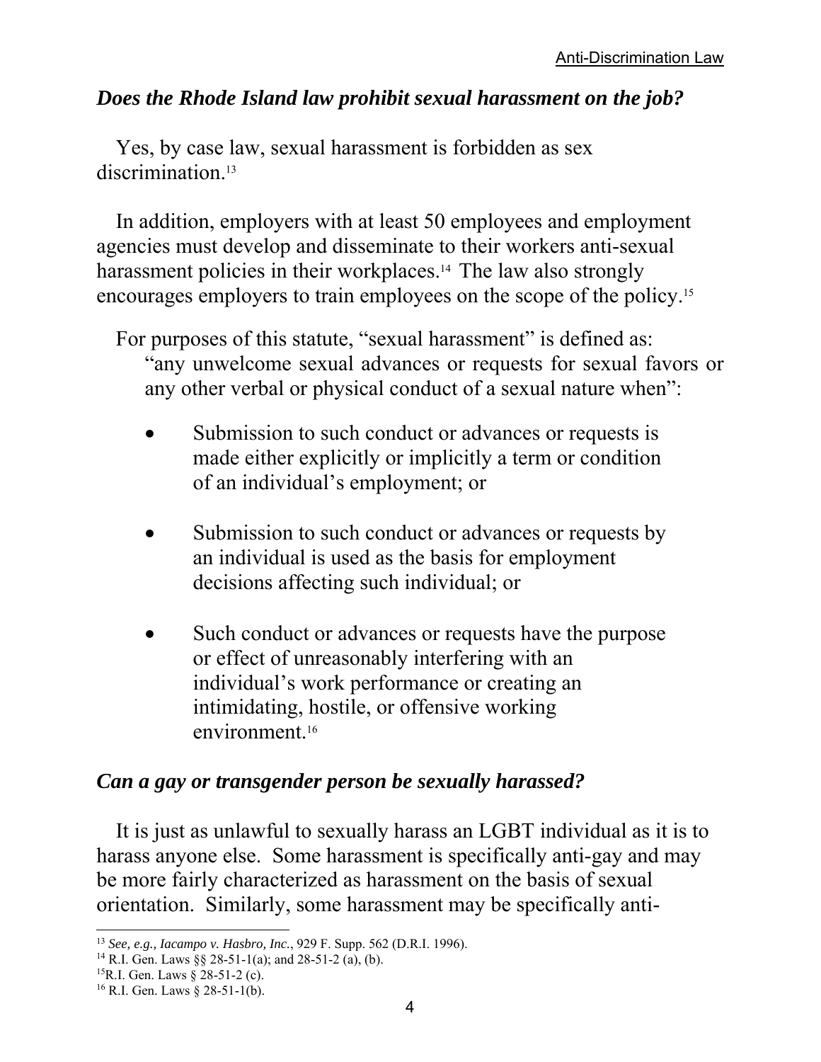### *Does the Rhode Island law prohibit sexual harassment on the job?*

Yes, by case law, sexual harassment is forbidden as sex discrimination.[13]

In addition, employers with at least 50 employees and employment agencies must develop and disseminate to their workers anti-sexual harassment policies in their workplaces.[14] The law also strongly encourages employers to train employees on the scope of the policy.[15]

For purposes of this statute, "sexual harassment" is defined as:

> "any unwelcome sexual advances or requests for sexual favors or any other verbal or physical conduct of a sexual nature when":
>
> - Submission to such conduct or advances or requests is made either explicitly or implicitly a term or condition of an individual's employment; or
> - Submission to such conduct or advances or requests by an individual is used as the basis for employment decisions affecting such individual; or
> - Such conduct or advances or requests have the purpose or effect of unreasonably interfering with an individual's work performance or creating an intimidating, hostile, or offensive working environment.[16]

### *Can a gay or transgender person be sexually harassed?*

It is just as unlawful to sexually harass an LGBT individual as it is to harass anyone else. Some harassment is specifically anti-gay and may be more fairly characterized as harassment on the basis of sexual orientation. Similarly, some harassment may be specifically anti-

---

[13] *See, e.g., Iacampo v. Hasbro, Inc.*, 929 F. Supp. 562 (D.R.I. 1996).

[14] R.I. Gen. Laws §§ 28-51-1(a); and 28-51-2 (a), (b).

[15] R.I. Gen. Laws § 28-51-2 (c).

[16] R.I. Gen. Laws § 28-51-1(b).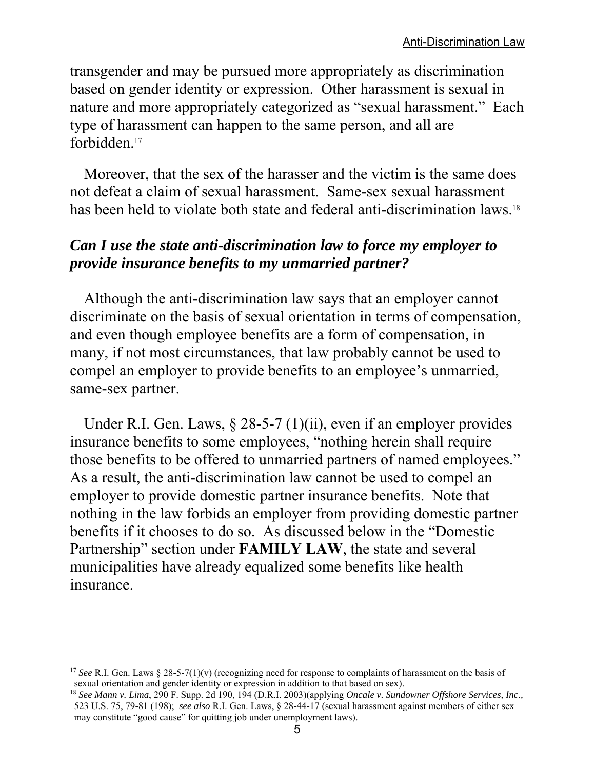transgender and may be pursued more appropriately as discrimination based on gender identity or expression. Other harassment is sexual in nature and more appropriately categorized as "sexual harassment." Each type of harassment can happen to the same person, and all are forbidden.[17]

Moreover, that the sex of the harasser and the victim is the same does not defeat a claim of sexual harassment. Same-sex sexual harassment has been held to violate both state and federal anti-discrimination laws.[18]

### *Can I use the state anti-discrimination law to force my employer to provide insurance benefits to my unmarried partner?*

Although the anti-discrimination law says that an employer cannot discriminate on the basis of sexual orientation in terms of compensation, and even though employee benefits are a form of compensation, in many, if not most circumstances, that law probably cannot be used to compel an employer to provide benefits to an employee's unmarried, same-sex partner.

Under R.I. Gen. Laws, § 28-5-7 (1)(ii), even if an employer provides insurance benefits to some employees, "nothing herein shall require those benefits to be offered to unmarried partners of named employees." As a result, the anti-discrimination law cannot be used to compel an employer to provide domestic partner insurance benefits. Note that nothing in the law forbids an employer from providing domestic partner benefits if it chooses to do so. As discussed below in the "Domestic Partnership" section under **FAMILY LAW**, the state and several municipalities have already equalized some benefits like health insurance.

---

[17] *See* R.I. Gen. Laws § 28-5-7(1)(v) (recognizing need for response to complaints of harassment on the basis of sexual orientation and gender identity or expression in addition to that based on sex).

[18] *See Mann v. Lima*, 290 F. Supp. 2d 190, 194 (D.R.I. 2003)(applying *Oncale v. Sundowner Offshore Services, Inc.,* 523 U.S. 75, 79-81 (198); *see also* R.I. Gen. Laws, § 28-44-17 (sexual harassment against members of either sex may constitute "good cause" for quitting job under unemployment laws).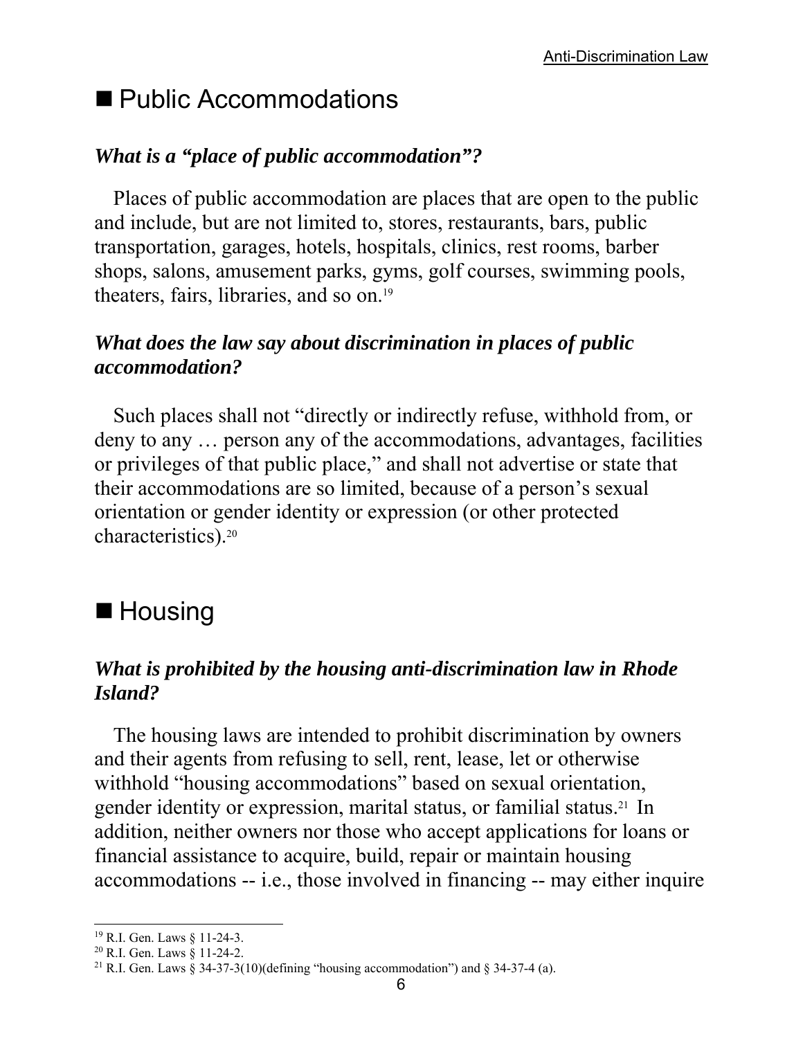## ■ Public Accommodations

### *What is a "place of public accommodation"?*

Places of public accommodation are places that are open to the public and include, but are not limited to, stores, restaurants, bars, public transportation, garages, hotels, hospitals, clinics, rest rooms, barber shops, salons, amusement parks, gyms, golf courses, swimming pools, theaters, fairs, libraries, and so on.[19]

### *What does the law say about discrimination in places of public accommodation?*

Such places shall not "directly or indirectly refuse, withhold from, or deny to any … person any of the accommodations, advantages, facilities or privileges of that public place," and shall not advertise or state that their accommodations are so limited, because of a person's sexual orientation or gender identity or expression (or other protected characteristics).[20]

## ■ Housing

### *What is prohibited by the housing anti-discrimination law in Rhode Island?*

The housing laws are intended to prohibit discrimination by owners and their agents from refusing to sell, rent, lease, let or otherwise withhold "housing accommodations" based on sexual orientation, gender identity or expression, marital status, or familial status.[21] In addition, neither owners nor those who accept applications for loans or financial assistance to acquire, build, repair or maintain housing accommodations -- i.e., those involved in financing -- may either inquire

---

[19] R.I. Gen. Laws § 11-24-3.

[20] R.I. Gen. Laws § 11-24-2.

[21] R.I. Gen. Laws § 34-37-3(10)(defining "housing accommodation") and § 34-37-4 (a).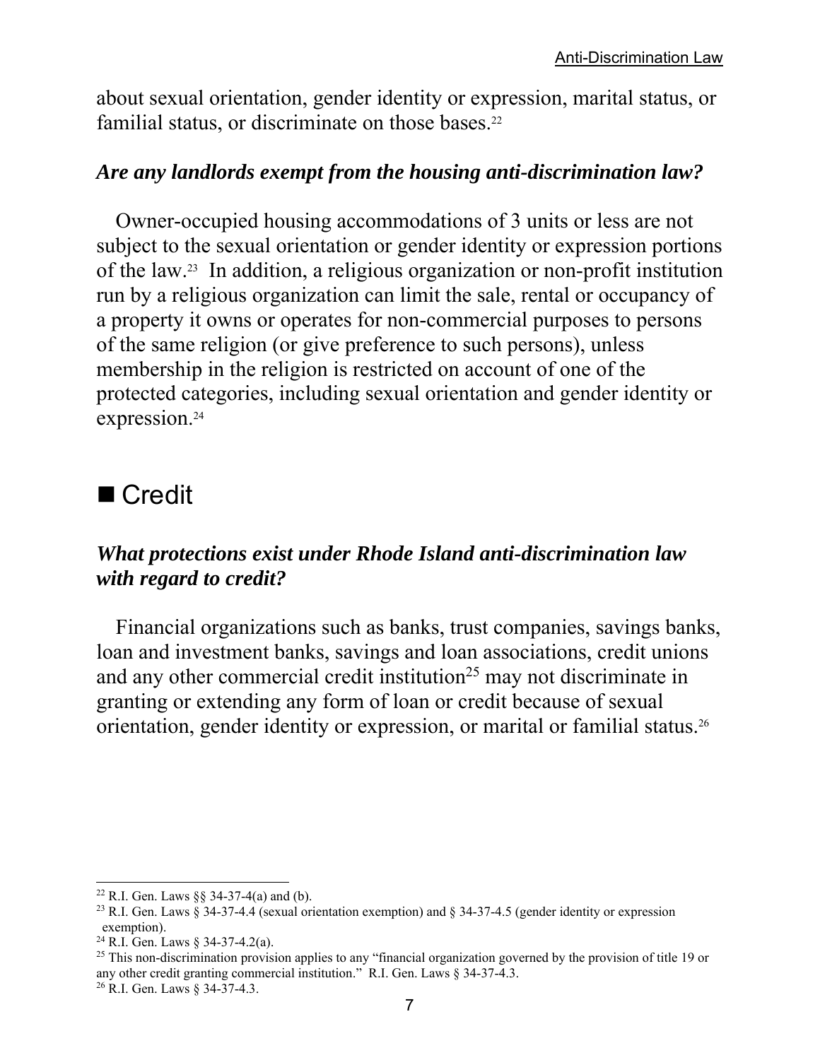about sexual orientation, gender identity or expression, marital status, or familial status, or discriminate on those bases.[22]

### *Are any landlords exempt from the housing anti-discrimination law?*

Owner-occupied housing accommodations of 3 units or less are not subject to the sexual orientation or gender identity or expression portions of the law.[23] In addition, a religious organization or non-profit institution run by a religious organization can limit the sale, rental or occupancy of a property it owns or operates for non-commercial purposes to persons of the same religion (or give preference to such persons), unless membership in the religion is restricted on account of one of the protected categories, including sexual orientation and gender identity or expression.[24]

## ■ Credit

### *What protections exist under Rhode Island anti-discrimination law with regard to credit?*

Financial organizations such as banks, trust companies, savings banks, loan and investment banks, savings and loan associations, credit unions and any other commercial credit institution[25] may not discriminate in granting or extending any form of loan or credit because of sexual orientation, gender identity or expression, or marital or familial status.[26]

---

[22] R.I. Gen. Laws §§ 34-37-4(a) and (b).

[23] R.I. Gen. Laws § 34-37-4.4 (sexual orientation exemption) and § 34-37-4.5 (gender identity or expression exemption).

[24] R.I. Gen. Laws § 34-37-4.2(a).

[25] This non-discrimination provision applies to any "financial organization governed by the provision of title 19 or any other credit granting commercial institution." R.I. Gen. Laws § 34-37-4.3.

[26] R.I. Gen. Laws § 34-37-4.3.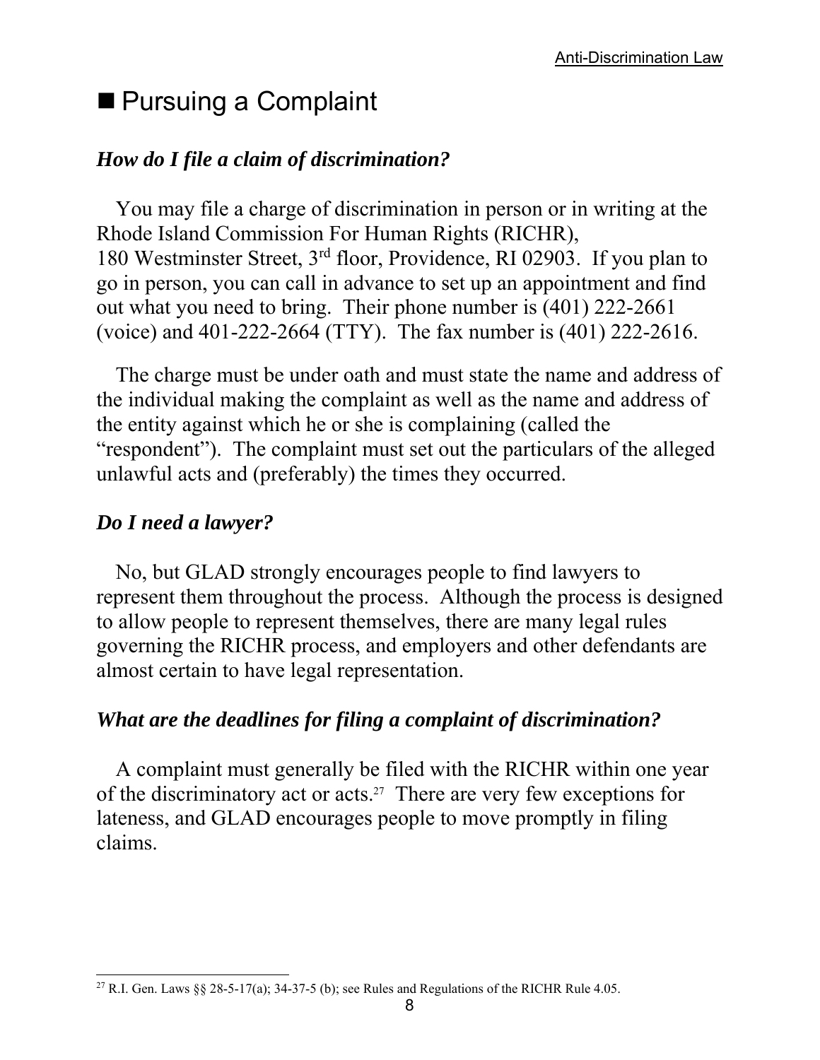## ■ Pursuing a Complaint

### *How do I file a claim of discrimination?*

You may file a charge of discrimination in person or in writing at the Rhode Island Commission For Human Rights (RICHR), 180 Westminster Street, 3rd floor, Providence, RI 02903. If you plan to go in person, you can call in advance to set up an appointment and find out what you need to bring. Their phone number is (401) 222-2661 (voice) and 401-222-2664 (TTY). The fax number is (401) 222-2616.

The charge must be under oath and must state the name and address of the individual making the complaint as well as the name and address of the entity against which he or she is complaining (called the "respondent"). The complaint must set out the particulars of the alleged unlawful acts and (preferably) the times they occurred.

### *Do I need a lawyer?*

No, but GLAD strongly encourages people to find lawyers to represent them throughout the process. Although the process is designed to allow people to represent themselves, there are many legal rules governing the RICHR process, and employers and other defendants are almost certain to have legal representation.

### *What are the deadlines for filing a complaint of discrimination?*

A complaint must generally be filed with the RICHR within one year of the discriminatory act or acts.[27] There are very few exceptions for lateness, and GLAD encourages people to move promptly in filing claims.

---

[27] R.I. Gen. Laws §§ 28-5-17(a); 34-37-5 (b); see Rules and Regulations of the RICHR Rule 4.05.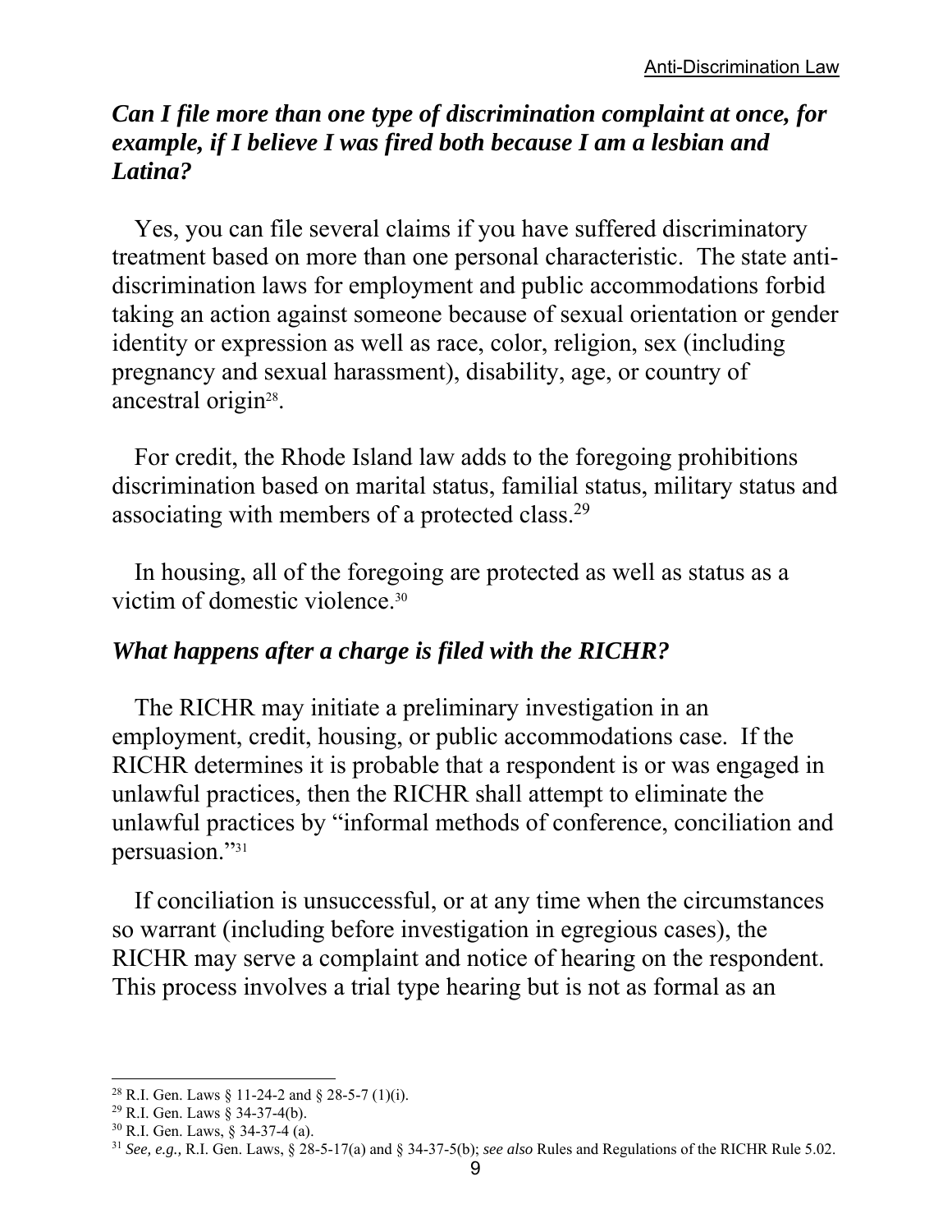### *Can I file more than one type of discrimination complaint at once, for example, if I believe I was fired both because I am a lesbian and Latina?*

Yes, you can file several claims if you have suffered discriminatory treatment based on more than one personal characteristic. The state anti-discrimination laws for employment and public accommodations forbid taking an action against someone because of sexual orientation or gender identity or expression as well as race, color, religion, sex (including pregnancy and sexual harassment), disability, age, or country of ancestral origin[28].

For credit, the Rhode Island law adds to the foregoing prohibitions discrimination based on marital status, familial status, military status and associating with members of a protected class.[29]

In housing, all of the foregoing are protected as well as status as a victim of domestic violence.[30]

### *What happens after a charge is filed with the RICHR?*

The RICHR may initiate a preliminary investigation in an employment, credit, housing, or public accommodations case. If the RICHR determines it is probable that a respondent is or was engaged in unlawful practices, then the RICHR shall attempt to eliminate the unlawful practices by "informal methods of conference, conciliation and persuasion."[31]

If conciliation is unsuccessful, or at any time when the circumstances so warrant (including before investigation in egregious cases), the RICHR may serve a complaint and notice of hearing on the respondent. This process involves a trial type hearing but is not as formal as an

---

[28] R.I. Gen. Laws § 11-24-2 and § 28-5-7 (1)(i).

[29] R.I. Gen. Laws § 34-37-4(b).

[30] R.I. Gen. Laws, § 34-37-4 (a).

[31] *See, e.g.,* R.I. Gen. Laws, § 28-5-17(a) and § 34-37-5(b); *see also* Rules and Regulations of the RICHR Rule 5.02.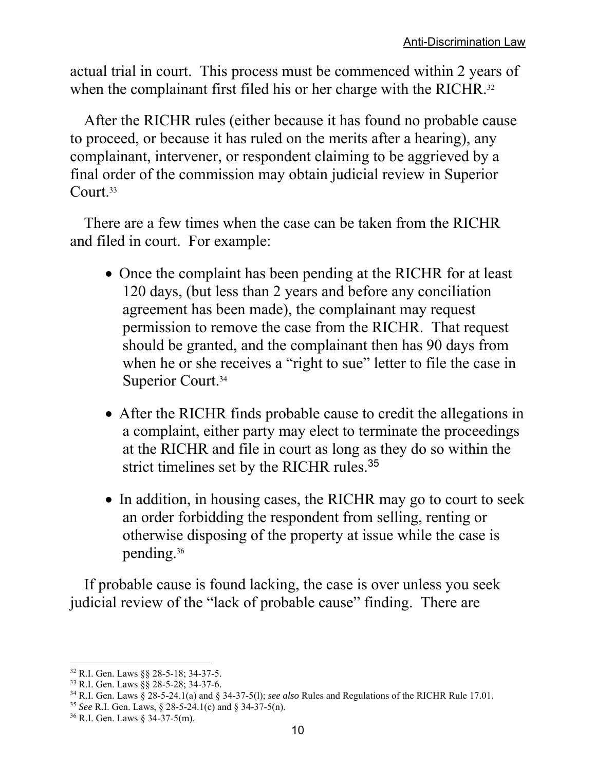actual trial in court. This process must be commenced within 2 years of when the complainant first filed his or her charge with the RICHR.[32]

After the RICHR rules (either because it has found no probable cause to proceed, or because it has ruled on the merits after a hearing), any complainant, intervener, or respondent claiming to be aggrieved by a final order of the commission may obtain judicial review in Superior Court.[33]

There are a few times when the case can be taken from the RICHR and filed in court. For example:

- Once the complaint has been pending at the RICHR for at least 120 days, (but less than 2 years and before any conciliation agreement has been made), the complainant may request permission to remove the case from the RICHR. That request should be granted, and the complainant then has 90 days from when he or she receives a "right to sue" letter to file the case in Superior Court.[34]

- After the RICHR finds probable cause to credit the allegations in a complaint, either party may elect to terminate the proceedings at the RICHR and file in court as long as they do so within the strict timelines set by the RICHR rules.[35]

- In addition, in housing cases, the RICHR may go to court to seek an order forbidding the respondent from selling, renting or otherwise disposing of the property at issue while the case is pending.[36]

If probable cause is found lacking, the case is over unless you seek judicial review of the "lack of probable cause" finding. There are

---

[32] R.I. Gen. Laws §§ 28-5-18; 34-37-5.

[33] R.I. Gen. Laws §§ 28-5-28; 34-37-6.

[34] R.I. Gen. Laws § 28-5-24.1(a) and § 34-37-5(l); *see also* Rules and Regulations of the RICHR Rule 17.01.

[35] *See* R.I. Gen. Laws, § 28-5-24.1(c) and § 34-37-5(n).

[36] R.I. Gen. Laws § 34-37-5(m).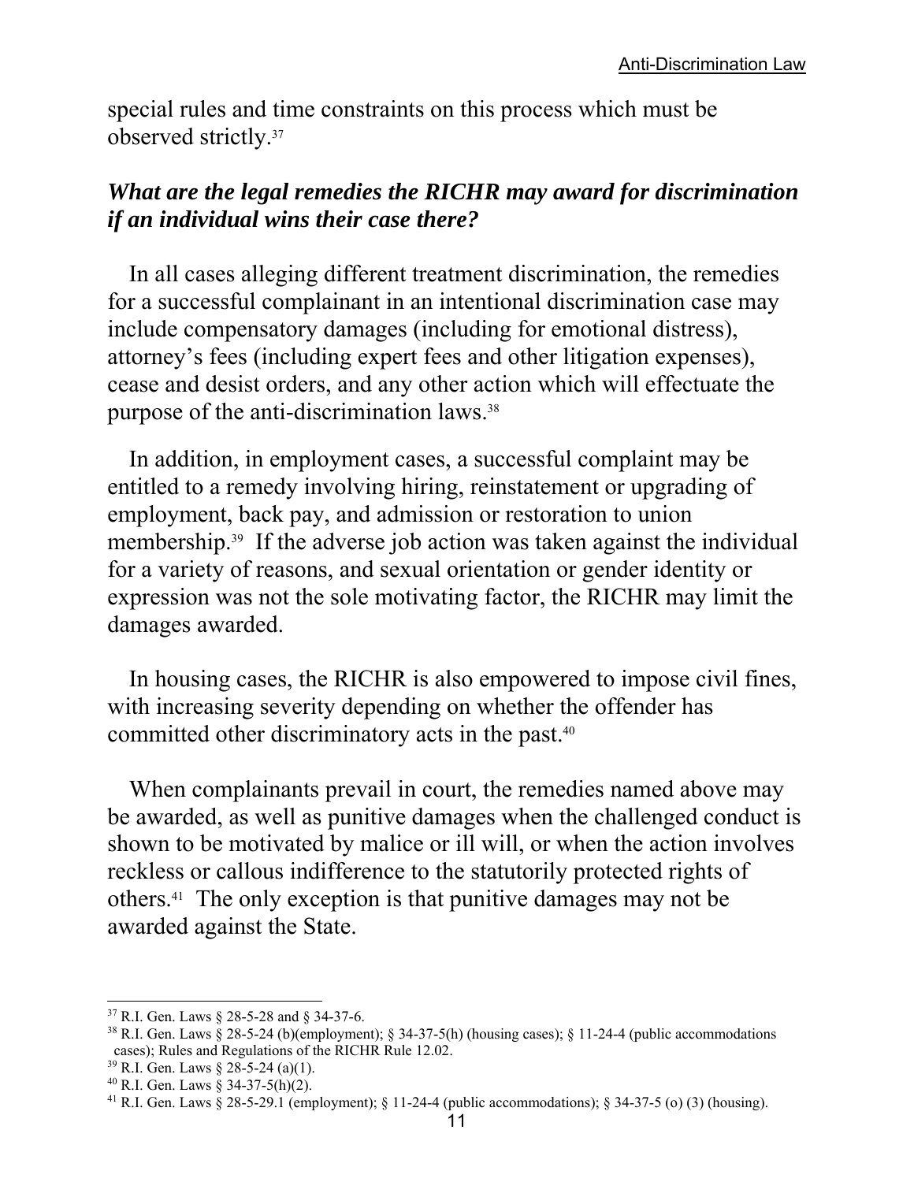special rules and time constraints on this process which must be observed strictly.[37]

### *What are the legal remedies the RICHR may award for discrimination if an individual wins their case there?*

In all cases alleging different treatment discrimination, the remedies for a successful complainant in an intentional discrimination case may include compensatory damages (including for emotional distress), attorney's fees (including expert fees and other litigation expenses), cease and desist orders, and any other action which will effectuate the purpose of the anti-discrimination laws.[38]

In addition, in employment cases, a successful complaint may be entitled to a remedy involving hiring, reinstatement or upgrading of employment, back pay, and admission or restoration to union membership.[39] If the adverse job action was taken against the individual for a variety of reasons, and sexual orientation or gender identity or expression was not the sole motivating factor, the RICHR may limit the damages awarded.

In housing cases, the RICHR is also empowered to impose civil fines, with increasing severity depending on whether the offender has committed other discriminatory acts in the past.[40]

When complainants prevail in court, the remedies named above may be awarded, as well as punitive damages when the challenged conduct is shown to be motivated by malice or ill will, or when the action involves reckless or callous indifference to the statutorily protected rights of others.[41] The only exception is that punitive damages may not be awarded against the State.

---

[37] R.I. Gen. Laws § 28-5-28 and § 34-37-6.

[38] R.I. Gen. Laws § 28-5-24 (b)(employment); § 34-37-5(h) (housing cases); § 11-24-4 (public accommodations cases); Rules and Regulations of the RICHR Rule 12.02.

[39] R.I. Gen. Laws § 28-5-24 (a)(1).

[40] R.I. Gen. Laws § 34-37-5(h)(2).

[41] R.I. Gen. Laws § 28-5-29.1 (employment); § 11-24-4 (public accommodations); § 34-37-5 (o) (3) (housing).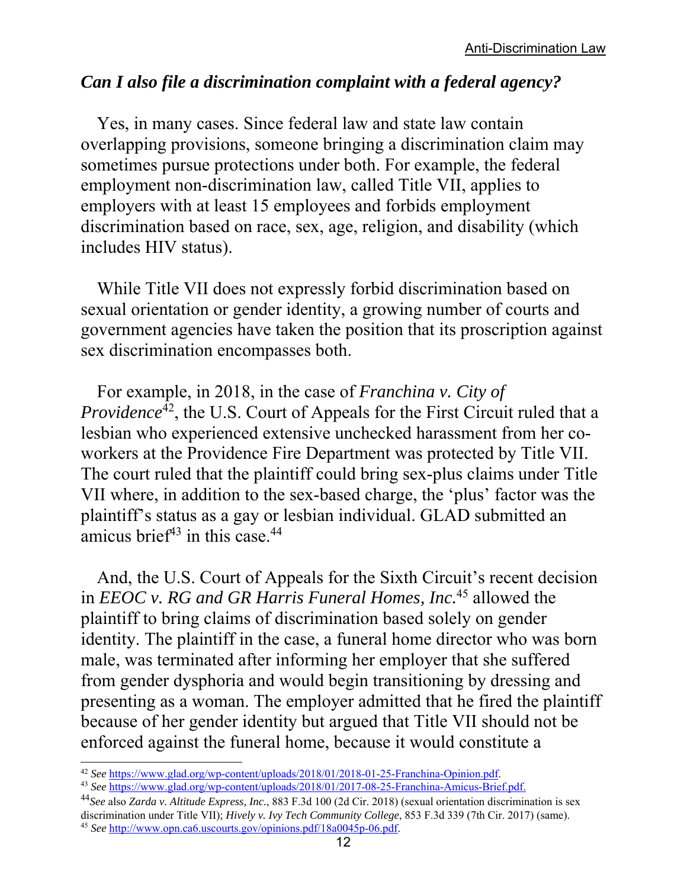### *Can I also file a discrimination complaint with a federal agency?*

Yes, in many cases. Since federal law and state law contain overlapping provisions, someone bringing a discrimination claim may sometimes pursue protections under both. For example, the federal employment non-discrimination law, called Title VII, applies to employers with at least 15 employees and forbids employment discrimination based on race, sex, age, religion, and disability (which includes HIV status).

While Title VII does not expressly forbid discrimination based on sexual orientation or gender identity, a growing number of courts and government agencies have taken the position that its proscription against sex discrimination encompasses both.

For example, in 2018, in the case of *Franchina v. City of Providence*[42], the U.S. Court of Appeals for the First Circuit ruled that a lesbian who experienced extensive unchecked harassment from her co-workers at the Providence Fire Department was protected by Title VII. The court ruled that the plaintiff could bring sex-plus claims under Title VII where, in addition to the sex-based charge, the 'plus' factor was the plaintiff's status as a gay or lesbian individual. GLAD submitted an amicus brief[43] in this case.[44]

And, the U.S. Court of Appeals for the Sixth Circuit's recent decision in *EEOC v. RG and GR Harris Funeral Homes, Inc.*[45] allowed the plaintiff to bring claims of discrimination based solely on gender identity. The plaintiff in the case, a funeral home director who was born male, was terminated after informing her employer that she suffered from gender dysphoria and would begin transitioning by dressing and presenting as a woman. The employer admitted that he fired the plaintiff because of her gender identity but argued that Title VII should not be enforced against the funeral home, because it would constitute a

---

[42] *See* https://www.glad.org/wp-content/uploads/2018/01/2018-01-25-Franchina-Opinion.pdf.

[43] *See* https://www.glad.org/wp-content/uploads/2018/01/2017-08-25-Franchina-Amicus-Brief.pdf.

[44] *See* also *Zarda v. Altitude Express, Inc.*, 883 F.3d 100 (2d Cir. 2018) (sexual orientation discrimination is sex discrimination under Title VII); *Hively v. Ivy Tech Community College*, 853 F.3d 339 (7th Cir. 2017) (same).

[45] *See* http://www.opn.ca6.uscourts.gov/opinions.pdf/18a0045p-06.pdf.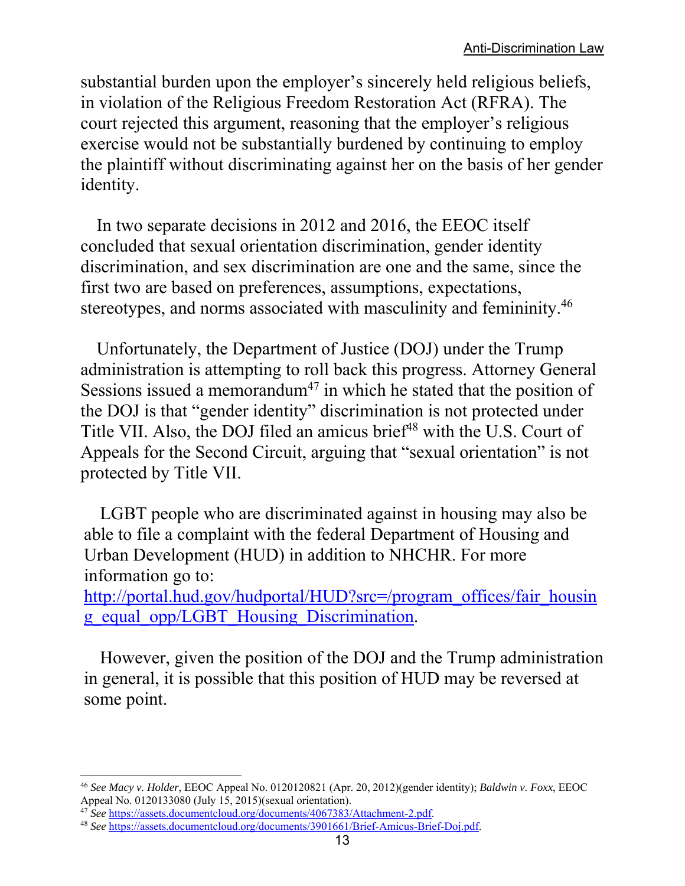substantial burden upon the employer's sincerely held religious beliefs, in violation of the Religious Freedom Restoration Act (RFRA). The court rejected this argument, reasoning that the employer's religious exercise would not be substantially burdened by continuing to employ the plaintiff without discriminating against her on the basis of her gender identity.

In two separate decisions in 2012 and 2016, the EEOC itself concluded that sexual orientation discrimination, gender identity discrimination, and sex discrimination are one and the same, since the first two are based on preferences, assumptions, expectations, stereotypes, and norms associated with masculinity and femininity.[46]

Unfortunately, the Department of Justice (DOJ) under the Trump administration is attempting to roll back this progress. Attorney General Sessions issued a memorandum[47] in which he stated that the position of the DOJ is that "gender identity" discrimination is not protected under Title VII. Also, the DOJ filed an amicus brief[48] with the U.S. Court of Appeals for the Second Circuit, arguing that "sexual orientation" is not protected by Title VII.

LGBT people who are discriminated against in housing may also be able to file a complaint with the federal Department of Housing and Urban Development (HUD) in addition to NHCHR. For more information go to: http://portal.hud.gov/hudportal/HUD?src=/program_offices/fair_housing_equal_opp/LGBT_Housing_Discrimination.

However, given the position of the DOJ and the Trump administration in general, it is possible that this position of HUD may be reversed at some point.

---

[46] *See Macy v. Holder*, EEOC Appeal No. 0120120821 (Apr. 20, 2012)(gender identity); *Baldwin v. Foxx*, EEOC Appeal No. 0120133080 (July 15, 2015)(sexual orientation).

[47] *See* https://assets.documentcloud.org/documents/4067383/Attachment-2.pdf.

[48] *See* https://assets.documentcloud.org/documents/3901661/Brief-Amicus-Brief-Doj.pdf.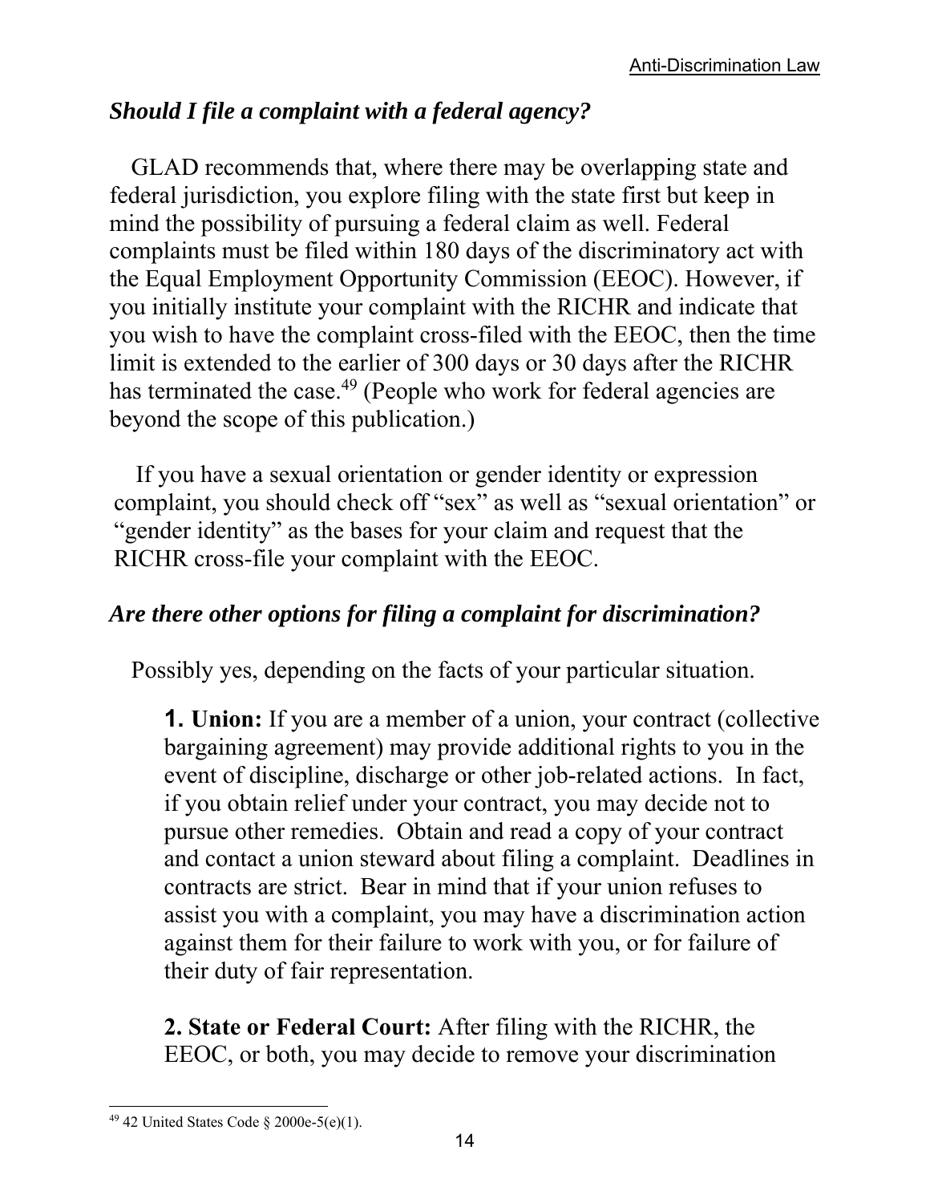### *Should I file a complaint with a federal agency?*

GLAD recommends that, where there may be overlapping state and federal jurisdiction, you explore filing with the state first but keep in mind the possibility of pursuing a federal claim as well. Federal complaints must be filed within 180 days of the discriminatory act with the Equal Employment Opportunity Commission (EEOC). However, if you initially institute your complaint with the RICHR and indicate that you wish to have the complaint cross-filed with the EEOC, then the time limit is extended to the earlier of 300 days or 30 days after the RICHR has terminated the case.[49] (People who work for federal agencies are beyond the scope of this publication.)

If you have a sexual orientation or gender identity or expression complaint, you should check off "sex" as well as "sexual orientation" or "gender identity" as the bases for your claim and request that the RICHR cross-file your complaint with the EEOC.

### *Are there other options for filing a complaint for discrimination?*

Possibly yes, depending on the facts of your particular situation.

**1. Union:** If you are a member of a union, your contract (collective bargaining agreement) may provide additional rights to you in the event of discipline, discharge or other job-related actions. In fact, if you obtain relief under your contract, you may decide not to pursue other remedies. Obtain and read a copy of your contract and contact a union steward about filing a complaint. Deadlines in contracts are strict. Bear in mind that if your union refuses to assist you with a complaint, you may have a discrimination action against them for their failure to work with you, or for failure of their duty of fair representation.

**2. State or Federal Court:** After filing with the RICHR, the EEOC, or both, you may decide to remove your discrimination

---

[49] 42 United States Code § 2000e-5(e)(1).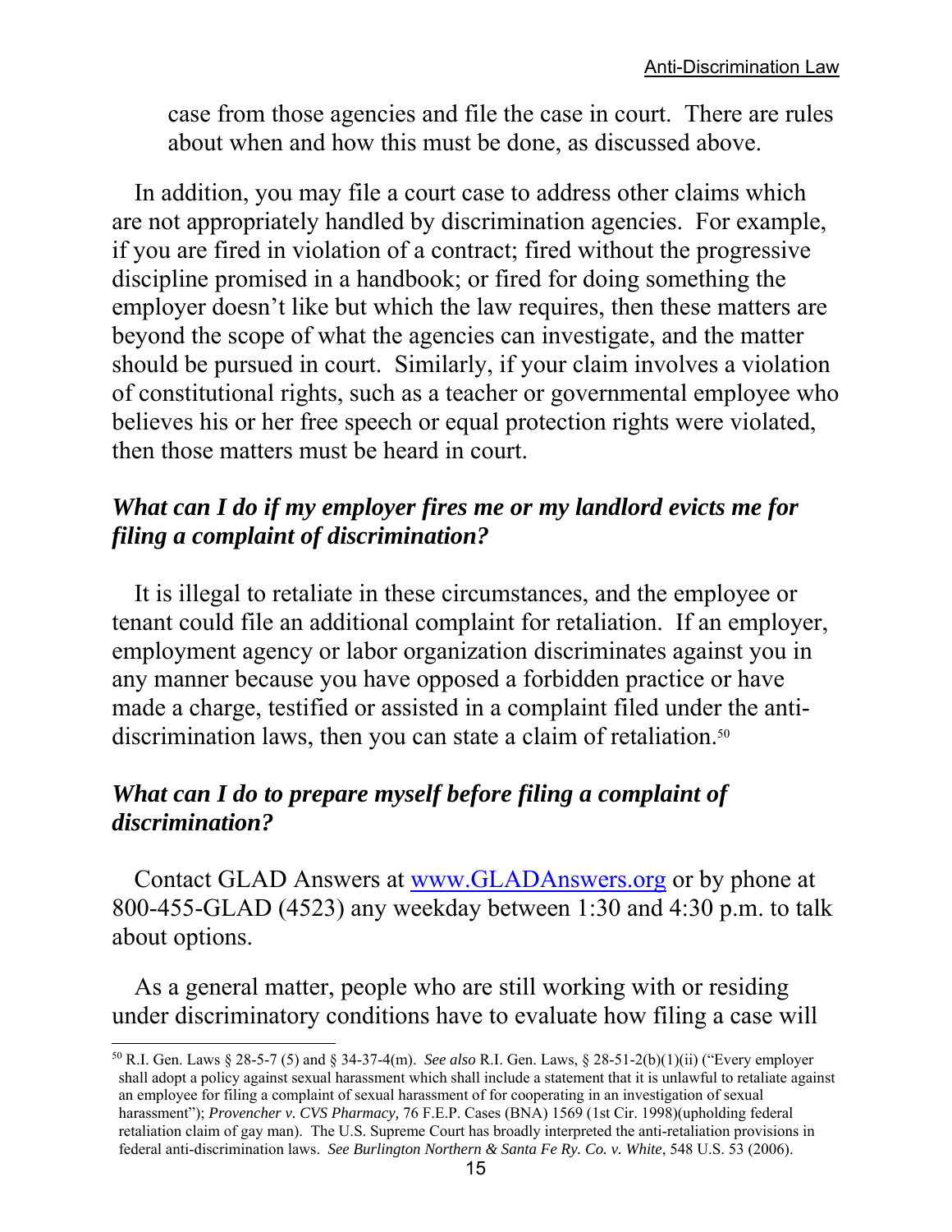case from those agencies and file the case in court. There are rules about when and how this must be done, as discussed above.

In addition, you may file a court case to address other claims which are not appropriately handled by discrimination agencies. For example, if you are fired in violation of a contract; fired without the progressive discipline promised in a handbook; or fired for doing something the employer doesn't like but which the law requires, then these matters are beyond the scope of what the agencies can investigate, and the matter should be pursued in court. Similarly, if your claim involves a violation of constitutional rights, such as a teacher or governmental employee who believes his or her free speech or equal protection rights were violated, then those matters must be heard in court.

### *What can I do if my employer fires me or my landlord evicts me for filing a complaint of discrimination?*

It is illegal to retaliate in these circumstances, and the employee or tenant could file an additional complaint for retaliation. If an employer, employment agency or labor organization discriminates against you in any manner because you have opposed a forbidden practice or have made a charge, testified or assisted in a complaint filed under the anti-discrimination laws, then you can state a claim of retaliation.[50]

### *What can I do to prepare myself before filing a complaint of discrimination?*

Contact GLAD Answers at www.GLADAnswers.org or by phone at 800-455-GLAD (4523) any weekday between 1:30 and 4:30 p.m. to talk about options.

As a general matter, people who are still working with or residing under discriminatory conditions have to evaluate how filing a case will

---

[50] R.I. Gen. Laws § 28-5-7 (5) and § 34-37-4(m). *See also* R.I. Gen. Laws, § 28-51-2(b)(1)(ii) ("Every employer shall adopt a policy against sexual harassment which shall include a statement that it is unlawful to retaliate against an employee for filing a complaint of sexual harassment of for cooperating in an investigation of sexual harassment"); *Provencher v. CVS Pharmacy,* 76 F.E.P. Cases (BNA) 1569 (1st Cir. 1998)(upholding federal retaliation claim of gay man). The U.S. Supreme Court has broadly interpreted the anti-retaliation provisions in federal anti-discrimination laws. *See Burlington Northern & Santa Fe Ry. Co. v. White*, 548 U.S. 53 (2006).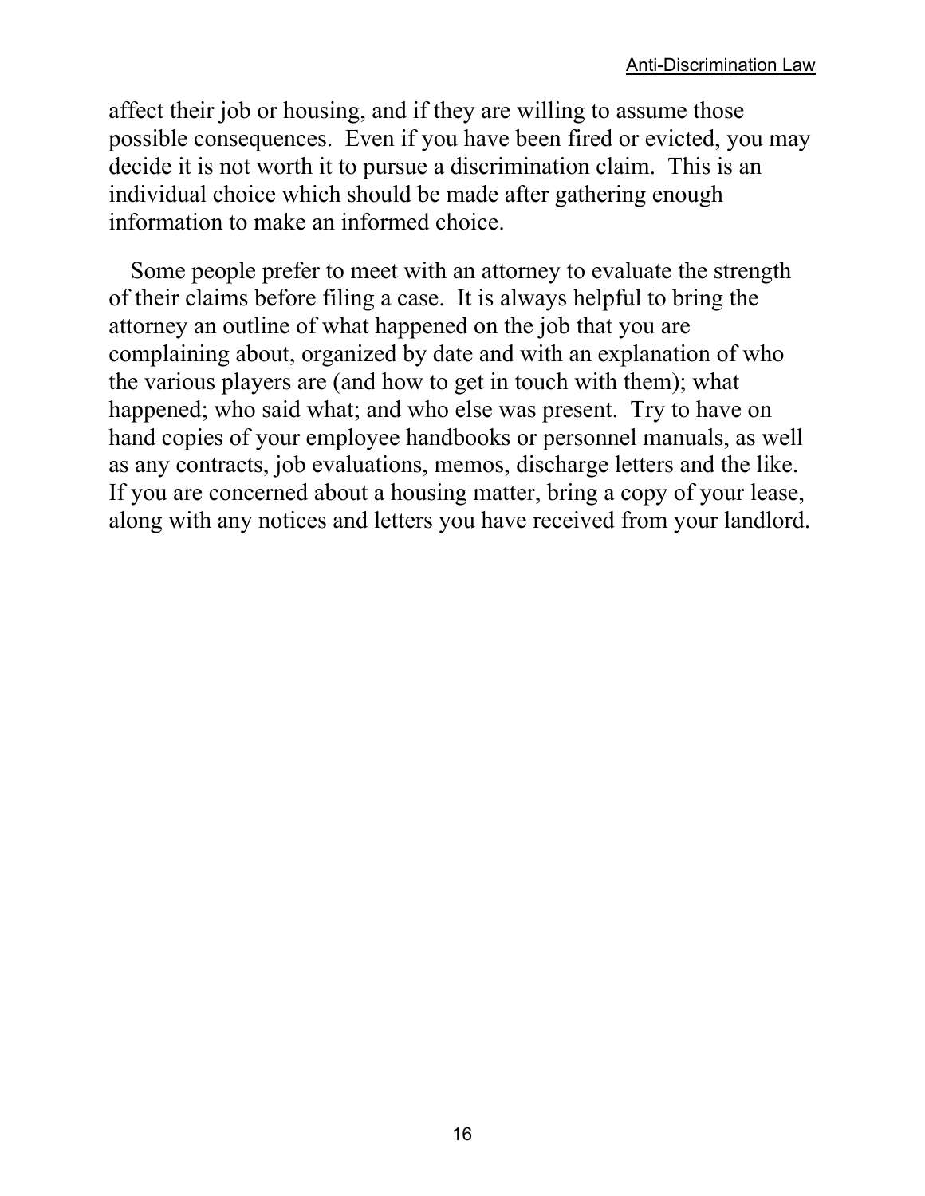affect their job or housing, and if they are willing to assume those possible consequences. Even if you have been fired or evicted, you may decide it is not worth it to pursue a discrimination claim. This is an individual choice which should be made after gathering enough information to make an informed choice.

Some people prefer to meet with an attorney to evaluate the strength of their claims before filing a case. It is always helpful to bring the attorney an outline of what happened on the job that you are complaining about, organized by date and with an explanation of who the various players are (and how to get in touch with them); what happened; who said what; and who else was present. Try to have on hand copies of your employee handbooks or personnel manuals, as well as any contracts, job evaluations, memos, discharge letters and the like. If you are concerned about a housing matter, bring a copy of your lease, along with any notices and letters you have received from your landlord.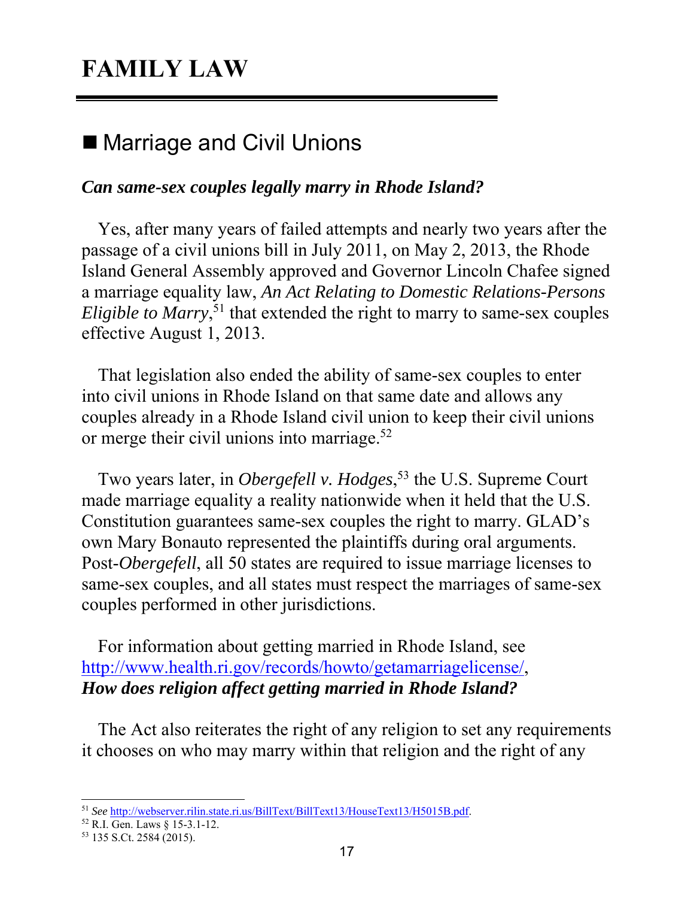# FAMILY LAW

## ■ Marriage and Civil Unions

### *Can same-sex couples legally marry in Rhode Island?*

Yes, after many years of failed attempts and nearly two years after the passage of a civil unions bill in July 2011, on May 2, 2013, the Rhode Island General Assembly approved and Governor Lincoln Chafee signed a marriage equality law, *An Act Relating to Domestic Relations-Persons Eligible to Marry*,[51] that extended the right to marry to same-sex couples effective August 1, 2013.

That legislation also ended the ability of same-sex couples to enter into civil unions in Rhode Island on that same date and allows any couples already in a Rhode Island civil union to keep their civil unions or merge their civil unions into marriage.[52]

Two years later, in *Obergefell v. Hodges*,[53] the U.S. Supreme Court made marriage equality a reality nationwide when it held that the U.S. Constitution guarantees same-sex couples the right to marry. GLAD's own Mary Bonauto represented the plaintiffs during oral arguments. Post-*Obergefell*, all 50 states are required to issue marriage licenses to same-sex couples, and all states must respect the marriages of same-sex couples performed in other jurisdictions.

For information about getting married in Rhode Island, see http://www.health.ri.gov/records/howto/getamarriagelicense/,

### *How does religion affect getting married in Rhode Island?*

The Act also reiterates the right of any religion to set any requirements it chooses on who may marry within that religion and the right of any

---

[51] *See* http://webserver.rilin.state.ri.us/BillText/BillText13/HouseText13/H5015B.pdf.

[52] R.I. Gen. Laws § 15-3.1-12.

[53] 135 S.Ct. 2584 (2015).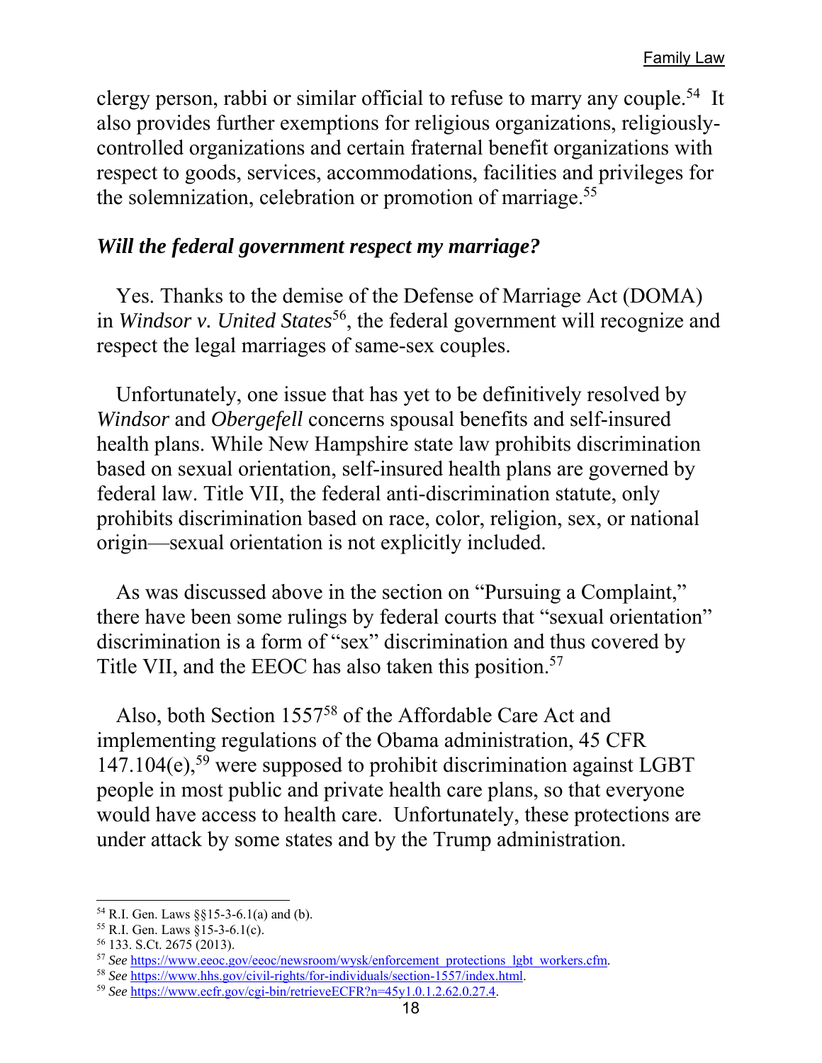clergy person, rabbi or similar official to refuse to marry any couple.[54] It also provides further exemptions for religious organizations, religiously-controlled organizations and certain fraternal benefit organizations with respect to goods, services, accommodations, facilities and privileges for the solemnization, celebration or promotion of marriage.[55]

### *Will the federal government respect my marriage?*

Yes. Thanks to the demise of the Defense of Marriage Act (DOMA) in *Windsor v. United States*[56], the federal government will recognize and respect the legal marriages of same-sex couples.

Unfortunately, one issue that has yet to be definitively resolved by *Windsor* and *Obergefell* concerns spousal benefits and self-insured health plans. While New Hampshire state law prohibits discrimination based on sexual orientation, self-insured health plans are governed by federal law. Title VII, the federal anti-discrimination statute, only prohibits discrimination based on race, color, religion, sex, or national origin—sexual orientation is not explicitly included.

As was discussed above in the section on "Pursuing a Complaint," there have been some rulings by federal courts that "sexual orientation" discrimination is a form of "sex" discrimination and thus covered by Title VII, and the EEOC has also taken this position.[57]

Also, both Section 1557[58] of the Affordable Care Act and implementing regulations of the Obama administration, 45 CFR 147.104(e),[59] were supposed to prohibit discrimination against LGBT people in most public and private health care plans, so that everyone would have access to health care. Unfortunately, these protections are under attack by some states and by the Trump administration.

---

[54] R.I. Gen. Laws §§15-3-6.1(a) and (b).

[55] R.I. Gen. Laws §15-3-6.1(c).

[56] 133. S.Ct. 2675 (2013).

[57] *See* https://www.eeoc.gov/eeoc/newsroom/wysk/enforcement_protections_lgbt_workers.cfm.

[58] *See* https://www.hhs.gov/civil-rights/for-individuals/section-1557/index.html.

[59] *See* https://www.ecfr.gov/cgi-bin/retrieveECFR?n=45y1.0.1.2.62.0.27.4.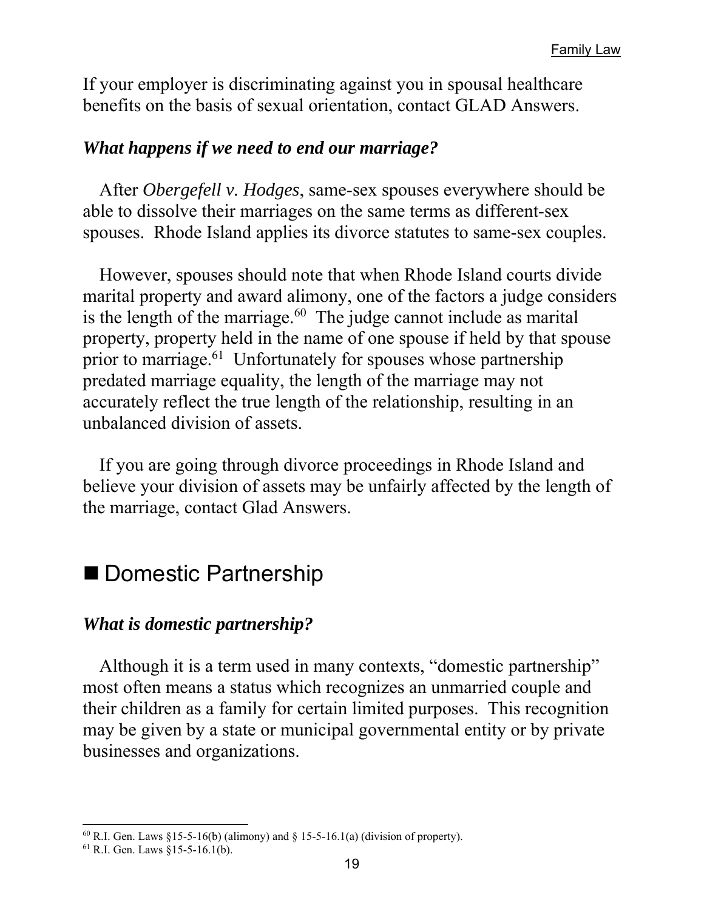If your employer is discriminating against you in spousal healthcare benefits on the basis of sexual orientation, contact GLAD Answers.

### *What happens if we need to end our marriage?*

After *Obergefell v. Hodges*, same-sex spouses everywhere should be able to dissolve their marriages on the same terms as different-sex spouses. Rhode Island applies its divorce statutes to same-sex couples.

However, spouses should note that when Rhode Island courts divide marital property and award alimony, one of the factors a judge considers is the length of the marriage.[60] The judge cannot include as marital property, property held in the name of one spouse if held by that spouse prior to marriage.[61] Unfortunately for spouses whose partnership predated marriage equality, the length of the marriage may not accurately reflect the true length of the relationship, resulting in an unbalanced division of assets.

If you are going through divorce proceedings in Rhode Island and believe your division of assets may be unfairly affected by the length of the marriage, contact Glad Answers.

## ■ Domestic Partnership

### *What is domestic partnership?*

Although it is a term used in many contexts, "domestic partnership" most often means a status which recognizes an unmarried couple and their children as a family for certain limited purposes. This recognition may be given by a state or municipal governmental entity or by private businesses and organizations.

---

[60] R.I. Gen. Laws §15-5-16(b) (alimony) and § 15-5-16.1(a) (division of property).

[61] R.I. Gen. Laws §15-5-16.1(b).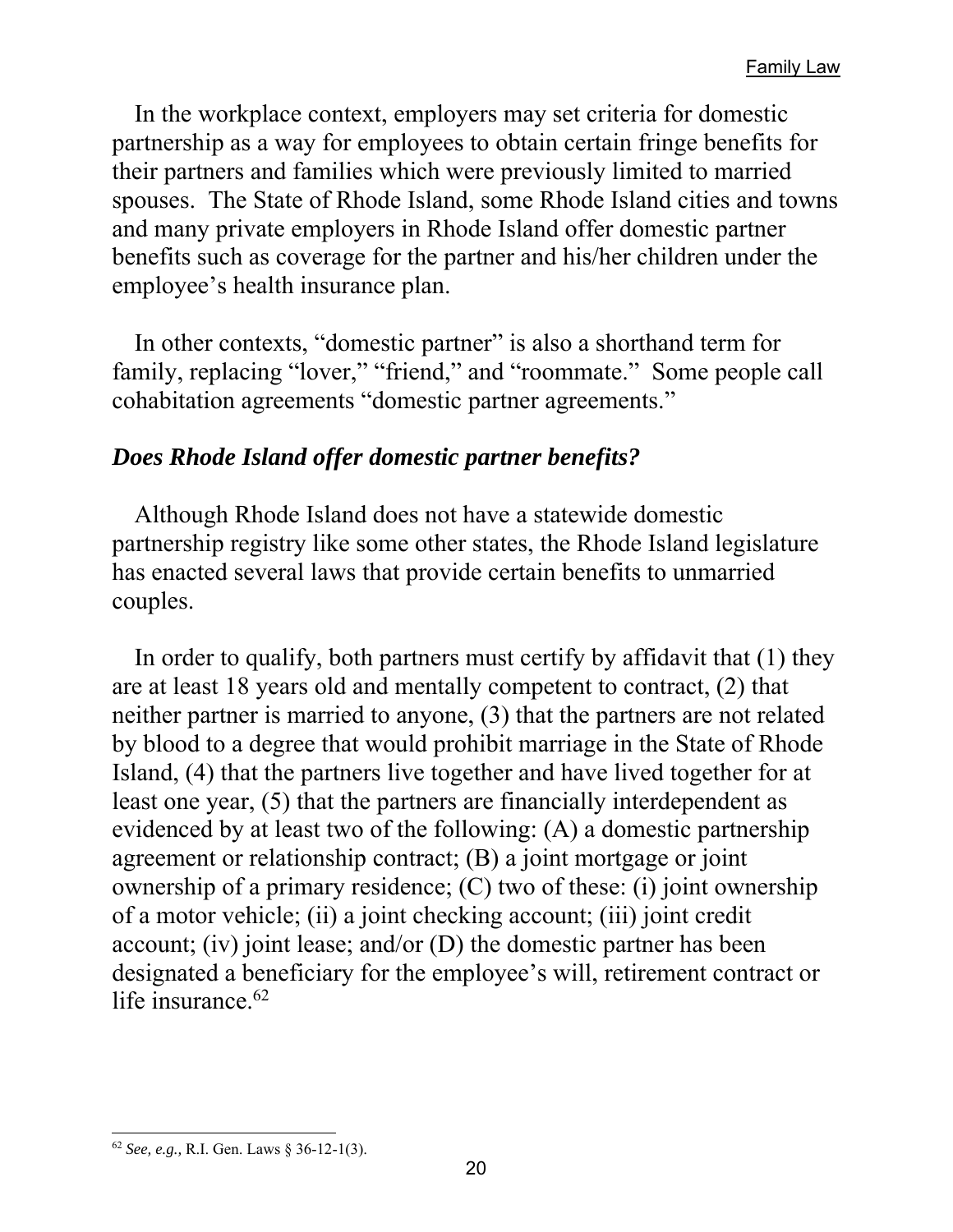In the workplace context, employers may set criteria for domestic partnership as a way for employees to obtain certain fringe benefits for their partners and families which were previously limited to married spouses. The State of Rhode Island, some Rhode Island cities and towns and many private employers in Rhode Island offer domestic partner benefits such as coverage for the partner and his/her children under the employee's health insurance plan.

In other contexts, "domestic partner" is also a shorthand term for family, replacing "lover," "friend," and "roommate." Some people call cohabitation agreements "domestic partner agreements."

### *Does Rhode Island offer domestic partner benefits?*

Although Rhode Island does not have a statewide domestic partnership registry like some other states, the Rhode Island legislature has enacted several laws that provide certain benefits to unmarried couples.

In order to qualify, both partners must certify by affidavit that (1) they are at least 18 years old and mentally competent to contract, (2) that neither partner is married to anyone, (3) that the partners are not related by blood to a degree that would prohibit marriage in the State of Rhode Island, (4) that the partners live together and have lived together for at least one year, (5) that the partners are financially interdependent as evidenced by at least two of the following: (A) a domestic partnership agreement or relationship contract; (B) a joint mortgage or joint ownership of a primary residence; (C) two of these: (i) joint ownership of a motor vehicle; (ii) a joint checking account; (iii) joint credit account; (iv) joint lease; and/or (D) the domestic partner has been designated a beneficiary for the employee's will, retirement contract or life insurance.[62]

---

[62] *See, e.g.,* R.I. Gen. Laws § 36-12-1(3).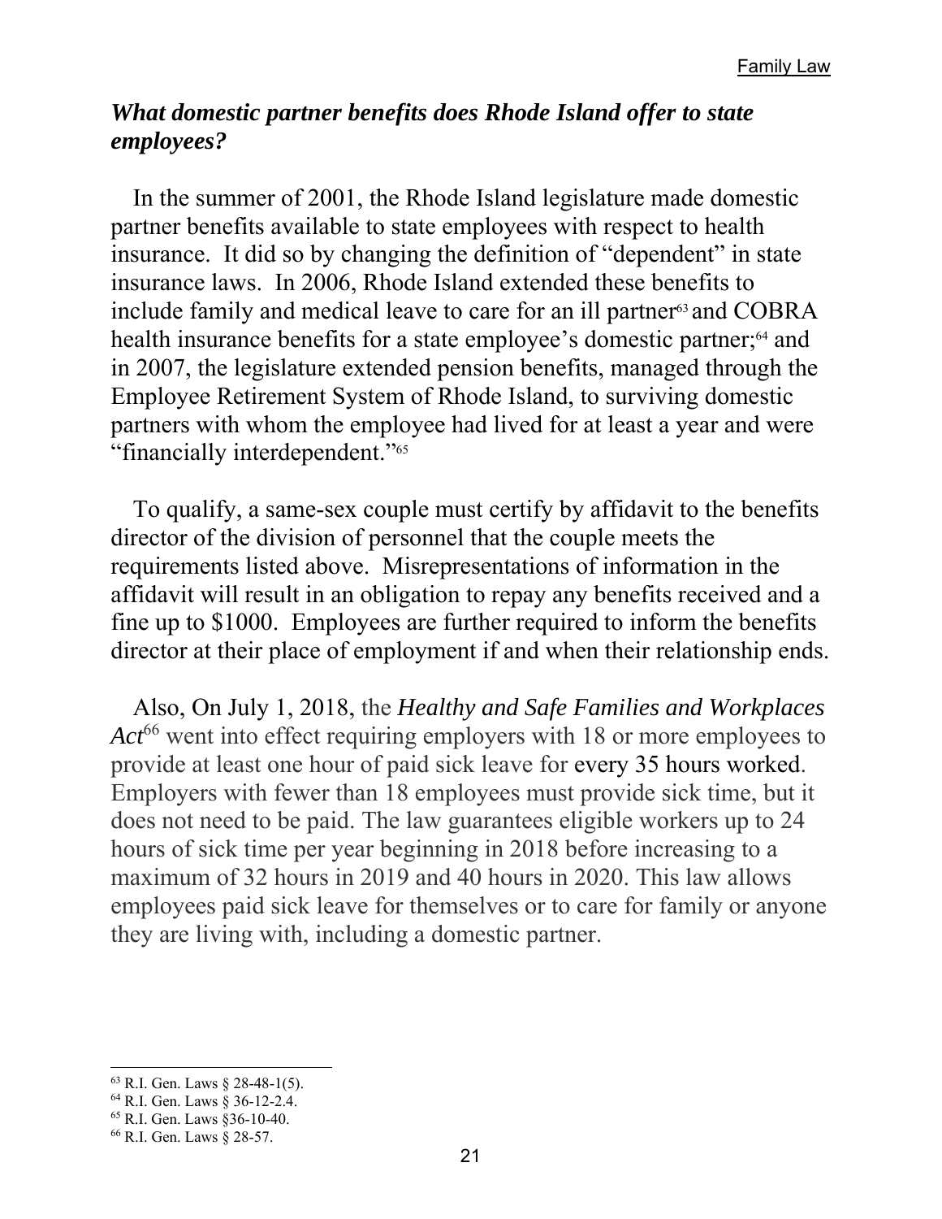### *What domestic partner benefits does Rhode Island offer to state employees?*

In the summer of 2001, the Rhode Island legislature made domestic partner benefits available to state employees with respect to health insurance. It did so by changing the definition of "dependent" in state insurance laws. In 2006, Rhode Island extended these benefits to include family and medical leave to care for an ill partner[63] and COBRA health insurance benefits for a state employee's domestic partner;[64] and in 2007, the legislature extended pension benefits, managed through the Employee Retirement System of Rhode Island, to surviving domestic partners with whom the employee had lived for at least a year and were "financially interdependent."[65]

To qualify, a same-sex couple must certify by affidavit to the benefits director of the division of personnel that the couple meets the requirements listed above. Misrepresentations of information in the affidavit will result in an obligation to repay any benefits received and a fine up to $1000. Employees are further required to inform the benefits director at their place of employment if and when their relationship ends.

Also, On July 1, 2018, the *Healthy and Safe Families and Workplaces Act*[66] went into effect requiring employers with 18 or more employees to provide at least one hour of paid sick leave for every 35 hours worked. Employers with fewer than 18 employees must provide sick time, but it does not need to be paid. The law guarantees eligible workers up to 24 hours of sick time per year beginning in 2018 before increasing to a maximum of 32 hours in 2019 and 40 hours in 2020. This law allows employees paid sick leave for themselves or to care for family or anyone they are living with, including a domestic partner.

---

[63] R.I. Gen. Laws § 28-48-1(5).

[64] R.I. Gen. Laws § 36-12-2.4.

[65] R.I. Gen. Laws §36-10-40.

[66] R.I. Gen. Laws § 28-57.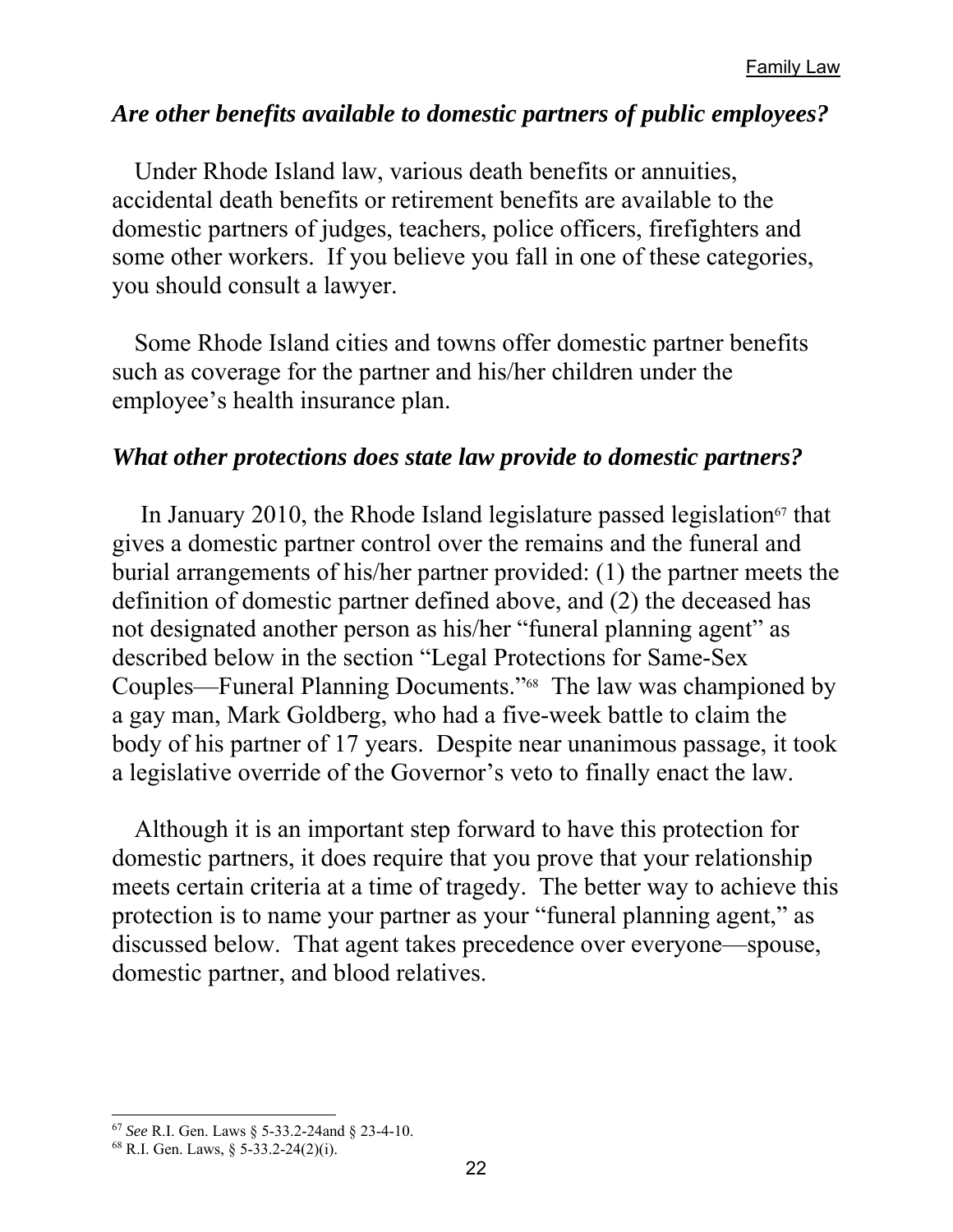### *Are other benefits available to domestic partners of public employees?*

Under Rhode Island law, various death benefits or annuities, accidental death benefits or retirement benefits are available to the domestic partners of judges, teachers, police officers, firefighters and some other workers. If you believe you fall in one of these categories, you should consult a lawyer.

Some Rhode Island cities and towns offer domestic partner benefits such as coverage for the partner and his/her children under the employee's health insurance plan.

### *What other protections does state law provide to domestic partners?*

In January 2010, the Rhode Island legislature passed legislation[67] that gives a domestic partner control over the remains and the funeral and burial arrangements of his/her partner provided: (1) the partner meets the definition of domestic partner defined above, and (2) the deceased has not designated another person as his/her "funeral planning agent" as described below in the section "Legal Protections for Same-Sex Couples—Funeral Planning Documents."[68] The law was championed by a gay man, Mark Goldberg, who had a five-week battle to claim the body of his partner of 17 years. Despite near unanimous passage, it took a legislative override of the Governor's veto to finally enact the law.

Although it is an important step forward to have this protection for domestic partners, it does require that you prove that your relationship meets certain criteria at a time of tragedy. The better way to achieve this protection is to name your partner as your "funeral planning agent," as discussed below. That agent takes precedence over everyone—spouse, domestic partner, and blood relatives.

---

[67] *See* R.I. Gen. Laws § 5-33.2-24and § 23-4-10.

[68] R.I. Gen. Laws, § 5-33.2-24(2)(i).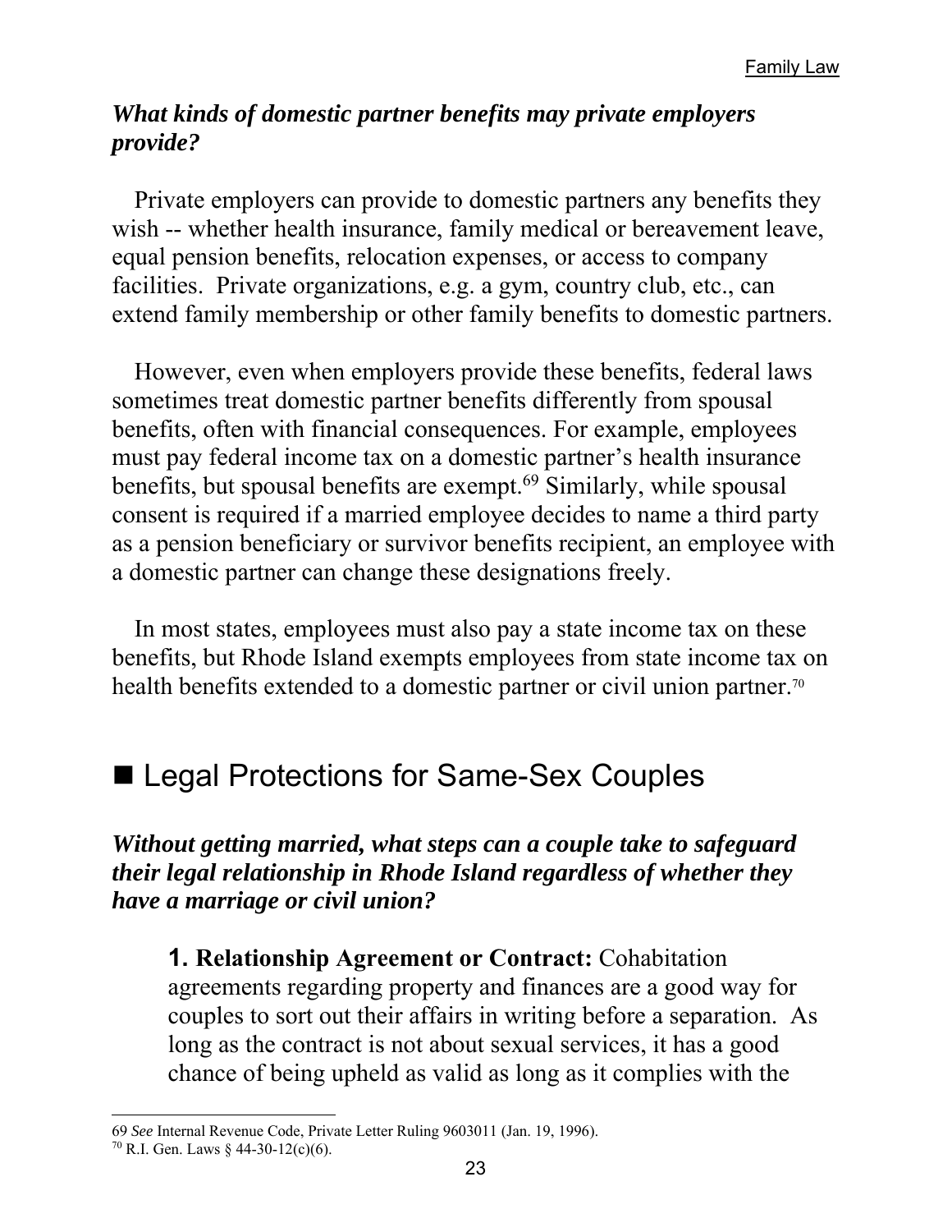### *What kinds of domestic partner benefits may private employers provide?*

Private employers can provide to domestic partners any benefits they wish -- whether health insurance, family medical or bereavement leave, equal pension benefits, relocation expenses, or access to company facilities. Private organizations, e.g. a gym, country club, etc., can extend family membership or other family benefits to domestic partners.

However, even when employers provide these benefits, federal laws sometimes treat domestic partner benefits differently from spousal benefits, often with financial consequences. For example, employees must pay federal income tax on a domestic partner's health insurance benefits, but spousal benefits are exempt.[69] Similarly, while spousal consent is required if a married employee decides to name a third party as a pension beneficiary or survivor benefits recipient, an employee with a domestic partner can change these designations freely.

In most states, employees must also pay a state income tax on these benefits, but Rhode Island exempts employees from state income tax on health benefits extended to a domestic partner or civil union partner.[70]

## ■ Legal Protections for Same-Sex Couples

### *Without getting married, what steps can a couple take to safeguard their legal relationship in Rhode Island regardless of whether they have a marriage or civil union?*

**1. Relationship Agreement or Contract:** Cohabitation agreements regarding property and finances are a good way for couples to sort out their affairs in writing before a separation. As long as the contract is not about sexual services, it has a good chance of being upheld as valid as long as it complies with the

---

69 *See* Internal Revenue Code, Private Letter Ruling 9603011 (Jan. 19, 1996).

70 R.I. Gen. Laws § 44-30-12(c)(6).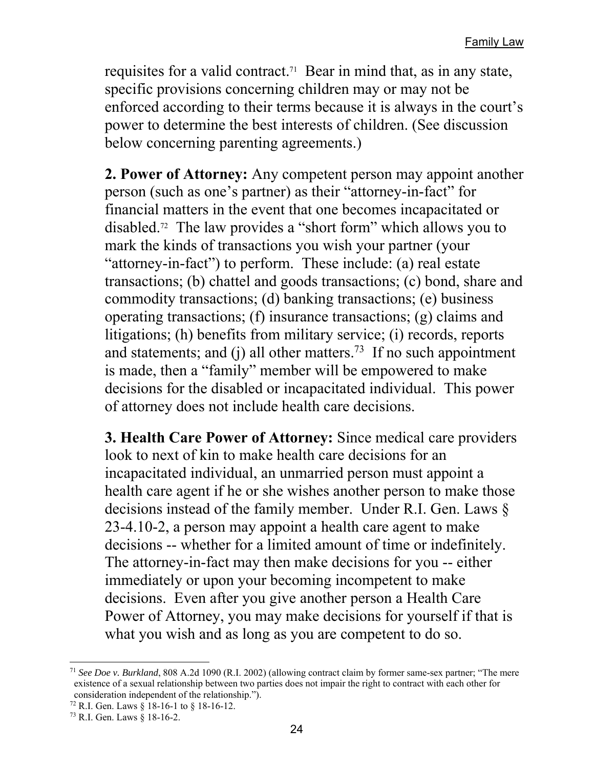requisites for a valid contract.[71] Bear in mind that, as in any state, specific provisions concerning children may or may not be enforced according to their terms because it is always in the court's power to determine the best interests of children. (See discussion below concerning parenting agreements.)

**2. Power of Attorney:** Any competent person may appoint another person (such as one's partner) as their "attorney-in-fact" for financial matters in the event that one becomes incapacitated or disabled.[72] The law provides a "short form" which allows you to mark the kinds of transactions you wish your partner (your "attorney-in-fact") to perform. These include: (a) real estate transactions; (b) chattel and goods transactions; (c) bond, share and commodity transactions; (d) banking transactions; (e) business operating transactions; (f) insurance transactions; (g) claims and litigations; (h) benefits from military service; (i) records, reports and statements; and (j) all other matters.[73] If no such appointment is made, then a "family" member will be empowered to make decisions for the disabled or incapacitated individual. This power of attorney does not include health care decisions.

**3. Health Care Power of Attorney:** Since medical care providers look to next of kin to make health care decisions for an incapacitated individual, an unmarried person must appoint a health care agent if he or she wishes another person to make those decisions instead of the family member. Under R.I. Gen. Laws § 23-4.10-2, a person may appoint a health care agent to make decisions -- whether for a limited amount of time or indefinitely. The attorney-in-fact may then make decisions for you -- either immediately or upon your becoming incompetent to make decisions. Even after you give another person a Health Care Power of Attorney, you may make decisions for yourself if that is what you wish and as long as you are competent to do so.

---

[71] *See Doe v. Burkland*, 808 A.2d 1090 (R.I. 2002) (allowing contract claim by former same-sex partner; "The mere existence of a sexual relationship between two parties does not impair the right to contract with each other for consideration independent of the relationship.").

[72] R.I. Gen. Laws § 18-16-1 to § 18-16-12.

[73] R.I. Gen. Laws § 18-16-2.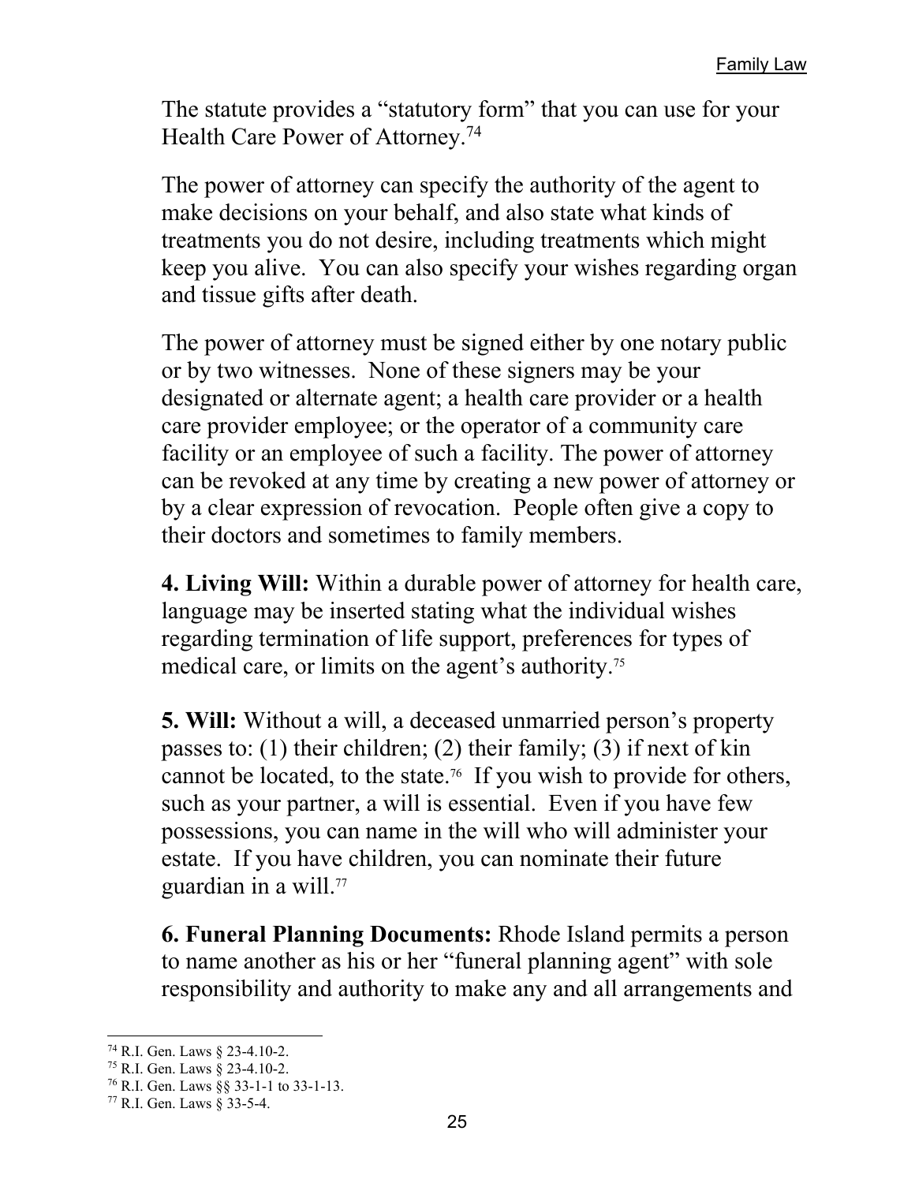The statute provides a "statutory form" that you can use for your Health Care Power of Attorney.[74]

The power of attorney can specify the authority of the agent to make decisions on your behalf, and also state what kinds of treatments you do not desire, including treatments which might keep you alive. You can also specify your wishes regarding organ and tissue gifts after death.

The power of attorney must be signed either by one notary public or by two witnesses. None of these signers may be your designated or alternate agent; a health care provider or a health care provider employee; or the operator of a community care facility or an employee of such a facility. The power of attorney can be revoked at any time by creating a new power of attorney or by a clear expression of revocation. People often give a copy to their doctors and sometimes to family members.

**4. Living Will:** Within a durable power of attorney for health care, language may be inserted stating what the individual wishes regarding termination of life support, preferences for types of medical care, or limits on the agent's authority.[75]

**5. Will:** Without a will, a deceased unmarried person's property passes to: (1) their children; (2) their family; (3) if next of kin cannot be located, to the state.[76] If you wish to provide for others, such as your partner, a will is essential. Even if you have few possessions, you can name in the will who will administer your estate. If you have children, you can nominate their future guardian in a will.[77]

**6. Funeral Planning Documents:** Rhode Island permits a person to name another as his or her "funeral planning agent" with sole responsibility and authority to make any and all arrangements and

---

[74] R.I. Gen. Laws § 23-4.10-2.
[75] R.I. Gen. Laws § 23-4.10-2.
[76] R.I. Gen. Laws §§ 33-1-1 to 33-1-13.
[77] R.I. Gen. Laws § 33-5-4.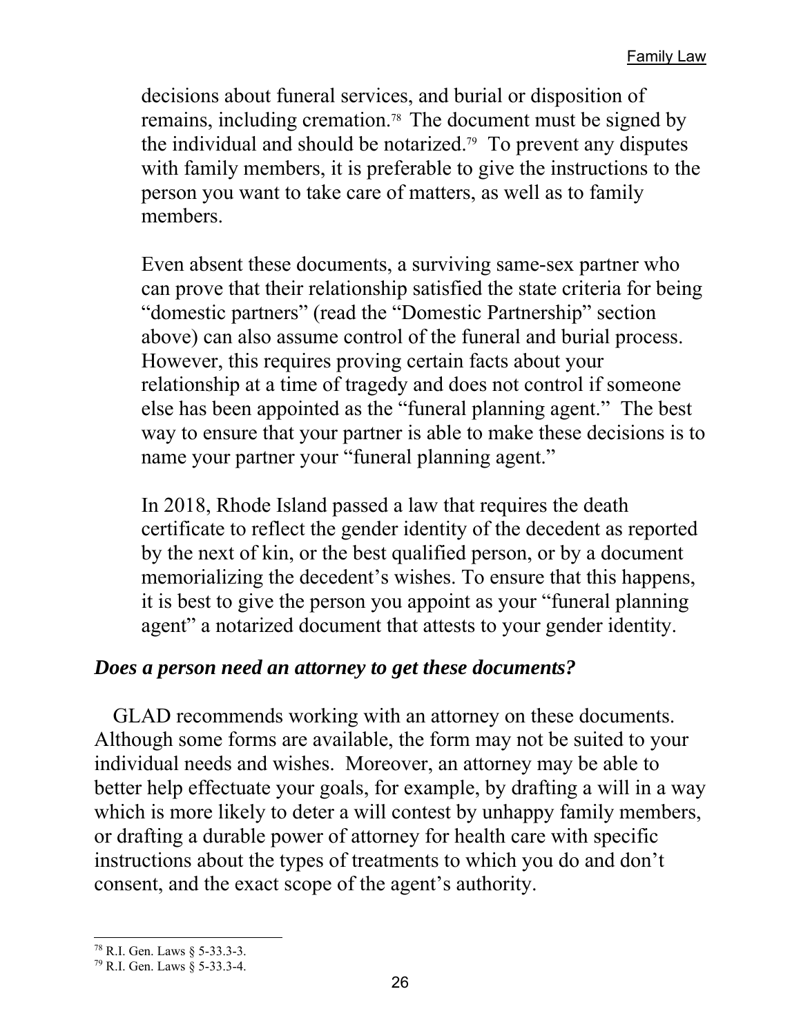decisions about funeral services, and burial or disposition of remains, including cremation.[78] The document must be signed by the individual and should be notarized.[79] To prevent any disputes with family members, it is preferable to give the instructions to the person you want to take care of matters, as well as to family members.

Even absent these documents, a surviving same-sex partner who can prove that their relationship satisfied the state criteria for being "domestic partners" (read the "Domestic Partnership" section above) can also assume control of the funeral and burial process. However, this requires proving certain facts about your relationship at a time of tragedy and does not control if someone else has been appointed as the "funeral planning agent." The best way to ensure that your partner is able to make these decisions is to name your partner your "funeral planning agent."

In 2018, Rhode Island passed a law that requires the death certificate to reflect the gender identity of the decedent as reported by the next of kin, or the best qualified person, or by a document memorializing the decedent's wishes. To ensure that this happens, it is best to give the person you appoint as your "funeral planning agent" a notarized document that attests to your gender identity.

### *Does a person need an attorney to get these documents?*

GLAD recommends working with an attorney on these documents. Although some forms are available, the form may not be suited to your individual needs and wishes. Moreover, an attorney may be able to better help effectuate your goals, for example, by drafting a will in a way which is more likely to deter a will contest by unhappy family members, or drafting a durable power of attorney for health care with specific instructions about the types of treatments to which you do and don't consent, and the exact scope of the agent's authority.

---

[78] R.I. Gen. Laws § 5-33.3-3.

[79] R.I. Gen. Laws § 5-33.3-4.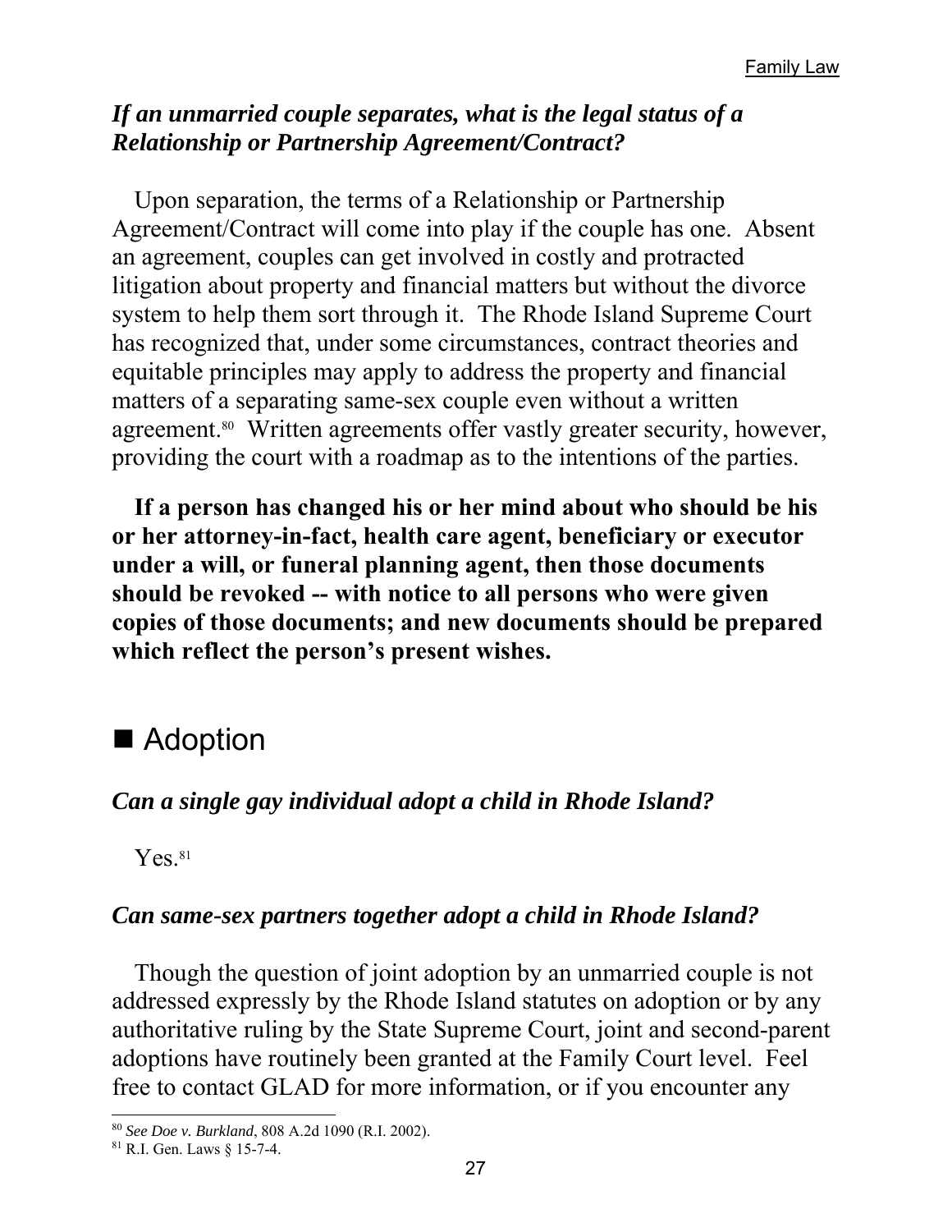### *If an unmarried couple separates, what is the legal status of a Relationship or Partnership Agreement/Contract?*

Upon separation, the terms of a Relationship or Partnership Agreement/Contract will come into play if the couple has one. Absent an agreement, couples can get involved in costly and protracted litigation about property and financial matters but without the divorce system to help them sort through it. The Rhode Island Supreme Court has recognized that, under some circumstances, contract theories and equitable principles may apply to address the property and financial matters of a separating same-sex couple even without a written agreement.[80] Written agreements offer vastly greater security, however, providing the court with a roadmap as to the intentions of the parties.

**If a person has changed his or her mind about who should be his or her attorney-in-fact, health care agent, beneficiary or executor under a will, or funeral planning agent, then those documents should be revoked -- with notice to all persons who were given copies of those documents; and new documents should be prepared which reflect the person's present wishes.**

## ■ Adoption

### *Can a single gay individual adopt a child in Rhode Island?*

Yes.[81]

### *Can same-sex partners together adopt a child in Rhode Island?*

Though the question of joint adoption by an unmarried couple is not addressed expressly by the Rhode Island statutes on adoption or by any authoritative ruling by the State Supreme Court, joint and second-parent adoptions have routinely been granted at the Family Court level. Feel free to contact GLAD for more information, or if you encounter any

---

[80] *See Doe v. Burkland*, 808 A.2d 1090 (R.I. 2002).

[81] R.I. Gen. Laws § 15-7-4.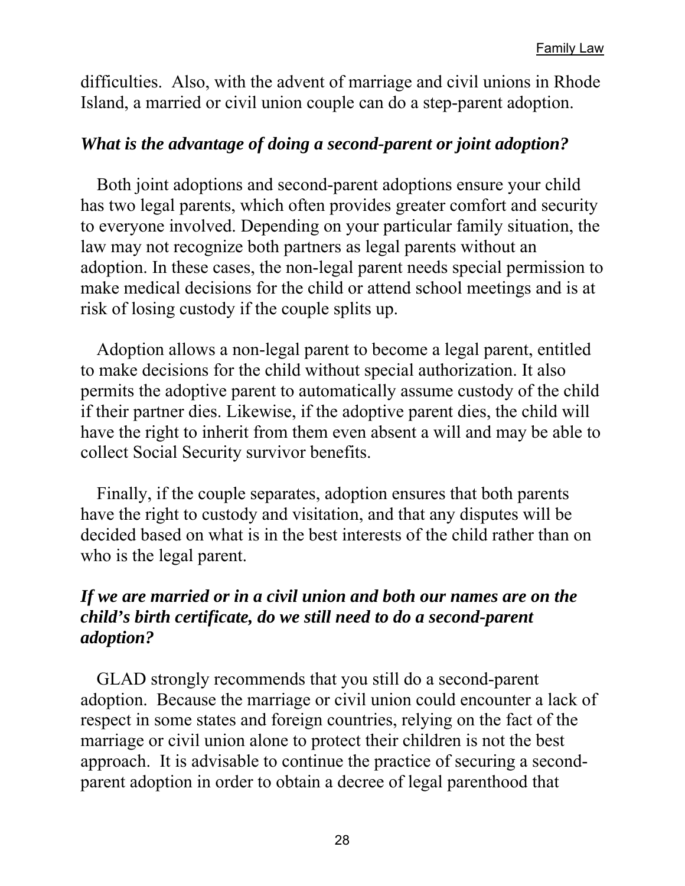difficulties. Also, with the advent of marriage and civil unions in Rhode Island, a married or civil union couple can do a step-parent adoption.

### *What is the advantage of doing a second-parent or joint adoption?*

Both joint adoptions and second-parent adoptions ensure your child has two legal parents, which often provides greater comfort and security to everyone involved. Depending on your particular family situation, the law may not recognize both partners as legal parents without an adoption. In these cases, the non-legal parent needs special permission to make medical decisions for the child or attend school meetings and is at risk of losing custody if the couple splits up.

Adoption allows a non-legal parent to become a legal parent, entitled to make decisions for the child without special authorization. It also permits the adoptive parent to automatically assume custody of the child if their partner dies. Likewise, if the adoptive parent dies, the child will have the right to inherit from them even absent a will and may be able to collect Social Security survivor benefits.

Finally, if the couple separates, adoption ensures that both parents have the right to custody and visitation, and that any disputes will be decided based on what is in the best interests of the child rather than on who is the legal parent.

### *If we are married or in a civil union and both our names are on the child's birth certificate, do we still need to do a second-parent adoption?*

GLAD strongly recommends that you still do a second-parent adoption. Because the marriage or civil union could encounter a lack of respect in some states and foreign countries, relying on the fact of the marriage or civil union alone to protect their children is not the best approach. It is advisable to continue the practice of securing a second-parent adoption in order to obtain a decree of legal parenthood that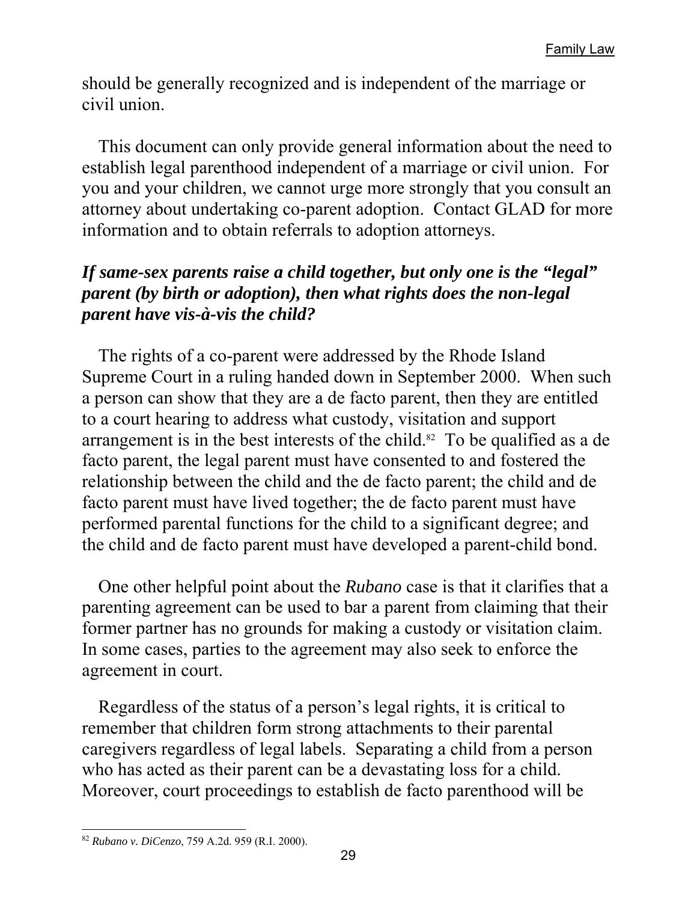should be generally recognized and is independent of the marriage or civil union.

This document can only provide general information about the need to establish legal parenthood independent of a marriage or civil union. For you and your children, we cannot urge more strongly that you consult an attorney about undertaking co-parent adoption. Contact GLAD for more information and to obtain referrals to adoption attorneys.

### *If same-sex parents raise a child together, but only one is the "legal" parent (by birth or adoption), then what rights does the non-legal parent have vis-à-vis the child?*

The rights of a co-parent were addressed by the Rhode Island Supreme Court in a ruling handed down in September 2000. When such a person can show that they are a de facto parent, then they are entitled to a court hearing to address what custody, visitation and support arrangement is in the best interests of the child.[82] To be qualified as a de facto parent, the legal parent must have consented to and fostered the relationship between the child and the de facto parent; the child and de facto parent must have lived together; the de facto parent must have performed parental functions for the child to a significant degree; and the child and de facto parent must have developed a parent-child bond.

One other helpful point about the *Rubano* case is that it clarifies that a parenting agreement can be used to bar a parent from claiming that their former partner has no grounds for making a custody or visitation claim. In some cases, parties to the agreement may also seek to enforce the agreement in court.

Regardless of the status of a person's legal rights, it is critical to remember that children form strong attachments to their parental caregivers regardless of legal labels. Separating a child from a person who has acted as their parent can be a devastating loss for a child. Moreover, court proceedings to establish de facto parenthood will be

---

[82] *Rubano v. DiCenzo*, 759 A.2d. 959 (R.I. 2000).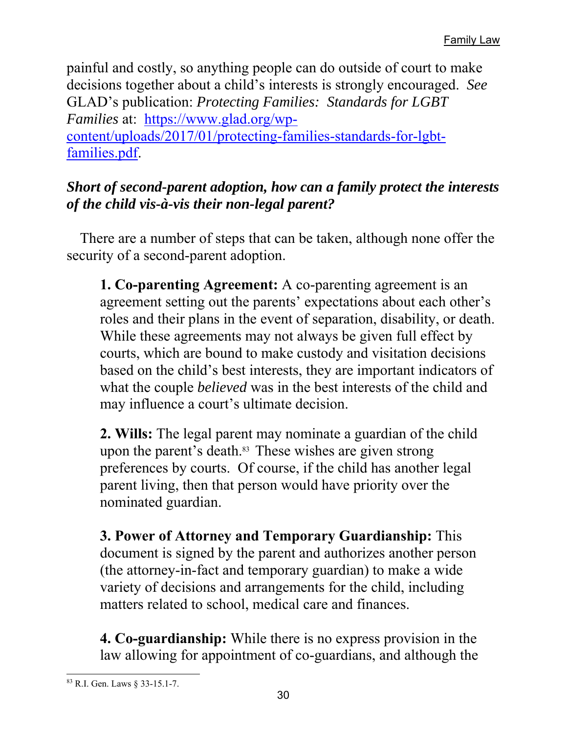painful and costly, so anything people can do outside of court to make decisions together about a child's interests is strongly encouraged. *See* GLAD's publication: *Protecting Families: Standards for LGBT Families* at: [https://www.glad.org/wp-content/uploads/2017/01/protecting-families-standards-for-lgbt-families.pdf](https://www.glad.org/wp-content/uploads/2017/01/protecting-families-standards-for-lgbt-families.pdf).

### *Short of second-parent adoption, how can a family protect the interests of the child vis-à-vis their non-legal parent?*

There are a number of steps that can be taken, although none offer the security of a second-parent adoption.

> **1. Co-parenting Agreement:** A co-parenting agreement is an agreement setting out the parents' expectations about each other's roles and their plans in the event of separation, disability, or death. While these agreements may not always be given full effect by courts, which are bound to make custody and visitation decisions based on the child's best interests, they are important indicators of what the couple *believed* was in the best interests of the child and may influence a court's ultimate decision.
>
> **2. Wills:** The legal parent may nominate a guardian of the child upon the parent's death.[83] These wishes are given strong preferences by courts. Of course, if the child has another legal parent living, then that person would have priority over the nominated guardian.
>
> **3. Power of Attorney and Temporary Guardianship:** This document is signed by the parent and authorizes another person (the attorney-in-fact and temporary guardian) to make a wide variety of decisions and arrangements for the child, including matters related to school, medical care and finances.
>
> **4. Co-guardianship:** While there is no express provision in the law allowing for appointment of co-guardians, and although the

[83] R.I. Gen. Laws § 33-15.1-7.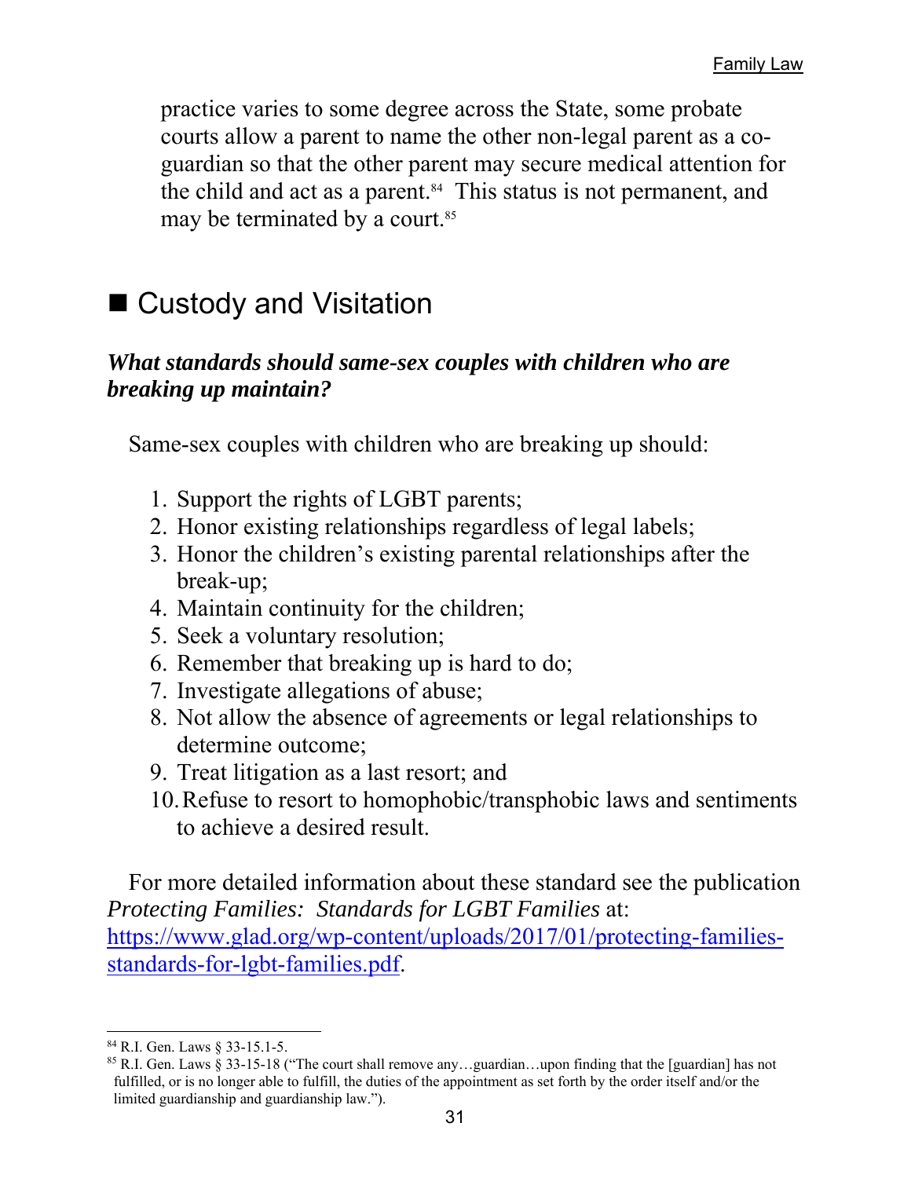practice varies to some degree across the State, some probate courts allow a parent to name the other non-legal parent as a co-guardian so that the other parent may secure medical attention for the child and act as a parent.[84] This status is not permanent, and may be terminated by a court.[85]

## ■ Custody and Visitation

### *What standards should same-sex couples with children who are breaking up maintain?*

Same-sex couples with children who are breaking up should:

1. Support the rights of LGBT parents;
2. Honor existing relationships regardless of legal labels;
3. Honor the children's existing parental relationships after the break-up;
4. Maintain continuity for the children;
5. Seek a voluntary resolution;
6. Remember that breaking up is hard to do;
7. Investigate allegations of abuse;
8. Not allow the absence of agreements or legal relationships to determine outcome;
9. Treat litigation as a last resort; and
10. Refuse to resort to homophobic/transphobic laws and sentiments to achieve a desired result.

For more detailed information about these standard see the publication *Protecting Families: Standards for LGBT Families* at: [https://www.glad.org/wp-content/uploads/2017/01/protecting-families-standards-for-lgbt-families.pdf](https://www.glad.org/wp-content/uploads/2017/01/protecting-families-standards-for-lgbt-families.pdf).

---

[84] R.I. Gen. Laws § 33-15.1-5.

[85] R.I. Gen. Laws § 33-15-18 ("The court shall remove any…guardian…upon finding that the [guardian] has not fulfilled, or is no longer able to fulfill, the duties of the appointment as set forth by the order itself and/or the limited guardianship and guardianship law.").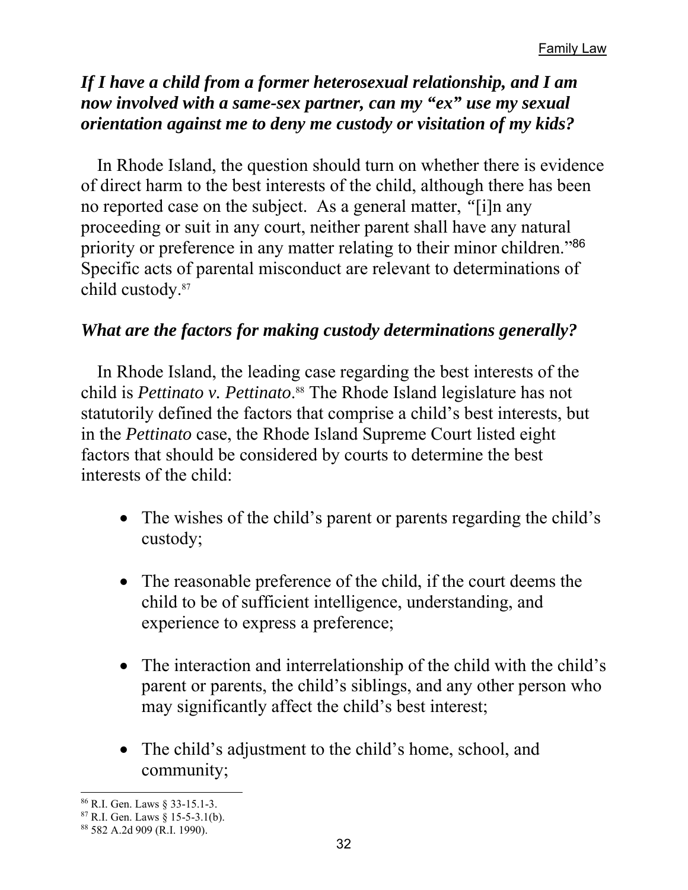*If I have a child from a former heterosexual relationship, and I am now involved with a same-sex partner, can my "ex" use my sexual orientation against me to deny me custody or visitation of my kids?*

In Rhode Island, the question should turn on whether there is evidence of direct harm to the best interests of the child, although there has been no reported case on the subject. As a general matter, "[i]n any proceeding or suit in any court, neither parent shall have any natural priority or preference in any matter relating to their minor children."[86] Specific acts of parental misconduct are relevant to determinations of child custody.[87]

*What are the factors for making custody determinations generally?*

In Rhode Island, the leading case regarding the best interests of the child is *Pettinato v. Pettinato*.[88] The Rhode Island legislature has not statutorily defined the factors that comprise a child's best interests, but in the *Pettinato* case, the Rhode Island Supreme Court listed eight factors that should be considered by courts to determine the best interests of the child:

- The wishes of the child's parent or parents regarding the child's custody;
- The reasonable preference of the child, if the court deems the child to be of sufficient intelligence, understanding, and experience to express a preference;
- The interaction and interrelationship of the child with the child's parent or parents, the child's siblings, and any other person who may significantly affect the child's best interest;
- The child's adjustment to the child's home, school, and community;

[86] R.I. Gen. Laws § 33-15.1-3.
[87] R.I. Gen. Laws § 15-5-3.1(b).
[88] 582 A.2d 909 (R.I. 1990).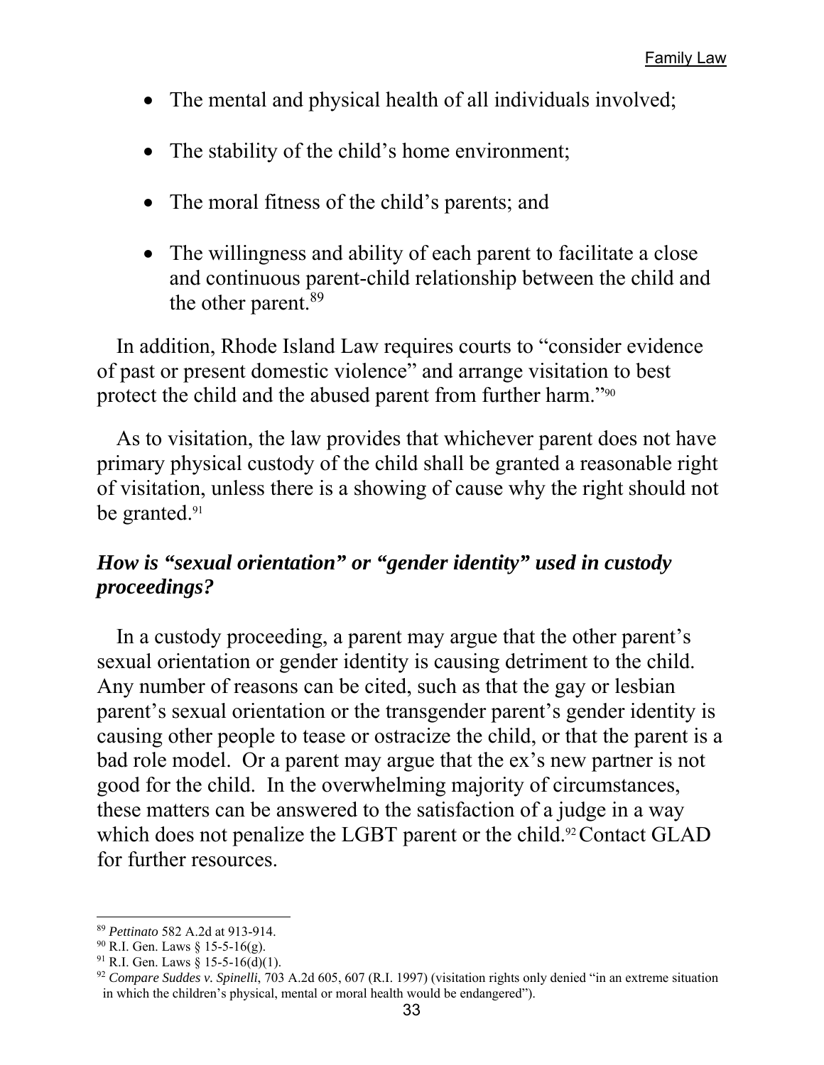- The mental and physical health of all individuals involved;
- The stability of the child's home environment;
- The moral fitness of the child's parents; and
- The willingness and ability of each parent to facilitate a close and continuous parent-child relationship between the child and the other parent.[89]

In addition, Rhode Island Law requires courts to "consider evidence of past or present domestic violence" and arrange visitation to best protect the child and the abused parent from further harm."[90]

As to visitation, the law provides that whichever parent does not have primary physical custody of the child shall be granted a reasonable right of visitation, unless there is a showing of cause why the right should not be granted.[91]

### *How is "sexual orientation" or "gender identity" used in custody proceedings?*

In a custody proceeding, a parent may argue that the other parent's sexual orientation or gender identity is causing detriment to the child. Any number of reasons can be cited, such as that the gay or lesbian parent's sexual orientation or the transgender parent's gender identity is causing other people to tease or ostracize the child, or that the parent is a bad role model. Or a parent may argue that the ex's new partner is not good for the child. In the overwhelming majority of circumstances, these matters can be answered to the satisfaction of a judge in a way which does not penalize the LGBT parent or the child.[92] Contact GLAD for further resources.

---

[89] *Pettinato* 582 A.2d at 913-914.

[90] R.I. Gen. Laws § 15-5-16(g).

[91] R.I. Gen. Laws § 15-5-16(d)(1).

[92] *Compare Suddes v. Spinelli*, 703 A.2d 605, 607 (R.I. 1997) (visitation rights only denied "in an extreme situation in which the children's physical, mental or moral health would be endangered").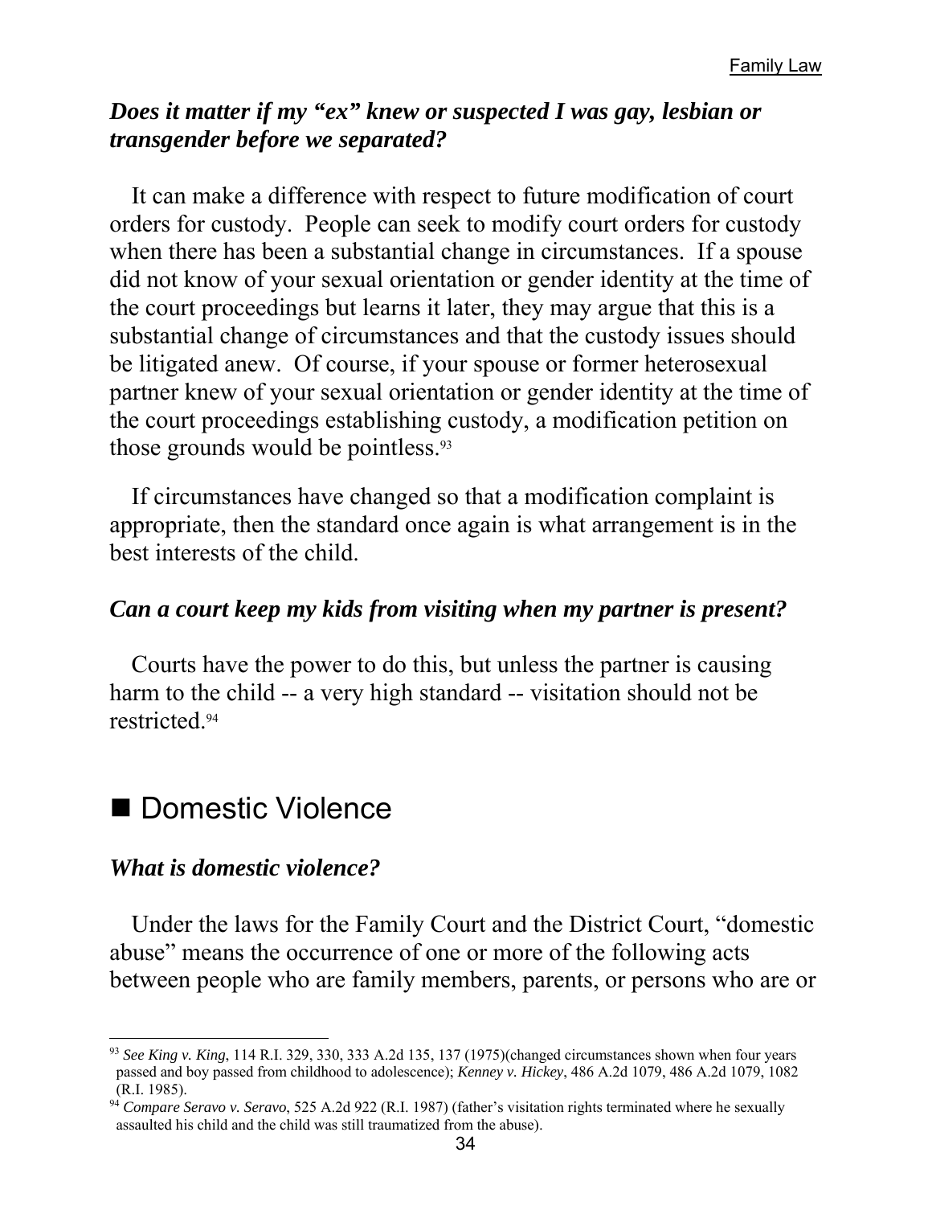### *Does it matter if my "ex" knew or suspected I was gay, lesbian or transgender before we separated?*

It can make a difference with respect to future modification of court orders for custody. People can seek to modify court orders for custody when there has been a substantial change in circumstances. If a spouse did not know of your sexual orientation or gender identity at the time of the court proceedings but learns it later, they may argue that this is a substantial change of circumstances and that the custody issues should be litigated anew. Of course, if your spouse or former heterosexual partner knew of your sexual orientation or gender identity at the time of the court proceedings establishing custody, a modification petition on those grounds would be pointless.[93]

If circumstances have changed so that a modification complaint is appropriate, then the standard once again is what arrangement is in the best interests of the child.

### *Can a court keep my kids from visiting when my partner is present?*

Courts have the power to do this, but unless the partner is causing harm to the child -- a very high standard -- visitation should not be restricted.[94]

## ■ Domestic Violence

### *What is domestic violence?*

Under the laws for the Family Court and the District Court, "domestic abuse" means the occurrence of one or more of the following acts between people who are family members, parents, or persons who are or

---

[93] *See King v. King*, 114 R.I. 329, 330, 333 A.2d 135, 137 (1975)(changed circumstances shown when four years passed and boy passed from childhood to adolescence); *Kenney v. Hickey*, 486 A.2d 1079, 486 A.2d 1079, 1082 (R.I. 1985).

[94] *Compare Seravo v. Seravo*, 525 A.2d 922 (R.I. 1987) (father's visitation rights terminated where he sexually assaulted his child and the child was still traumatized from the abuse).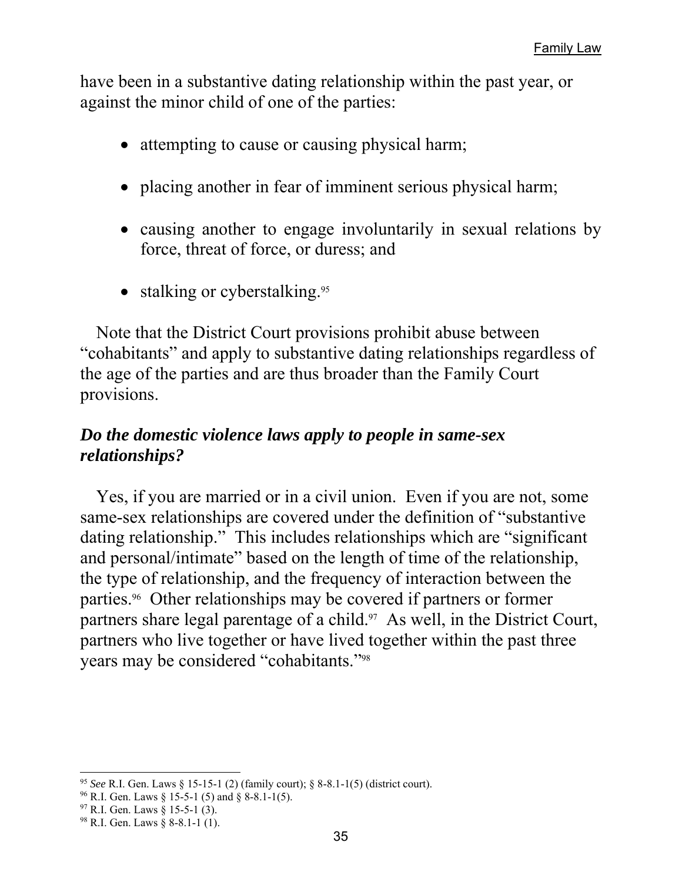have been in a substantive dating relationship within the past year, or against the minor child of one of the parties:

- attempting to cause or causing physical harm;
- placing another in fear of imminent serious physical harm;
- causing another to engage involuntarily in sexual relations by force, threat of force, or duress; and
- stalking or cyberstalking.[95]

Note that the District Court provisions prohibit abuse between "cohabitants" and apply to substantive dating relationships regardless of the age of the parties and are thus broader than the Family Court provisions.

### *Do the domestic violence laws apply to people in same-sex relationships?*

Yes, if you are married or in a civil union. Even if you are not, some same-sex relationships are covered under the definition of "substantive dating relationship." This includes relationships which are "significant and personal/intimate" based on the length of time of the relationship, the type of relationship, and the frequency of interaction between the parties.[96] Other relationships may be covered if partners or former partners share legal parentage of a child.[97] As well, in the District Court, partners who live together or have lived together within the past three years may be considered "cohabitants."[98]

---

[95] *See* R.I. Gen. Laws § 15-15-1 (2) (family court); § 8-8.1-1(5) (district court).

[96] R.I. Gen. Laws § 15-5-1 (5) and § 8-8.1-1(5).

[97] R.I. Gen. Laws § 15-5-1 (3).

[98] R.I. Gen. Laws § 8-8.1-1 (1).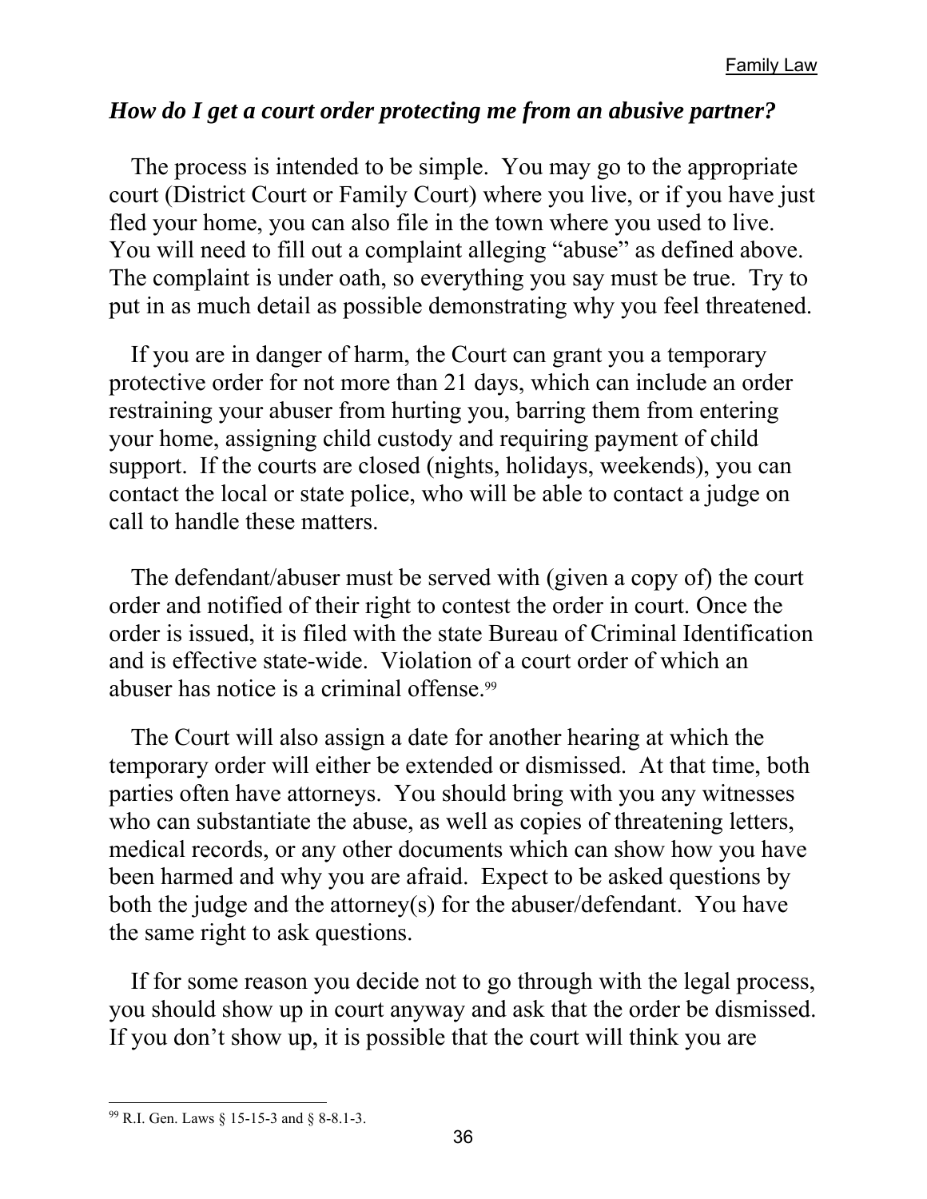### *How do I get a court order protecting me from an abusive partner?*

The process is intended to be simple. You may go to the appropriate court (District Court or Family Court) where you live, or if you have just fled your home, you can also file in the town where you used to live. You will need to fill out a complaint alleging "abuse" as defined above. The complaint is under oath, so everything you say must be true. Try to put in as much detail as possible demonstrating why you feel threatened.

If you are in danger of harm, the Court can grant you a temporary protective order for not more than 21 days, which can include an order restraining your abuser from hurting you, barring them from entering your home, assigning child custody and requiring payment of child support. If the courts are closed (nights, holidays, weekends), you can contact the local or state police, who will be able to contact a judge on call to handle these matters.

The defendant/abuser must be served with (given a copy of) the court order and notified of their right to contest the order in court. Once the order is issued, it is filed with the state Bureau of Criminal Identification and is effective state-wide. Violation of a court order of which an abuser has notice is a criminal offense.[99]

The Court will also assign a date for another hearing at which the temporary order will either be extended or dismissed. At that time, both parties often have attorneys. You should bring with you any witnesses who can substantiate the abuse, as well as copies of threatening letters, medical records, or any other documents which can show how you have been harmed and why you are afraid. Expect to be asked questions by both the judge and the attorney(s) for the abuser/defendant. You have the same right to ask questions.

If for some reason you decide not to go through with the legal process, you should show up in court anyway and ask that the order be dismissed. If you don't show up, it is possible that the court will think you are

---

[99] R.I. Gen. Laws § 15-15-3 and § 8-8.1-3.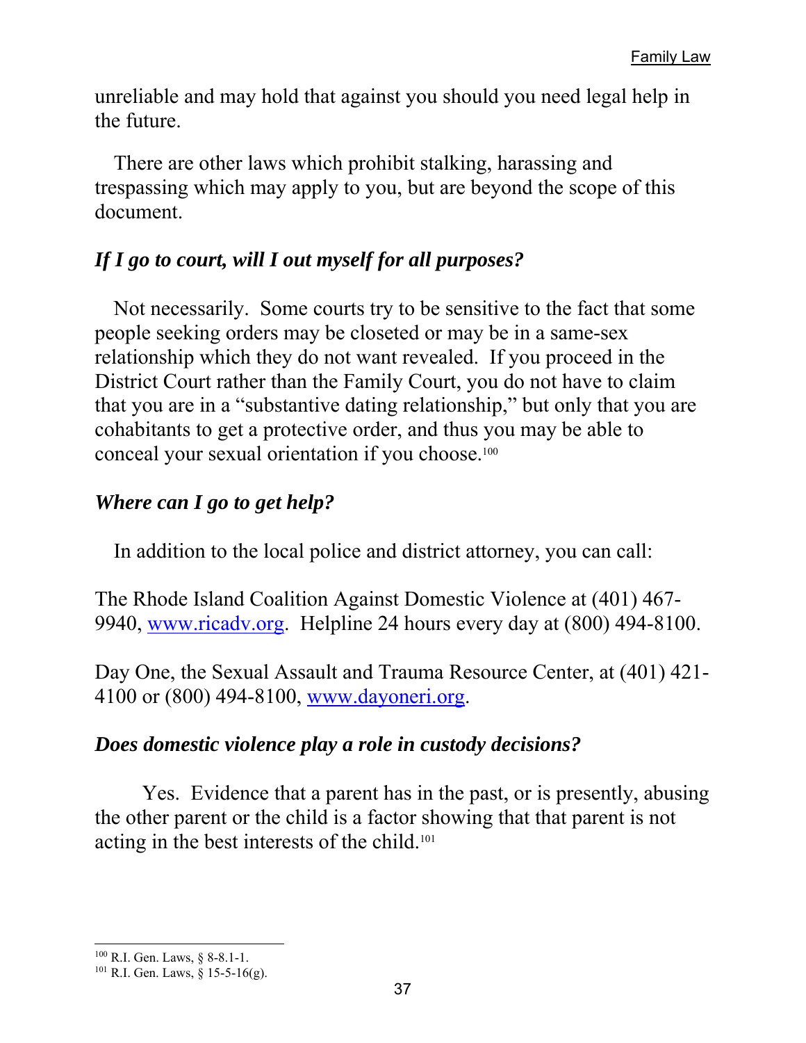unreliable and may hold that against you should you need legal help in the future.

There are other laws which prohibit stalking, harassing and trespassing which may apply to you, but are beyond the scope of this document.

### *If I go to court, will I out myself for all purposes?*

Not necessarily. Some courts try to be sensitive to the fact that some people seeking orders may be closeted or may be in a same-sex relationship which they do not want revealed. If you proceed in the District Court rather than the Family Court, you do not have to claim that you are in a "substantive dating relationship," but only that you are cohabitants to get a protective order, and thus you may be able to conceal your sexual orientation if you choose.[100]

### *Where can I go to get help?*

In addition to the local police and district attorney, you can call:

The Rhode Island Coalition Against Domestic Violence at (401) 467-9940, www.ricadv.org. Helpline 24 hours every day at (800) 494-8100.

Day One, the Sexual Assault and Trauma Resource Center, at (401) 421-4100 or (800) 494-8100, www.dayoneri.org.

### *Does domestic violence play a role in custody decisions?*

Yes. Evidence that a parent has in the past, or is presently, abusing the other parent or the child is a factor showing that that parent is not acting in the best interests of the child.[101]

---

[100] R.I. Gen. Laws, § 8-8.1-1.

[101] R.I. Gen. Laws, § 15-5-16(g).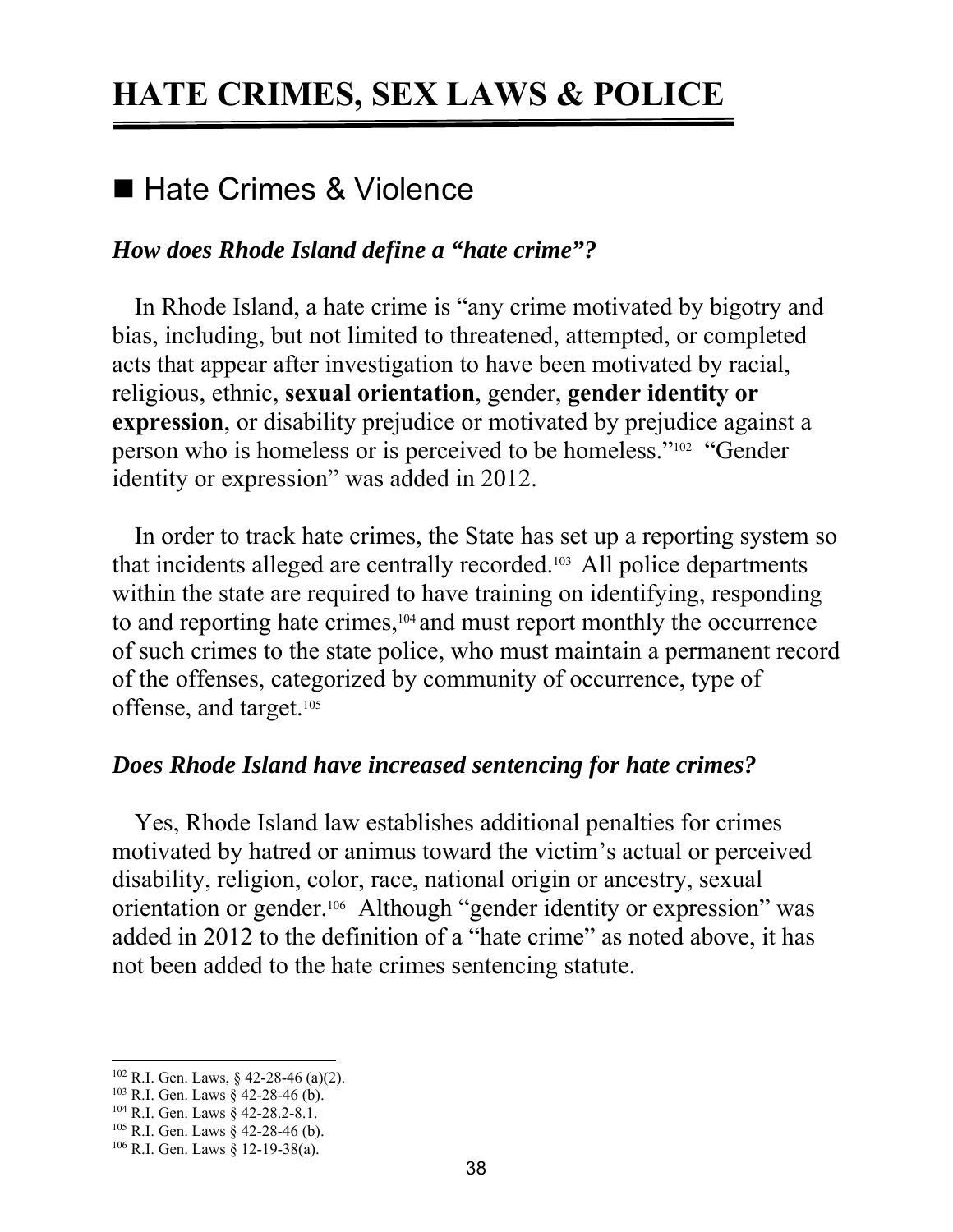# HATE CRIMES, SEX LAWS & POLICE

## ■ Hate Crimes & Violence

***How does Rhode Island define a "hate crime"?***

In Rhode Island, a hate crime is "any crime motivated by bigotry and bias, including, but not limited to threatened, attempted, or completed acts that appear after investigation to have been motivated by racial, religious, ethnic, **sexual orientation**, gender, **gender identity or expression**, or disability prejudice or motivated by prejudice against a person who is homeless or is perceived to be homeless."[102] "Gender identity or expression" was added in 2012.

In order to track hate crimes, the State has set up a reporting system so that incidents alleged are centrally recorded.[103] All police departments within the state are required to have training on identifying, responding to and reporting hate crimes,[104] and must report monthly the occurrence of such crimes to the state police, who must maintain a permanent record of the offenses, categorized by community of occurrence, type of offense, and target.[105]

***Does Rhode Island have increased sentencing for hate crimes?***

Yes, Rhode Island law establishes additional penalties for crimes motivated by hatred or animus toward the victim's actual or perceived disability, religion, color, race, national origin or ancestry, sexual orientation or gender.[106] Although "gender identity or expression" was added in 2012 to the definition of a "hate crime" as noted above, it has not been added to the hate crimes sentencing statute.

---

[102] R.I. Gen. Laws, § 42-28-46 (a)(2).
[103] R.I. Gen. Laws § 42-28-46 (b).
[104] R.I. Gen. Laws § 42-28.2-8.1.
[105] R.I. Gen. Laws § 42-28-46 (b).
[106] R.I. Gen. Laws § 12-19-38(a).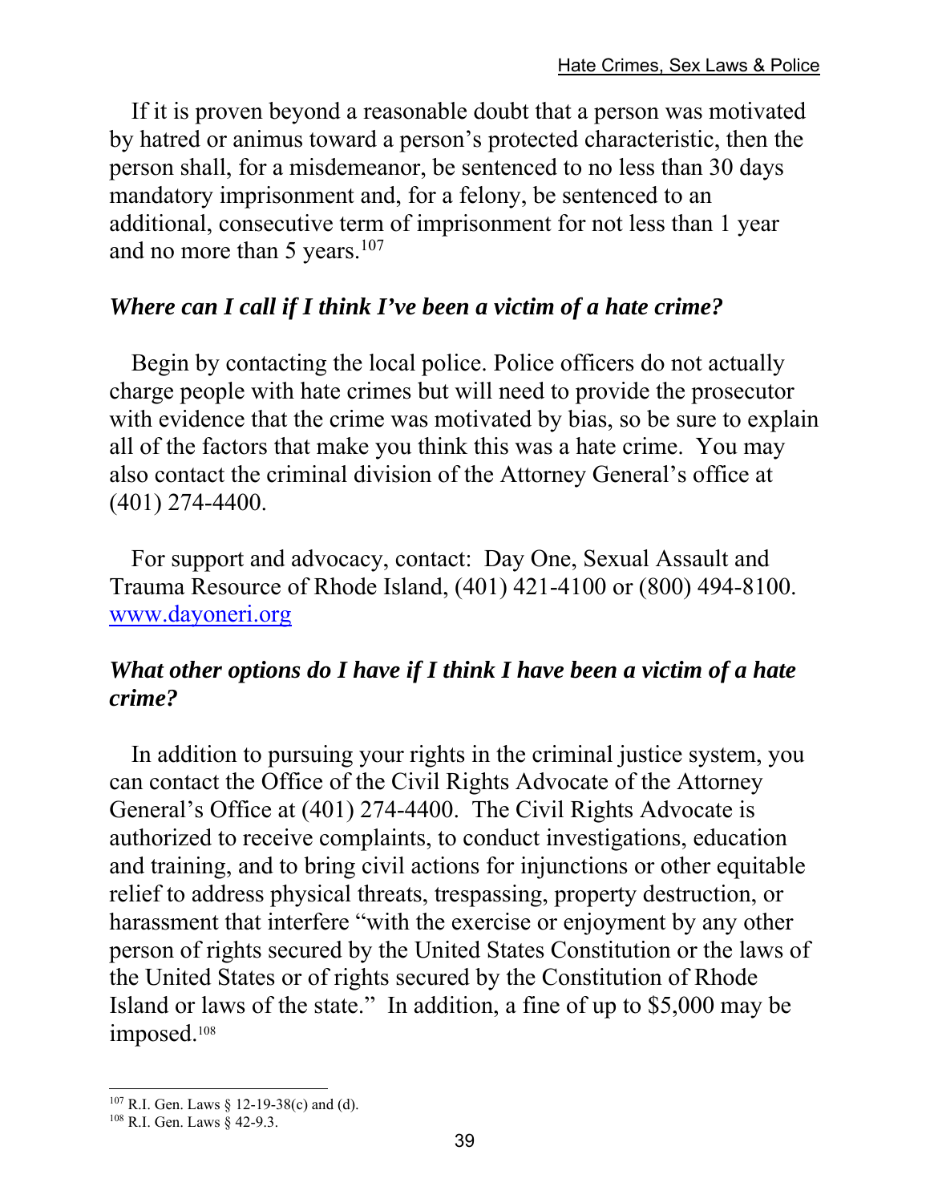If it is proven beyond a reasonable doubt that a person was motivated by hatred or animus toward a person's protected characteristic, then the person shall, for a misdemeanor, be sentenced to no less than 30 days mandatory imprisonment and, for a felony, be sentenced to an additional, consecutive term of imprisonment for not less than 1 year and no more than 5 years.[107]

### *Where can I call if I think I've been a victim of a hate crime?*

Begin by contacting the local police. Police officers do not actually charge people with hate crimes but will need to provide the prosecutor with evidence that the crime was motivated by bias, so be sure to explain all of the factors that make you think this was a hate crime. You may also contact the criminal division of the Attorney General's office at (401) 274-4400.

For support and advocacy, contact: Day One, Sexual Assault and Trauma Resource of Rhode Island, (401) 421-4100 or (800) 494-8100. www.dayoneri.org

### *What other options do I have if I think I have been a victim of a hate crime?*

In addition to pursuing your rights in the criminal justice system, you can contact the Office of the Civil Rights Advocate of the Attorney General's Office at (401) 274-4400. The Civil Rights Advocate is authorized to receive complaints, to conduct investigations, education and training, and to bring civil actions for injunctions or other equitable relief to address physical threats, trespassing, property destruction, or harassment that interfere "with the exercise or enjoyment by any other person of rights secured by the United States Constitution or the laws of the United States or of rights secured by the Constitution of Rhode Island or laws of the state." In addition, a fine of up to $5,000 may be imposed.[108]

---

[107] R.I. Gen. Laws § 12-19-38(c) and (d).

[108] R.I. Gen. Laws § 42-9.3.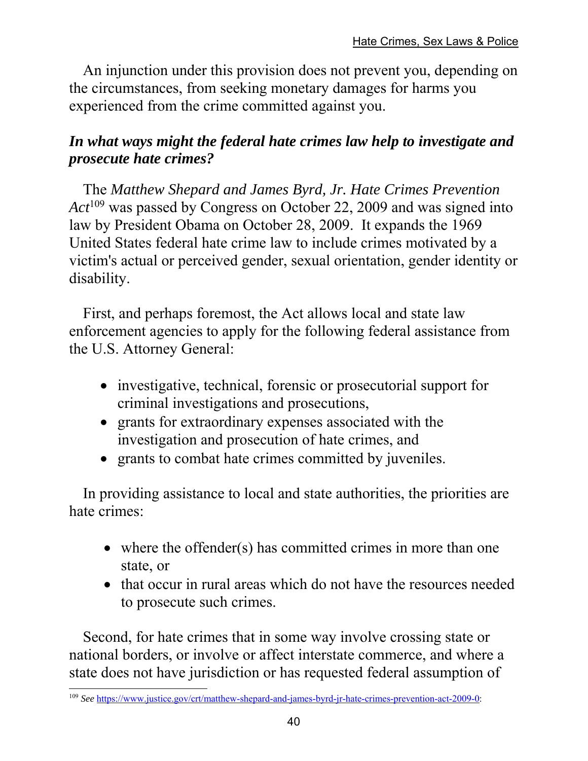An injunction under this provision does not prevent you, depending on the circumstances, from seeking monetary damages for harms you experienced from the crime committed against you.

### *In what ways might the federal hate crimes law help to investigate and prosecute hate crimes?*

The *Matthew Shepard and James Byrd, Jr. Hate Crimes Prevention Act*[109] was passed by Congress on October 22, 2009 and was signed into law by President Obama on October 28, 2009. It expands the 1969 United States federal hate crime law to include crimes motivated by a victim's actual or perceived gender, sexual orientation, gender identity or disability.

First, and perhaps foremost, the Act allows local and state law enforcement agencies to apply for the following federal assistance from the U.S. Attorney General:

- investigative, technical, forensic or prosecutorial support for criminal investigations and prosecutions,
- grants for extraordinary expenses associated with the investigation and prosecution of hate crimes, and
- grants to combat hate crimes committed by juveniles.

In providing assistance to local and state authorities, the priorities are hate crimes:

- where the offender(s) has committed crimes in more than one state, or
- that occur in rural areas which do not have the resources needed to prosecute such crimes.

Second, for hate crimes that in some way involve crossing state or national borders, or involve or affect interstate commerce, and where a state does not have jurisdiction or has requested federal assumption of

[109] *See* https://www.justice.gov/crt/matthew-shepard-and-james-byrd-jr-hate-crimes-prevention-act-2009-0: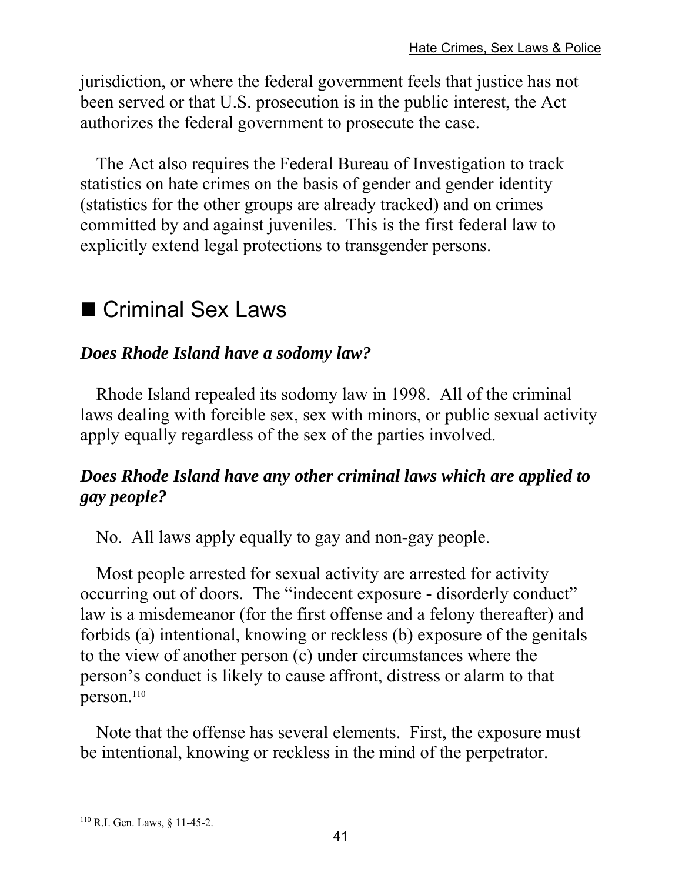jurisdiction, or where the federal government feels that justice has not been served or that U.S. prosecution is in the public interest, the Act authorizes the federal government to prosecute the case.

The Act also requires the Federal Bureau of Investigation to track statistics on hate crimes on the basis of gender and gender identity (statistics for the other groups are already tracked) and on crimes committed by and against juveniles. This is the first federal law to explicitly extend legal protections to transgender persons.

## ■ Criminal Sex Laws

### *Does Rhode Island have a sodomy law?*

Rhode Island repealed its sodomy law in 1998. All of the criminal laws dealing with forcible sex, sex with minors, or public sexual activity apply equally regardless of the sex of the parties involved.

### *Does Rhode Island have any other criminal laws which are applied to gay people?*

No. All laws apply equally to gay and non-gay people.

Most people arrested for sexual activity are arrested for activity occurring out of doors. The "indecent exposure - disorderly conduct" law is a misdemeanor (for the first offense and a felony thereafter) and forbids (a) intentional, knowing or reckless (b) exposure of the genitals to the view of another person (c) under circumstances where the person's conduct is likely to cause affront, distress or alarm to that person.[110]

Note that the offense has several elements. First, the exposure must be intentional, knowing or reckless in the mind of the perpetrator.

---

[110] R.I. Gen. Laws, § 11-45-2.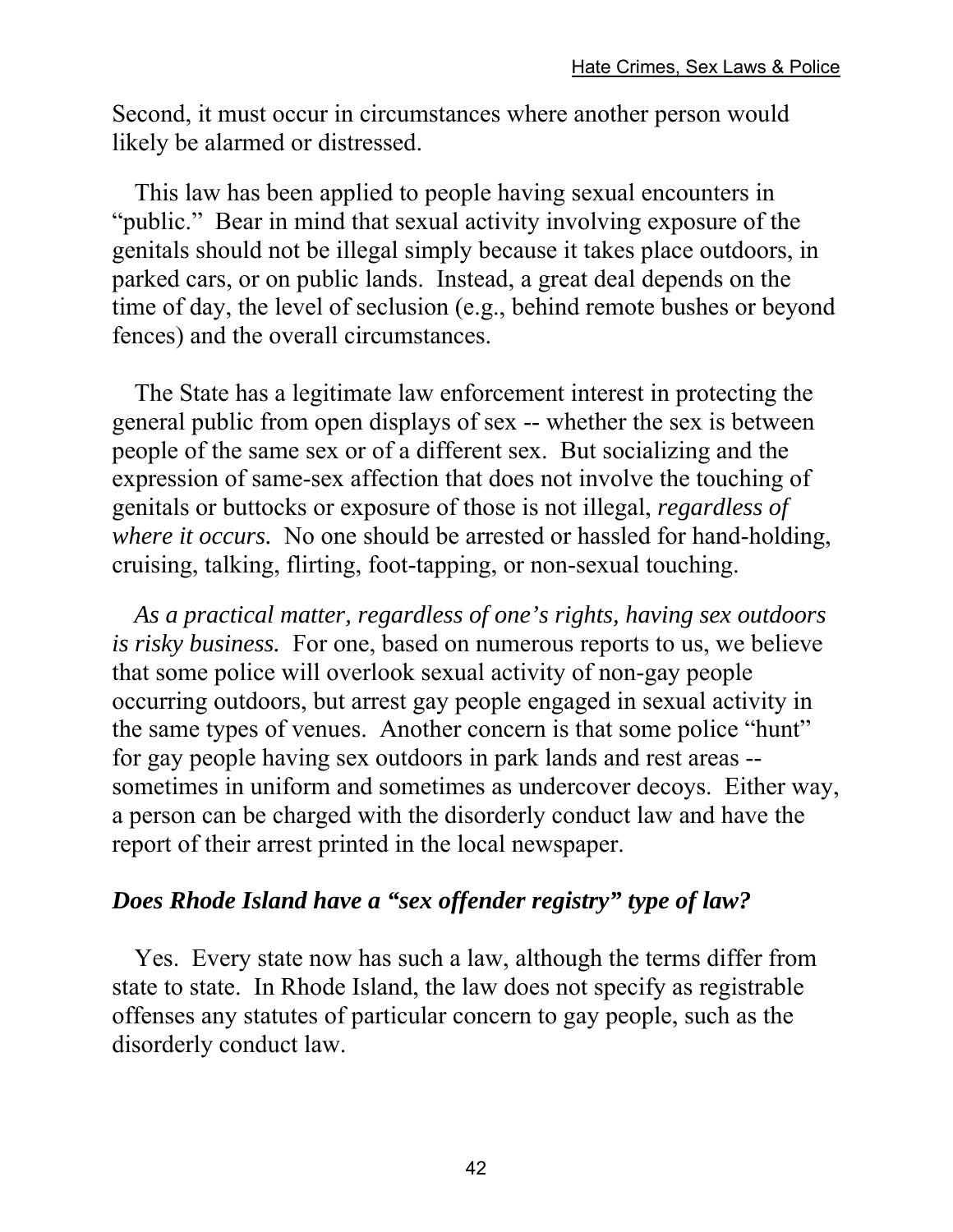Second, it must occur in circumstances where another person would likely be alarmed or distressed.

This law has been applied to people having sexual encounters in "public." Bear in mind that sexual activity involving exposure of the genitals should not be illegal simply because it takes place outdoors, in parked cars, or on public lands. Instead, a great deal depends on the time of day, the level of seclusion (e.g., behind remote bushes or beyond fences) and the overall circumstances.

The State has a legitimate law enforcement interest in protecting the general public from open displays of sex -- whether the sex is between people of the same sex or of a different sex. But socializing and the expression of same-sex affection that does not involve the touching of genitals or buttocks or exposure of those is not illegal, *regardless of where it occurs.* No one should be arrested or hassled for hand-holding, cruising, talking, flirting, foot-tapping, or non-sexual touching.

*As a practical matter, regardless of one's rights, having sex outdoors is risky business.* For one, based on numerous reports to us, we believe that some police will overlook sexual activity of non-gay people occurring outdoors, but arrest gay people engaged in sexual activity in the same types of venues. Another concern is that some police "hunt" for gay people having sex outdoors in park lands and rest areas -- sometimes in uniform and sometimes as undercover decoys. Either way, a person can be charged with the disorderly conduct law and have the report of their arrest printed in the local newspaper.

### *Does Rhode Island have a "sex offender registry" type of law?*

Yes. Every state now has such a law, although the terms differ from state to state. In Rhode Island, the law does not specify as registrable offenses any statutes of particular concern to gay people, such as the disorderly conduct law.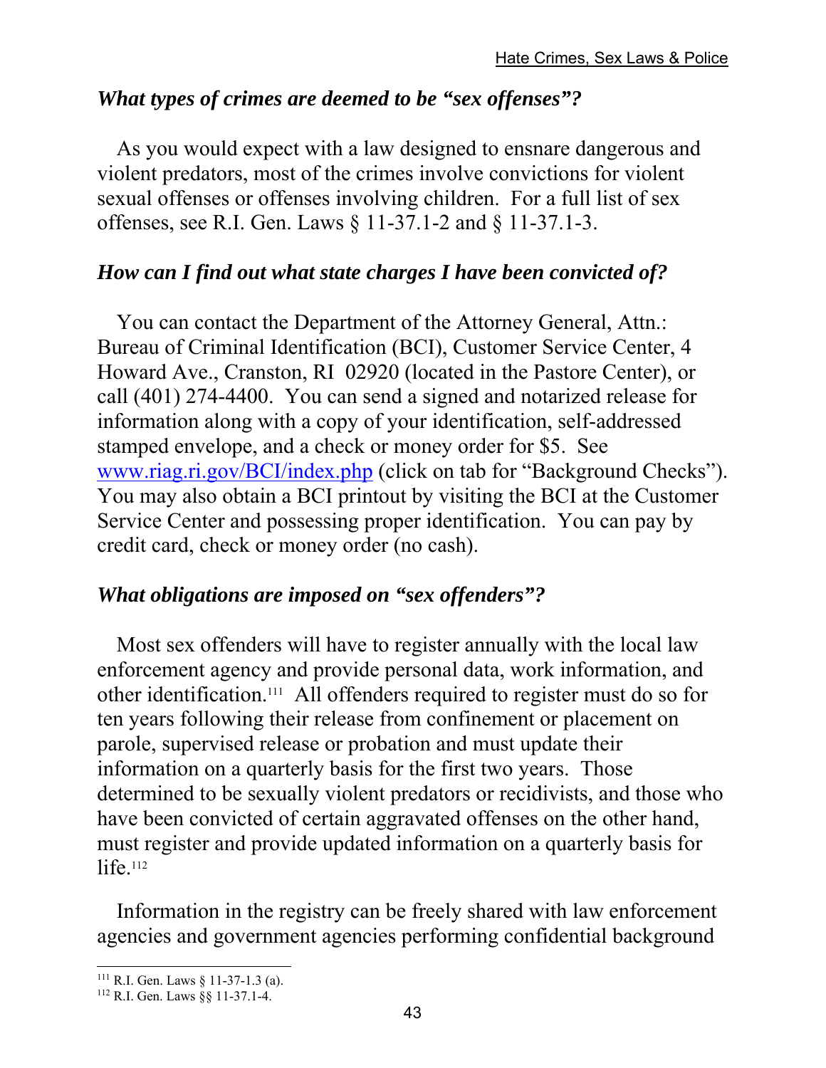### *What types of crimes are deemed to be "sex offenses"?*

As you would expect with a law designed to ensnare dangerous and violent predators, most of the crimes involve convictions for violent sexual offenses or offenses involving children. For a full list of sex offenses, see R.I. Gen. Laws § 11-37.1-2 and § 11-37.1-3.

### *How can I find out what state charges I have been convicted of?*

You can contact the Department of the Attorney General, Attn.: Bureau of Criminal Identification (BCI), Customer Service Center, 4 Howard Ave., Cranston, RI 02920 (located in the Pastore Center), or call (401) 274-4400. You can send a signed and notarized release for information along with a copy of your identification, self-addressed stamped envelope, and a check or money order for $5. See [www.riag.ri.gov/BCI/index.php](http://www.riag.ri.gov/BCI/index.php) (click on tab for "Background Checks"). You may also obtain a BCI printout by visiting the BCI at the Customer Service Center and possessing proper identification. You can pay by credit card, check or money order (no cash).

### *What obligations are imposed on "sex offenders"?*

Most sex offenders will have to register annually with the local law enforcement agency and provide personal data, work information, and other identification.[111] All offenders required to register must do so for ten years following their release from confinement or placement on parole, supervised release or probation and must update their information on a quarterly basis for the first two years. Those determined to be sexually violent predators or recidivists, and those who have been convicted of certain aggravated offenses on the other hand, must register and provide updated information on a quarterly basis for life.[112]

Information in the registry can be freely shared with law enforcement agencies and government agencies performing confidential background

---

[111] R.I. Gen. Laws § 11-37-1.3 (a).

[112] R.I. Gen. Laws §§ 11-37.1-4.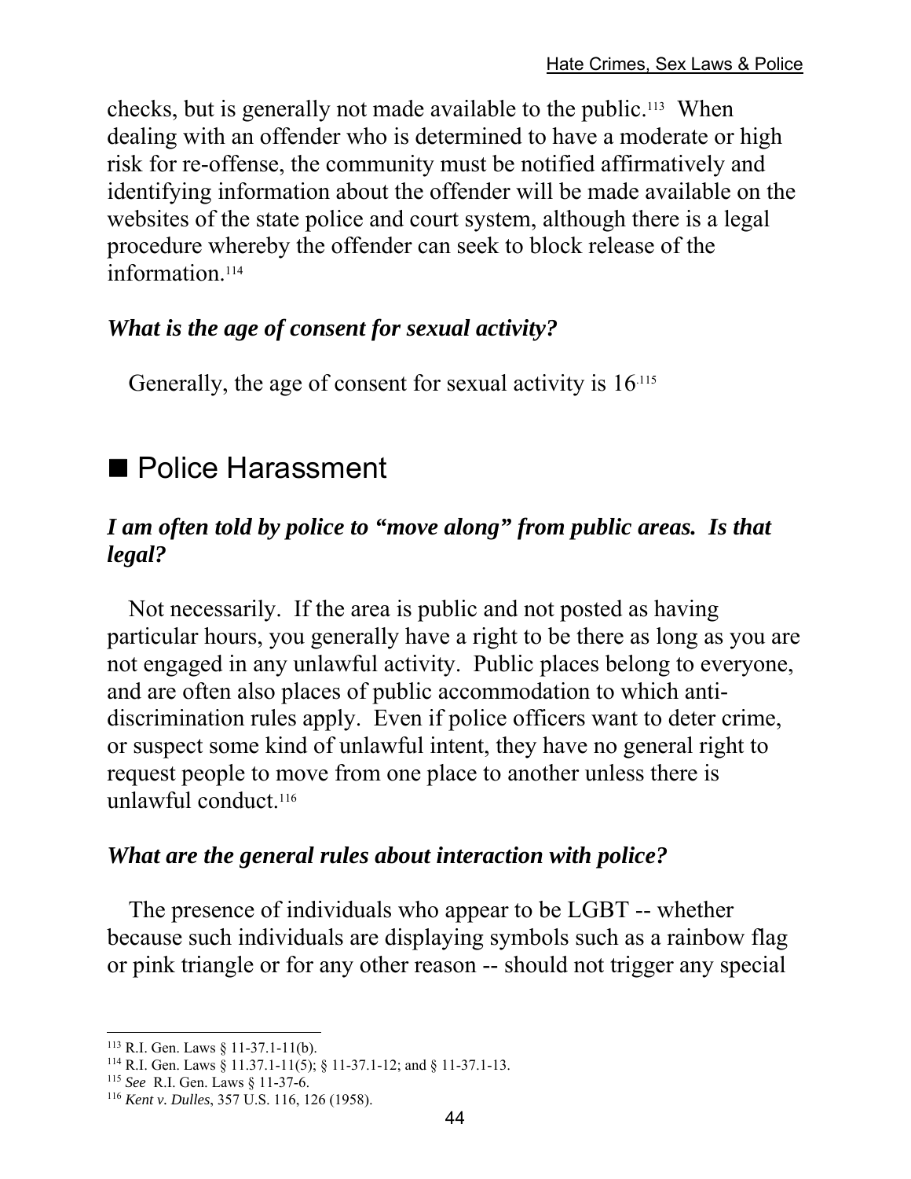checks, but is generally not made available to the public.[113] When dealing with an offender who is determined to have a moderate or high risk for re-offense, the community must be notified affirmatively and identifying information about the offender will be made available on the websites of the state police and court system, although there is a legal procedure whereby the offender can seek to block release of the information.[114]

### *What is the age of consent for sexual activity?*

Generally, the age of consent for sexual activity is 16.[115]

## ■ Police Harassment

### *I am often told by police to "move along" from public areas. Is that legal?*

Not necessarily. If the area is public and not posted as having particular hours, you generally have a right to be there as long as you are not engaged in any unlawful activity. Public places belong to everyone, and are often also places of public accommodation to which anti-discrimination rules apply. Even if police officers want to deter crime, or suspect some kind of unlawful intent, they have no general right to request people to move from one place to another unless there is unlawful conduct.[116]

### *What are the general rules about interaction with police?*

The presence of individuals who appear to be LGBT -- whether because such individuals are displaying symbols such as a rainbow flag or pink triangle or for any other reason -- should not trigger any special

---

[113] R.I. Gen. Laws § 11-37.1-11(b).

[114] R.I. Gen. Laws § 11.37.1-11(5); § 11-37.1-12; and § 11-37.1-13.

[115] *See* R.I. Gen. Laws § 11-37-6.

[116] *Kent v. Dulles*, 357 U.S. 116, 126 (1958).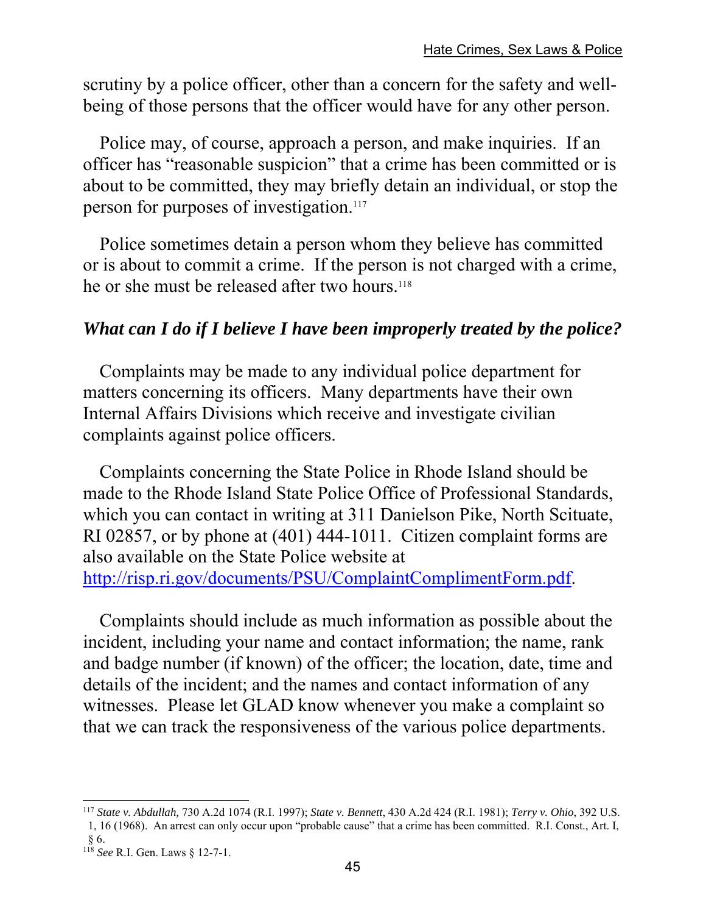scrutiny by a police officer, other than a concern for the safety and well-being of those persons that the officer would have for any other person.

Police may, of course, approach a person, and make inquiries. If an officer has "reasonable suspicion" that a crime has been committed or is about to be committed, they may briefly detain an individual, or stop the person for purposes of investigation.[117]

Police sometimes detain a person whom they believe has committed or is about to commit a crime. If the person is not charged with a crime, he or she must be released after two hours.[118]

### *What can I do if I believe I have been improperly treated by the police?*

Complaints may be made to any individual police department for matters concerning its officers. Many departments have their own Internal Affairs Divisions which receive and investigate civilian complaints against police officers.

Complaints concerning the State Police in Rhode Island should be made to the Rhode Island State Police Office of Professional Standards, which you can contact in writing at 311 Danielson Pike, North Scituate, RI 02857, or by phone at (401) 444-1011. Citizen complaint forms are also available on the State Police website at [http://risp.ri.gov/documents/PSU/ComplaintComplimentForm.pdf](http://risp.ri.gov/documents/PSU/ComplaintComplimentForm.pdf).

Complaints should include as much information as possible about the incident, including your name and contact information; the name, rank and badge number (if known) of the officer; the location, date, time and details of the incident; and the names and contact information of any witnesses. Please let GLAD know whenever you make a complaint so that we can track the responsiveness of the various police departments.

---

[117] *State v. Abdullah,* 730 A.2d 1074 (R.I. 1997); *State v. Bennett*, 430 A.2d 424 (R.I. 1981); *Terry v. Ohio*, 392 U.S. 1, 16 (1968). An arrest can only occur upon "probable cause" that a crime has been committed. R.I. Const., Art. I, § 6.

[118] *See* R.I. Gen. Laws § 12-7-1.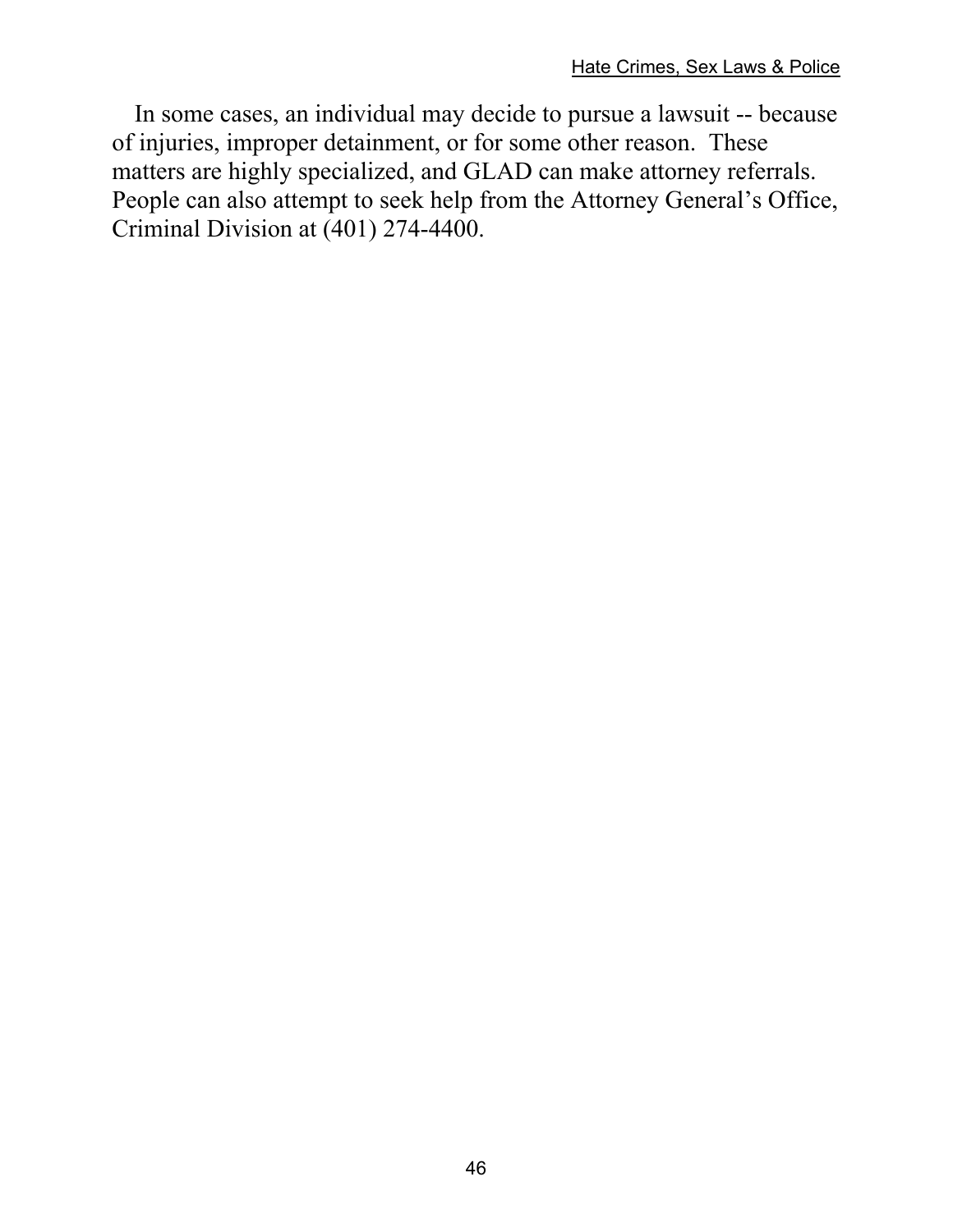In some cases, an individual may decide to pursue a lawsuit -- because of injuries, improper detainment, or for some other reason. These matters are highly specialized, and GLAD can make attorney referrals. People can also attempt to seek help from the Attorney General's Office, Criminal Division at (401) 274-4400.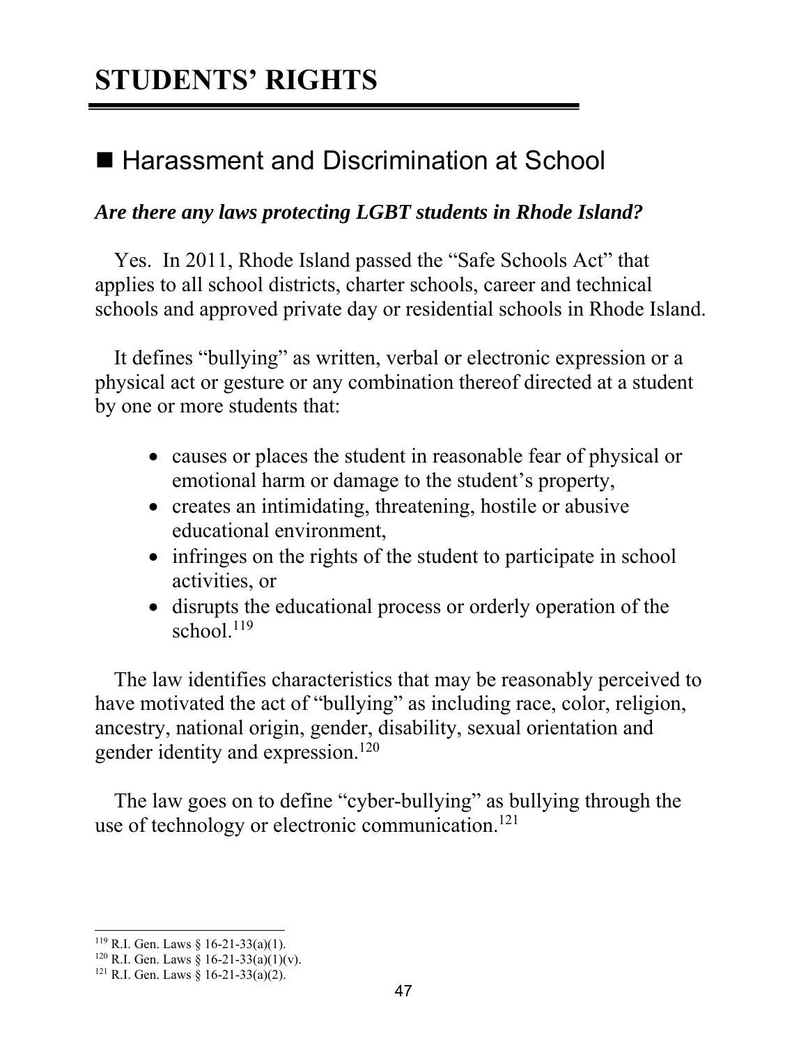# STUDENTS' RIGHTS

## ■ Harassment and Discrimination at School

### *Are there any laws protecting LGBT students in Rhode Island?*

Yes. In 2011, Rhode Island passed the "Safe Schools Act" that applies to all school districts, charter schools, career and technical schools and approved private day or residential schools in Rhode Island.

It defines "bullying" as written, verbal or electronic expression or a physical act or gesture or any combination thereof directed at a student by one or more students that:

- causes or places the student in reasonable fear of physical or emotional harm or damage to the student's property,
- creates an intimidating, threatening, hostile or abusive educational environment,
- infringes on the rights of the student to participate in school activities, or
- disrupts the educational process or orderly operation of the school.[119]

The law identifies characteristics that may be reasonably perceived to have motivated the act of "bullying" as including race, color, religion, ancestry, national origin, gender, disability, sexual orientation and gender identity and expression.[120]

The law goes on to define "cyber-bullying" as bullying through the use of technology or electronic communication.[121]

---

[119] R.I. Gen. Laws § 16-21-33(a)(1).
[120] R.I. Gen. Laws § 16-21-33(a)(1)(v).
[121] R.I. Gen. Laws § 16-21-33(a)(2).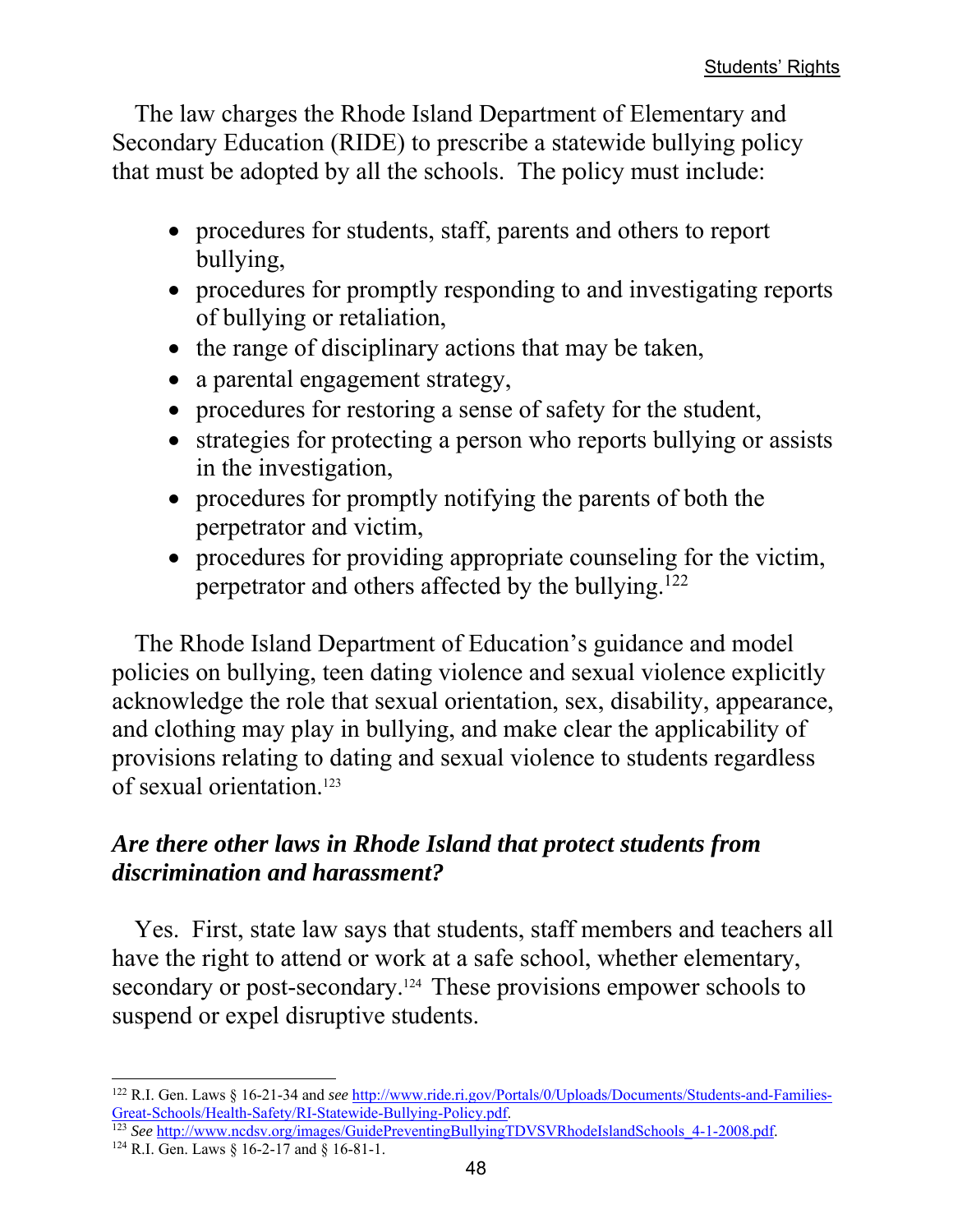The law charges the Rhode Island Department of Elementary and Secondary Education (RIDE) to prescribe a statewide bullying policy that must be adopted by all the schools. The policy must include:

- procedures for students, staff, parents and others to report bullying,
- procedures for promptly responding to and investigating reports of bullying or retaliation,
- the range of disciplinary actions that may be taken,
- a parental engagement strategy,
- procedures for restoring a sense of safety for the student,
- strategies for protecting a person who reports bullying or assists in the investigation,
- procedures for promptly notifying the parents of both the perpetrator and victim,
- procedures for providing appropriate counseling for the victim, perpetrator and others affected by the bullying.[122]

The Rhode Island Department of Education's guidance and model policies on bullying, teen dating violence and sexual violence explicitly acknowledge the role that sexual orientation, sex, disability, appearance, and clothing may play in bullying, and make clear the applicability of provisions relating to dating and sexual violence to students regardless of sexual orientation.[123]

### *Are there other laws in Rhode Island that protect students from discrimination and harassment?*

Yes. First, state law says that students, staff members and teachers all have the right to attend or work at a safe school, whether elementary, secondary or post-secondary.[124] These provisions empower schools to suspend or expel disruptive students.

---

[122] R.I. Gen. Laws § 16-21-34 and *see* http://www.ride.ri.gov/Portals/0/Uploads/Documents/Students-and-Families-Great-Schools/Health-Safety/RI-Statewide-Bullying-Policy.pdf.

[123] *See* http://www.ncdsv.org/images/GuidePreventingBullyingTDVSVRhodeIslandSchools_4-1-2008.pdf.

[124] R.I. Gen. Laws § 16-2-17 and § 16-81-1.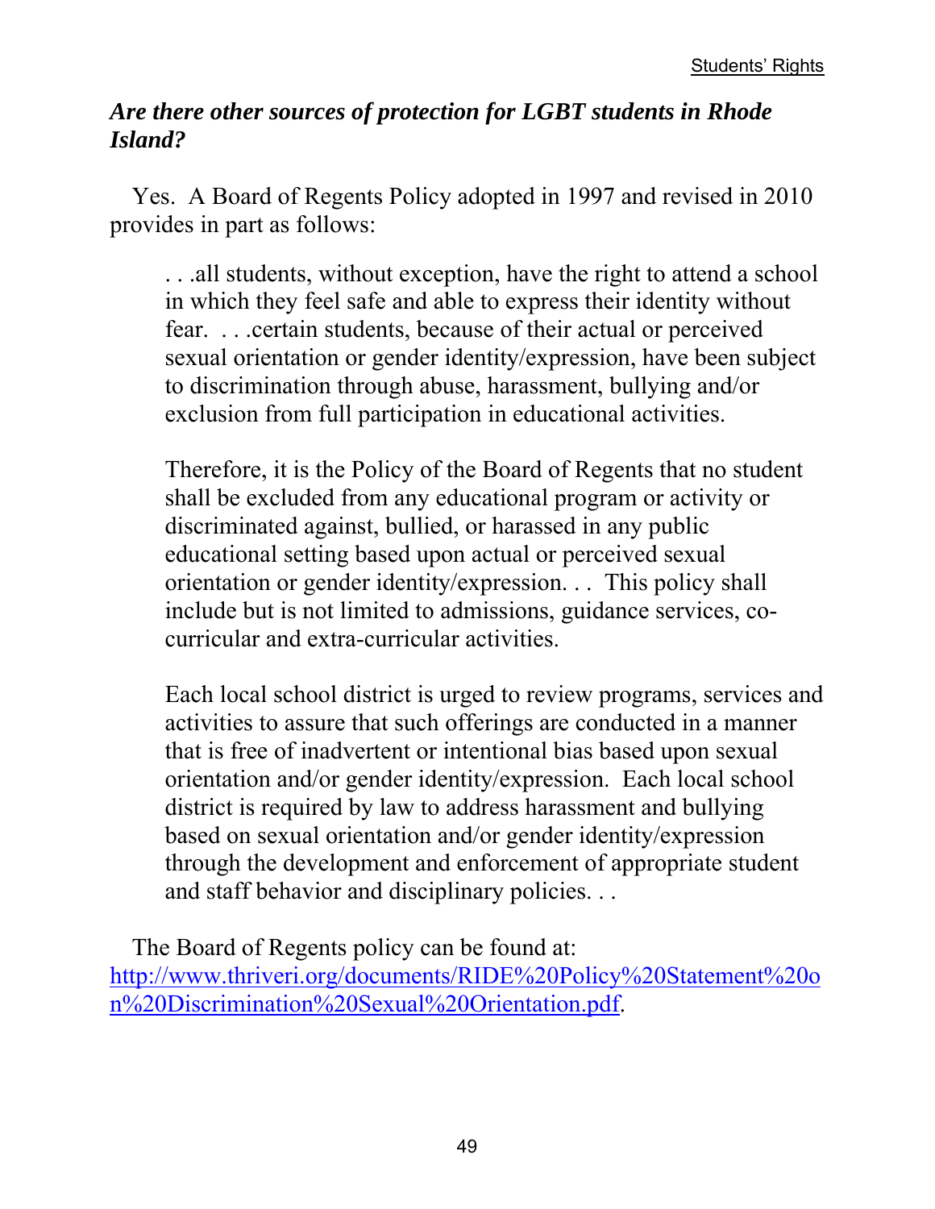### *Are there other sources of protection for LGBT students in Rhode Island?*

Yes. A Board of Regents Policy adopted in 1997 and revised in 2010 provides in part as follows:

> . . .all students, without exception, have the right to attend a school in which they feel safe and able to express their identity without fear. . . .certain students, because of their actual or perceived sexual orientation or gender identity/expression, have been subject to discrimination through abuse, harassment, bullying and/or exclusion from full participation in educational activities.
>
> Therefore, it is the Policy of the Board of Regents that no student shall be excluded from any educational program or activity or discriminated against, bullied, or harassed in any public educational setting based upon actual or perceived sexual orientation or gender identity/expression. . . This policy shall include but is not limited to admissions, guidance services, co-curricular and extra-curricular activities.
>
> Each local school district is urged to review programs, services and activities to assure that such offerings are conducted in a manner that is free of inadvertent or intentional bias based upon sexual orientation and/or gender identity/expression. Each local school district is required by law to address harassment and bullying based on sexual orientation and/or gender identity/expression through the development and enforcement of appropriate student and staff behavior and disciplinary policies. . .

The Board of Regents policy can be found at: http://www.thriveri.org/documents/RIDE%20Policy%20Statement%20on%20Discrimination%20Sexual%20Orientation.pdf.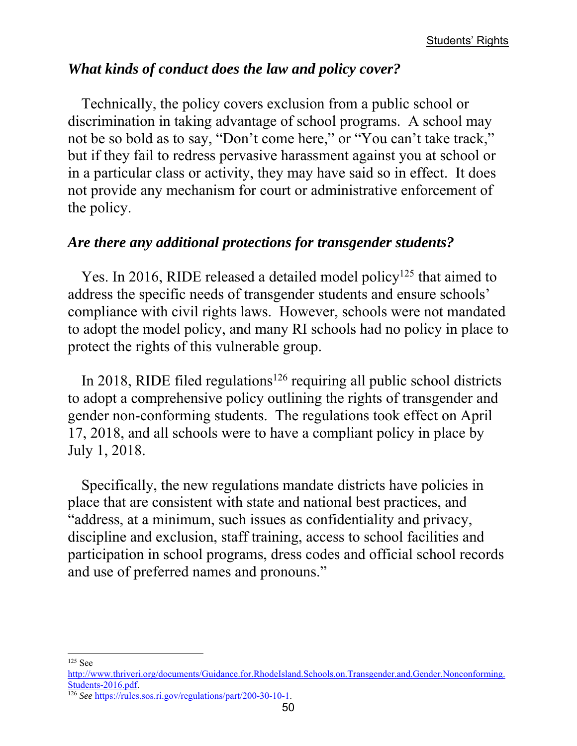### *What kinds of conduct does the law and policy cover?*

Technically, the policy covers exclusion from a public school or discrimination in taking advantage of school programs. A school may not be so bold as to say, "Don't come here," or "You can't take track," but if they fail to redress pervasive harassment against you at school or in a particular class or activity, they may have said so in effect. It does not provide any mechanism for court or administrative enforcement of the policy.

### *Are there any additional protections for transgender students?*

Yes. In 2016, RIDE released a detailed model policy[125] that aimed to address the specific needs of transgender students and ensure schools' compliance with civil rights laws. However, schools were not mandated to adopt the model policy, and many RI schools had no policy in place to protect the rights of this vulnerable group.

In 2018, RIDE filed regulations[126] requiring all public school districts to adopt a comprehensive policy outlining the rights of transgender and gender non-conforming students. The regulations took effect on April 17, 2018, and all schools were to have a compliant policy in place by July 1, 2018.

Specifically, the new regulations mandate districts have policies in place that are consistent with state and national best practices, and "address, at a minimum, such issues as confidentiality and privacy, discipline and exclusion, staff training, access to school facilities and participation in school programs, dress codes and official school records and use of preferred names and pronouns."

---

[125] See http://www.thriveri.org/documents/Guidance.for.RhodeIsland.Schools.on.Transgender.and.Gender.Nonconforming.Students-2016.pdf.

[126] *See* https://rules.sos.ri.gov/regulations/part/200-30-10-1.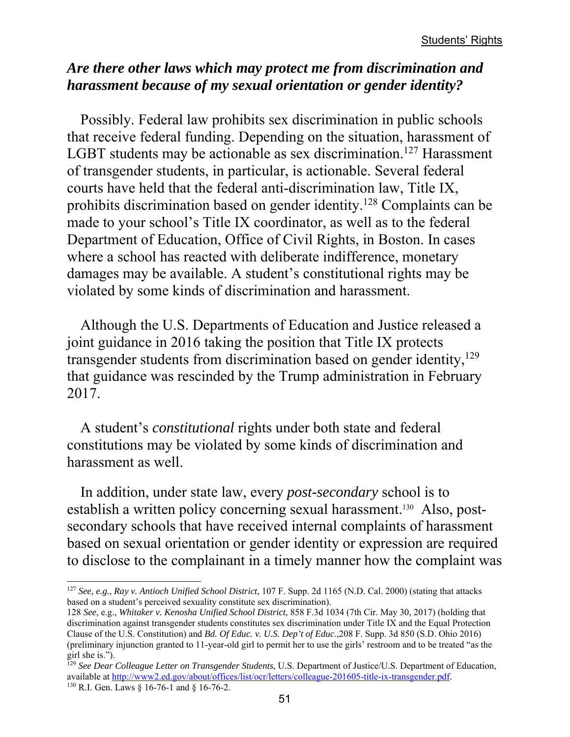### *Are there other laws which may protect me from discrimination and harassment because of my sexual orientation or gender identity?*

Possibly. Federal law prohibits sex discrimination in public schools that receive federal funding. Depending on the situation, harassment of LGBT students may be actionable as sex discrimination.[127] Harassment of transgender students, in particular, is actionable. Several federal courts have held that the federal anti-discrimination law, Title IX, prohibits discrimination based on gender identity.[128] Complaints can be made to your school's Title IX coordinator, as well as to the federal Department of Education, Office of Civil Rights, in Boston. In cases where a school has reacted with deliberate indifference, monetary damages may be available. A student's constitutional rights may be violated by some kinds of discrimination and harassment.

Although the U.S. Departments of Education and Justice released a joint guidance in 2016 taking the position that Title IX protects transgender students from discrimination based on gender identity,[129] that guidance was rescinded by the Trump administration in February 2017.

A student's *constitutional* rights under both state and federal constitutions may be violated by some kinds of discrimination and harassment as well.

In addition, under state law, every *post-secondary* school is to establish a written policy concerning sexual harassment.[130] Also, post-secondary schools that have received internal complaints of harassment based on sexual orientation or gender identity or expression are required to disclose to the complainant in a timely manner how the complaint was

---

[127] *See, e.g.*, *Ray v. Antioch Unified School District*, 107 F. Supp. 2d 1165 (N.D. Cal. 2000) (stating that attacks based on a student's perceived sexuality constitute sex discrimination).

[128] *See*, e.g., *Whitaker v. Kenosha Unified School District*, 858 F.3d 1034 (7th Cir. May 30, 2017) (holding that discrimination against transgender students constitutes sex discrimination under Title IX and the Equal Protection Clause of the U.S. Constitution) and *Bd. Of Educ. v. U.S. Dep't of Educ*.,208 F. Supp. 3d 850 (S.D. Ohio 2016) (preliminary injunction granted to 11-year-old girl to permit her to use the girls' restroom and to be treated "as the girl she is.").

[129] *See Dear Colleague Letter on Transgender Students*, U.S. Department of Justice/U.S. Department of Education, available at http://www2.ed.gov/about/offices/list/ocr/letters/colleague-201605-title-ix-transgender.pdf.

[130] R.I. Gen. Laws § 16-76-1 and § 16-76-2.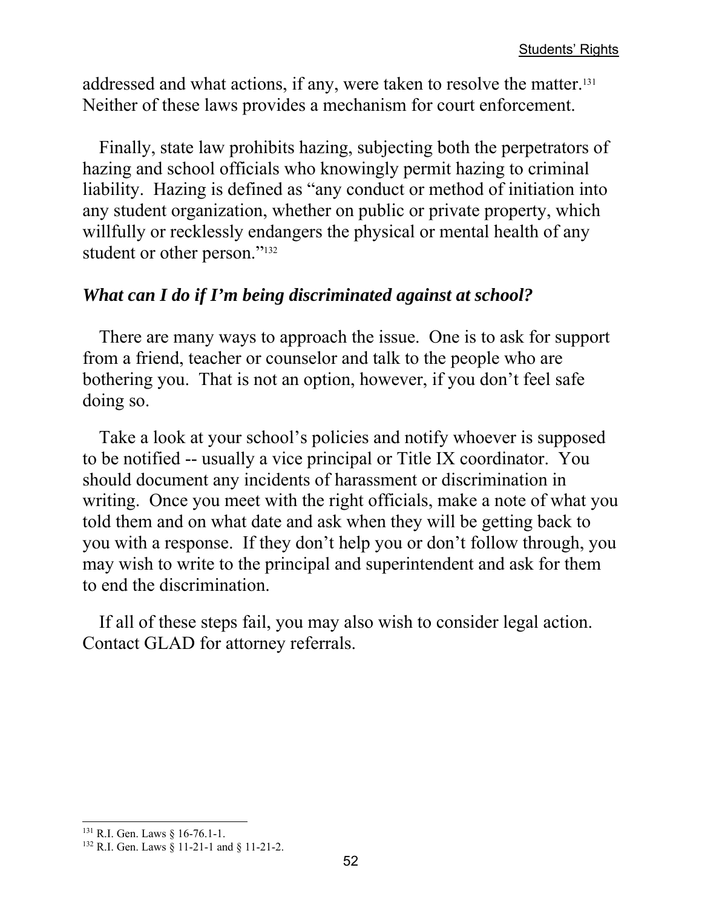addressed and what actions, if any, were taken to resolve the matter.[131] Neither of these laws provides a mechanism for court enforcement.

Finally, state law prohibits hazing, subjecting both the perpetrators of hazing and school officials who knowingly permit hazing to criminal liability. Hazing is defined as "any conduct or method of initiation into any student organization, whether on public or private property, which willfully or recklessly endangers the physical or mental health of any student or other person."[132]

### *What can I do if I'm being discriminated against at school?*

There are many ways to approach the issue. One is to ask for support from a friend, teacher or counselor and talk to the people who are bothering you. That is not an option, however, if you don't feel safe doing so.

Take a look at your school's policies and notify whoever is supposed to be notified -- usually a vice principal or Title IX coordinator. You should document any incidents of harassment or discrimination in writing. Once you meet with the right officials, make a note of what you told them and on what date and ask when they will be getting back to you with a response. If they don't help you or don't follow through, you may wish to write to the principal and superintendent and ask for them to end the discrimination.

If all of these steps fail, you may also wish to consider legal action. Contact GLAD for attorney referrals.

---

[131] R.I. Gen. Laws § 16-76.1-1.

[132] R.I. Gen. Laws § 11-21-1 and § 11-21-2.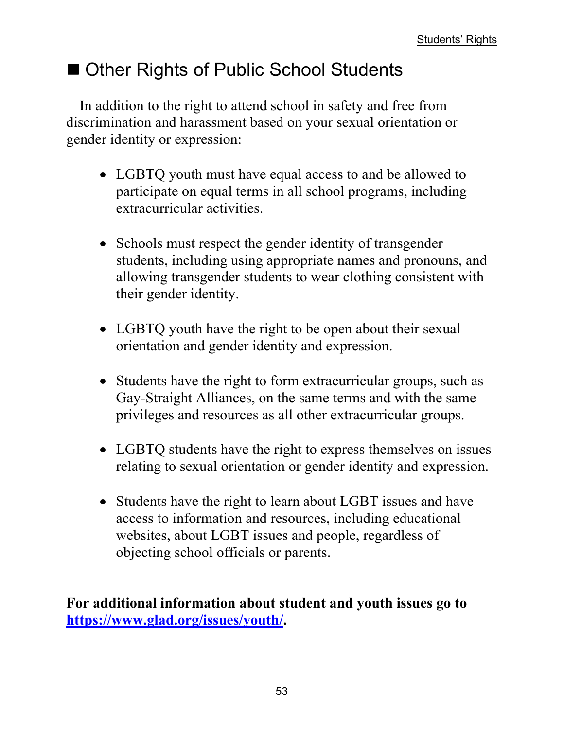## ■ Other Rights of Public School Students

In addition to the right to attend school in safety and free from discrimination and harassment based on your sexual orientation or gender identity or expression:

- LGBTQ youth must have equal access to and be allowed to participate on equal terms in all school programs, including extracurricular activities.
- Schools must respect the gender identity of transgender students, including using appropriate names and pronouns, and allowing transgender students to wear clothing consistent with their gender identity.
- LGBTQ youth have the right to be open about their sexual orientation and gender identity and expression.
- Students have the right to form extracurricular groups, such as Gay-Straight Alliances, on the same terms and with the same privileges and resources as all other extracurricular groups.
- LGBTQ students have the right to express themselves on issues relating to sexual orientation or gender identity and expression.
- Students have the right to learn about LGBT issues and have access to information and resources, including educational websites, about LGBT issues and people, regardless of objecting school officials or parents.

**For additional information about student and youth issues go to [https://www.glad.org/issues/youth/](https://www.glad.org/issues/youth/).**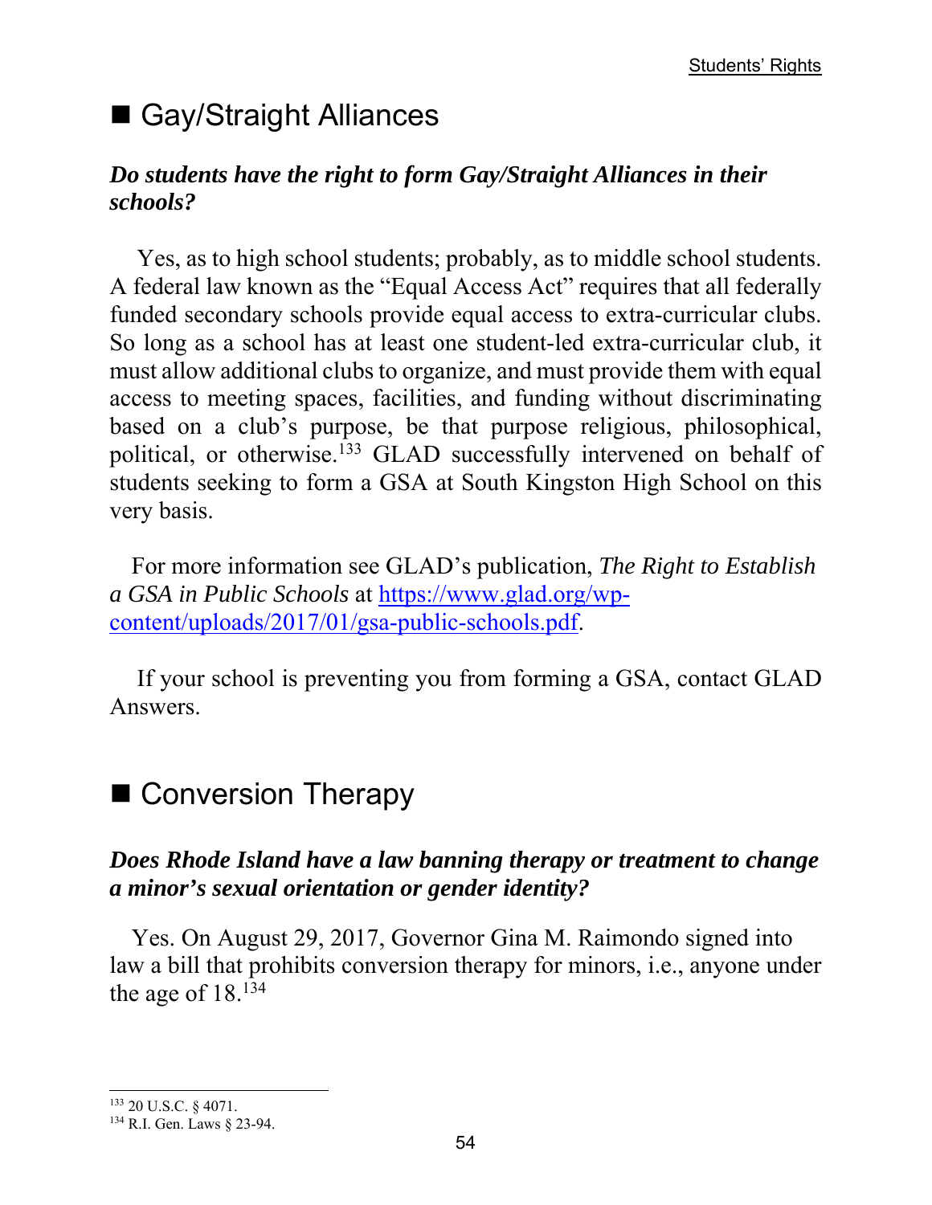## ■ Gay/Straight Alliances

***Do students have the right to form Gay/Straight Alliances in their schools?***

Yes, as to high school students; probably, as to middle school students. A federal law known as the "Equal Access Act" requires that all federally funded secondary schools provide equal access to extra-curricular clubs. So long as a school has at least one student-led extra-curricular club, it must allow additional clubs to organize, and must provide them with equal access to meeting spaces, facilities, and funding without discriminating based on a club's purpose, be that purpose religious, philosophical, political, or otherwise.[133] GLAD successfully intervened on behalf of students seeking to form a GSA at South Kingston High School on this very basis.

For more information see GLAD's publication, *The Right to Establish a GSA in Public Schools* at [https://www.glad.org/wp-content/uploads/2017/01/gsa-public-schools.pdf](https://www.glad.org/wp-content/uploads/2017/01/gsa-public-schools.pdf).

If your school is preventing you from forming a GSA, contact GLAD Answers.

## ■ Conversion Therapy

***Does Rhode Island have a law banning therapy or treatment to change a minor's sexual orientation or gender identity?***

Yes. On August 29, 2017, Governor Gina M. Raimondo signed into law a bill that prohibits conversion therapy for minors, i.e., anyone under the age of 18.[134]

---

[133] 20 U.S.C. § 4071.

[134] R.I. Gen. Laws § 23-94.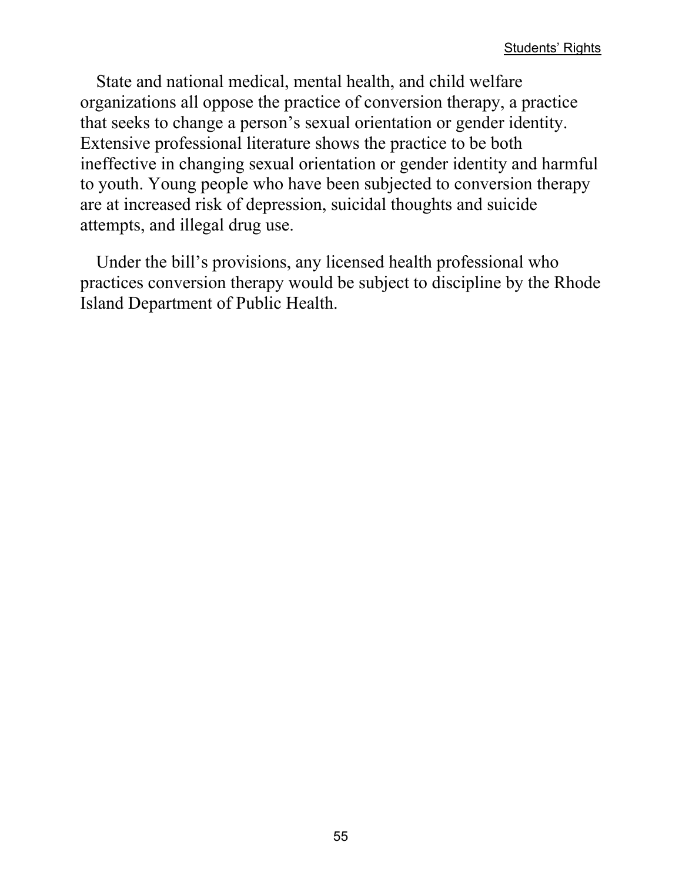State and national medical, mental health, and child welfare organizations all oppose the practice of conversion therapy, a practice that seeks to change a person's sexual orientation or gender identity. Extensive professional literature shows the practice to be both ineffective in changing sexual orientation or gender identity and harmful to youth. Young people who have been subjected to conversion therapy are at increased risk of depression, suicidal thoughts and suicide attempts, and illegal drug use.

Under the bill's provisions, any licensed health professional who practices conversion therapy would be subject to discipline by the Rhode Island Department of Public Health.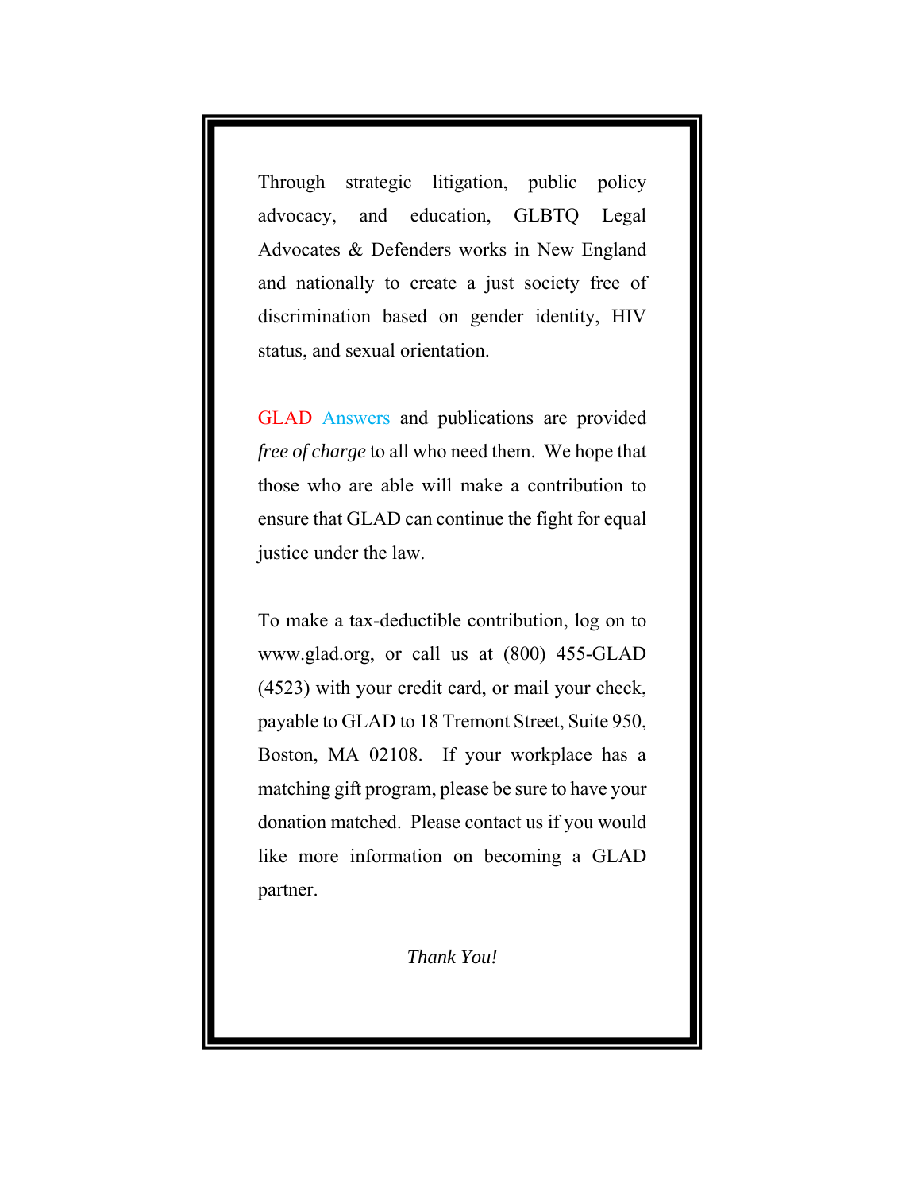Through strategic litigation, public policy advocacy, and education, GLBTQ Legal Advocates & Defenders works in New England and nationally to create a just society free of discrimination based on gender identity, HIV status, and sexual orientation.

GLAD Answers and publications are provided *free of charge* to all who need them. We hope that those who are able will make a contribution to ensure that GLAD can continue the fight for equal justice under the law.

To make a tax-deductible contribution, log on to www.glad.org, or call us at (800) 455-GLAD (4523) with your credit card, or mail your check, payable to GLAD to 18 Tremont Street, Suite 950, Boston, MA 02108. If your workplace has a matching gift program, please be sure to have your donation matched. Please contact us if you would like more information on becoming a GLAD partner.

*Thank You!*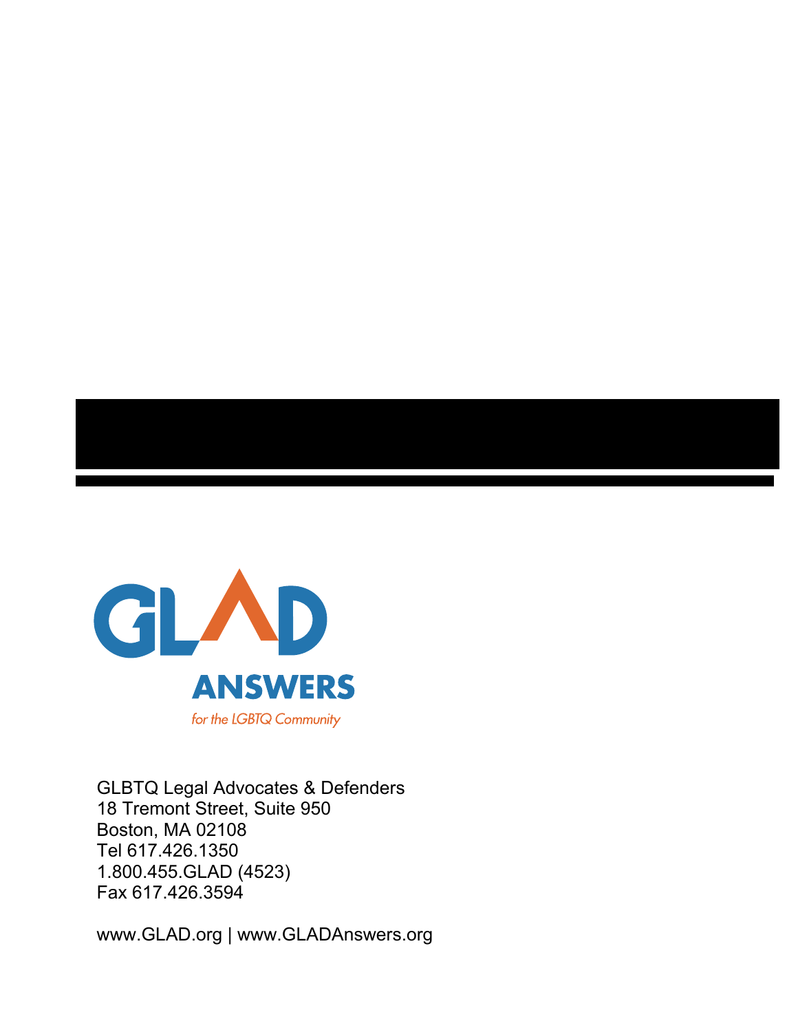GLAD

ANSWERS

*for the LGBTQ Community*

GLBTQ Legal Advocates & Defenders
18 Tremont Street, Suite 950
Boston, MA 02108
Tel 617.426.1350
1.800.455.GLAD (4523)
Fax 617.426.3594

www.GLAD.org | www.GLADAnswers.org